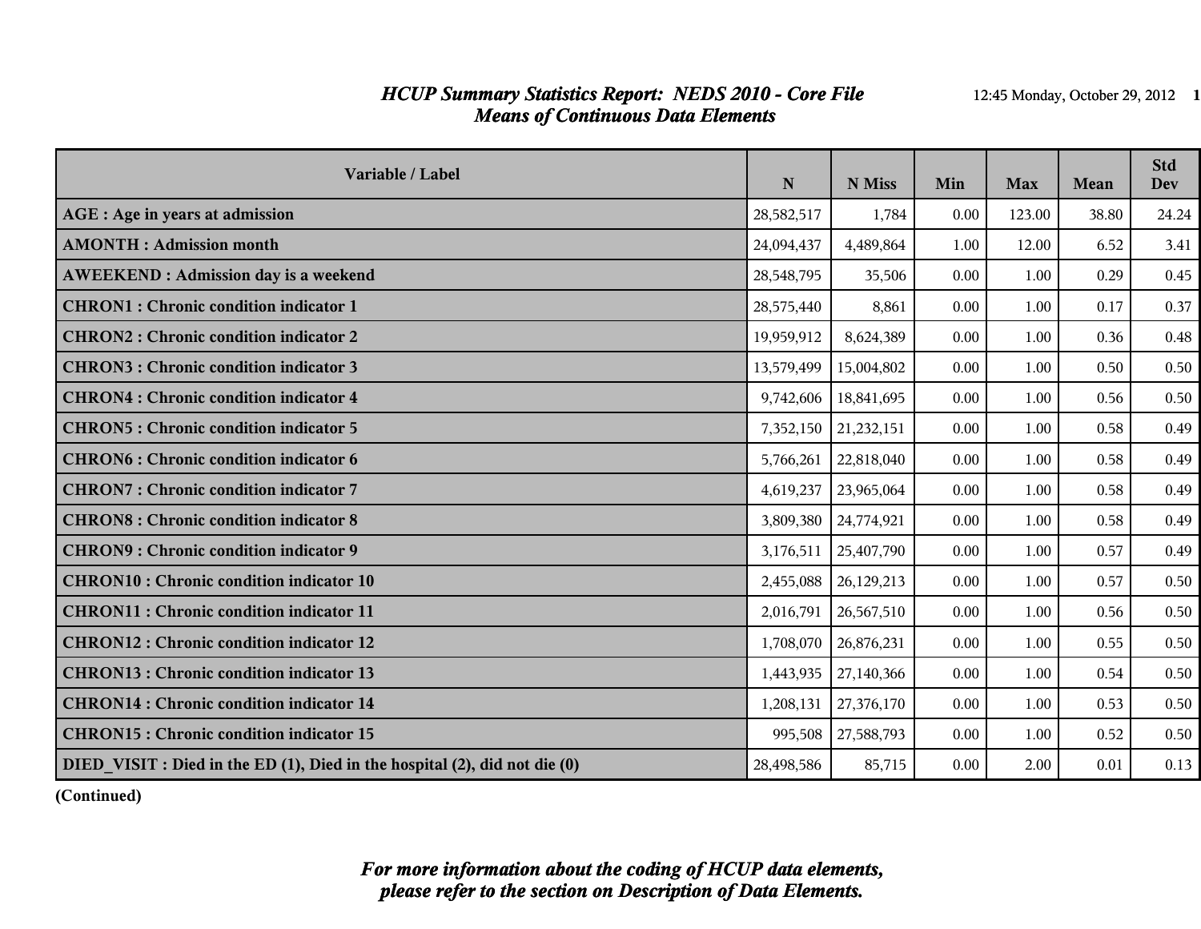# HCUP Summary Statistics Report: NEDS 2010 - Core File
## Means of Continuous Data Elements

| Variable / Label | N | N Miss | Min | Max | Mean | Std Dev |
|---|---|---|---|---|---|---|
| **AGE : Age in years at admission** | 28,582,517 | 1,784 | 0.00 | 123.00 | 38.80 | 24.24 |
| **AMONTH : Admission month** | 24,094,437 | 4,489,864 | 1.00 | 12.00 | 6.52 | 3.41 |
| **AWEEKEND : Admission day is a weekend** | 28,548,795 | 35,506 | 0.00 | 1.00 | 0.29 | 0.45 |
| **CHRON1 : Chronic condition indicator 1** | 28,575,440 | 8,861 | 0.00 | 1.00 | 0.17 | 0.37 |
| **CHRON2 : Chronic condition indicator 2** | 19,959,912 | 8,624,389 | 0.00 | 1.00 | 0.36 | 0.48 |
| **CHRON3 : Chronic condition indicator 3** | 13,579,499 | 15,004,802 | 0.00 | 1.00 | 0.50 | 0.50 |
| **CHRON4 : Chronic condition indicator 4** | 9,742,606 | 18,841,695 | 0.00 | 1.00 | 0.56 | 0.50 |
| **CHRON5 : Chronic condition indicator 5** | 7,352,150 | 21,232,151 | 0.00 | 1.00 | 0.58 | 0.49 |
| **CHRON6 : Chronic condition indicator 6** | 5,766,261 | 22,818,040 | 0.00 | 1.00 | 0.58 | 0.49 |
| **CHRON7 : Chronic condition indicator 7** | 4,619,237 | 23,965,064 | 0.00 | 1.00 | 0.58 | 0.49 |
| **CHRON8 : Chronic condition indicator 8** | 3,809,380 | 24,774,921 | 0.00 | 1.00 | 0.58 | 0.49 |
| **CHRON9 : Chronic condition indicator 9** | 3,176,511 | 25,407,790 | 0.00 | 1.00 | 0.57 | 0.49 |
| **CHRON10 : Chronic condition indicator 10** | 2,455,088 | 26,129,213 | 0.00 | 1.00 | 0.57 | 0.50 |
| **CHRON11 : Chronic condition indicator 11** | 2,016,791 | 26,567,510 | 0.00 | 1.00 | 0.56 | 0.50 |
| **CHRON12 : Chronic condition indicator 12** | 1,708,070 | 26,876,231 | 0.00 | 1.00 | 0.55 | 0.50 |
| **CHRON13 : Chronic condition indicator 13** | 1,443,935 | 27,140,366 | 0.00 | 1.00 | 0.54 | 0.50 |
| **CHRON14 : Chronic condition indicator 14** | 1,208,131 | 27,376,170 | 0.00 | 1.00 | 0.53 | 0.50 |
| **CHRON15 : Chronic condition indicator 15** | 995,508 | 27,588,793 | 0.00 | 1.00 | 0.52 | 0.50 |
| **DIED_VISIT : Died in the ED (1), Died in the hospital (2), did not die (0)** | 28,498,586 | 85,715 | 0.00 | 2.00 | 0.01 | 0.13 |

**(Continued)**

***For more information about the coding of HCUP data elements, please refer to the section on Description of Data Elements.***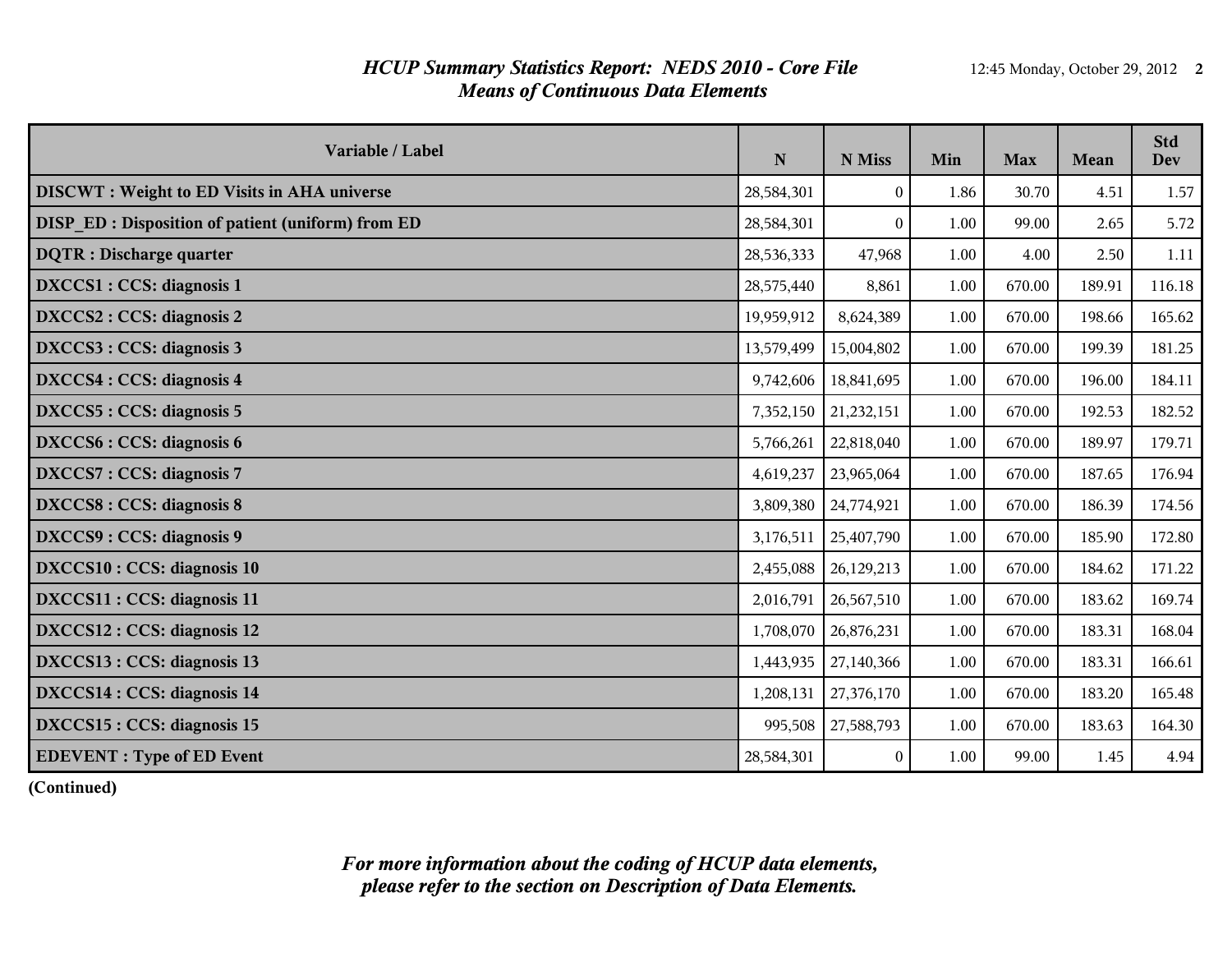## *HCUP Summary Statistics Report: NEDS 2010 - Core File*
## *Means of Continuous Data Elements*

| Variable / Label | N | N Miss | Min | Max | Mean | Std Dev |
|---|---|---|---|---|---|---|
| **DISCWT : Weight to ED Visits in AHA universe** | 28,584,301 | 0 | 1.86 | 30.70 | 4.51 | 1.57 |
| **DISP_ED : Disposition of patient (uniform) from ED** | 28,584,301 | 0 | 1.00 | 99.00 | 2.65 | 5.72 |
| **DQTR : Discharge quarter** | 28,536,333 | 47,968 | 1.00 | 4.00 | 2.50 | 1.11 |
| **DXCCS1 : CCS: diagnosis 1** | 28,575,440 | 8,861 | 1.00 | 670.00 | 189.91 | 116.18 |
| **DXCCS2 : CCS: diagnosis 2** | 19,959,912 | 8,624,389 | 1.00 | 670.00 | 198.66 | 165.62 |
| **DXCCS3 : CCS: diagnosis 3** | 13,579,499 | 15,004,802 | 1.00 | 670.00 | 199.39 | 181.25 |
| **DXCCS4 : CCS: diagnosis 4** | 9,742,606 | 18,841,695 | 1.00 | 670.00 | 196.00 | 184.11 |
| **DXCCS5 : CCS: diagnosis 5** | 7,352,150 | 21,232,151 | 1.00 | 670.00 | 192.53 | 182.52 |
| **DXCCS6 : CCS: diagnosis 6** | 5,766,261 | 22,818,040 | 1.00 | 670.00 | 189.97 | 179.71 |
| **DXCCS7 : CCS: diagnosis 7** | 4,619,237 | 23,965,064 | 1.00 | 670.00 | 187.65 | 176.94 |
| **DXCCS8 : CCS: diagnosis 8** | 3,809,380 | 24,774,921 | 1.00 | 670.00 | 186.39 | 174.56 |
| **DXCCS9 : CCS: diagnosis 9** | 3,176,511 | 25,407,790 | 1.00 | 670.00 | 185.90 | 172.80 |
| **DXCCS10 : CCS: diagnosis 10** | 2,455,088 | 26,129,213 | 1.00 | 670.00 | 184.62 | 171.22 |
| **DXCCS11 : CCS: diagnosis 11** | 2,016,791 | 26,567,510 | 1.00 | 670.00 | 183.62 | 169.74 |
| **DXCCS12 : CCS: diagnosis 12** | 1,708,070 | 26,876,231 | 1.00 | 670.00 | 183.31 | 168.04 |
| **DXCCS13 : CCS: diagnosis 13** | 1,443,935 | 27,140,366 | 1.00 | 670.00 | 183.31 | 166.61 |
| **DXCCS14 : CCS: diagnosis 14** | 1,208,131 | 27,376,170 | 1.00 | 670.00 | 183.20 | 165.48 |
| **DXCCS15 : CCS: diagnosis 15** | 995,508 | 27,588,793 | 1.00 | 670.00 | 183.63 | 164.30 |
| **EDEVENT : Type of ED Event** | 28,584,301 | 0 | 1.00 | 99.00 | 1.45 | 4.94 |

**(Continued)**

***For more information about the coding of HCUP data elements, please refer to the section on Description of Data Elements.***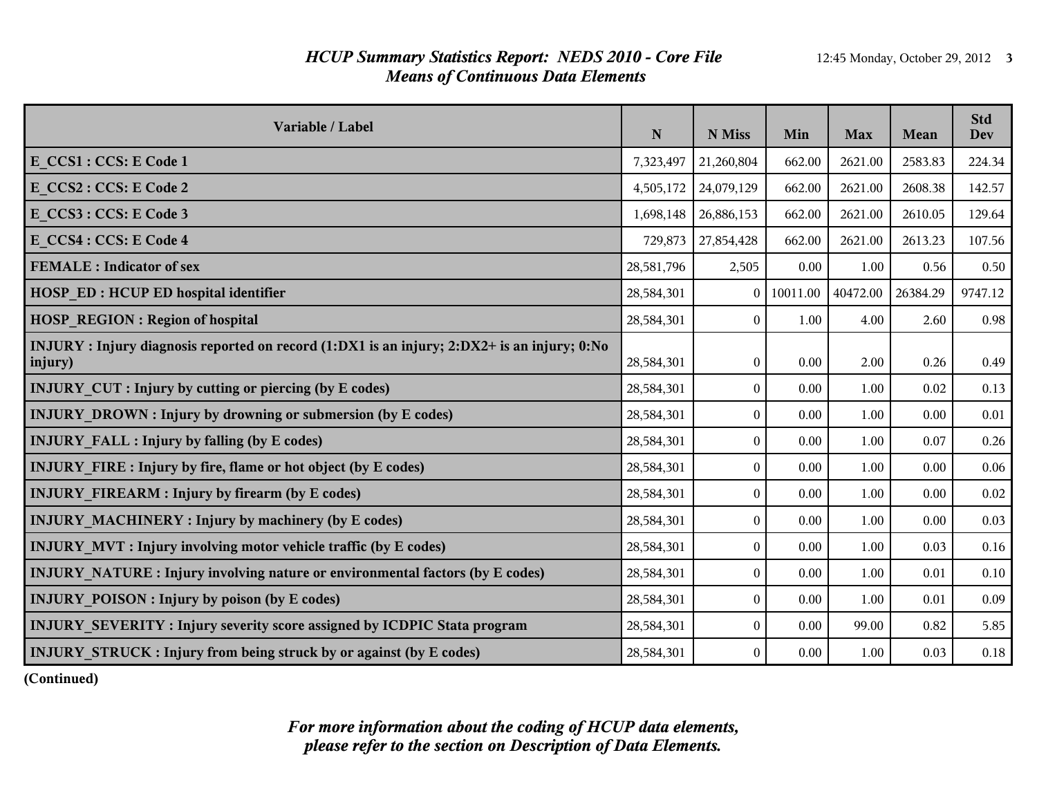# HCUP Summary Statistics Report: NEDS 2010 - Core File
## Means of Continuous Data Elements

| Variable / Label | N | N Miss | Min | Max | Mean | Std Dev |
|---|---|---|---|---|---|---|
| **E_CCS1 : CCS: E Code 1** | 7,323,497 | 21,260,804 | 662.00 | 2621.00 | 2583.83 | 224.34 |
| **E_CCS2 : CCS: E Code 2** | 4,505,172 | 24,079,129 | 662.00 | 2621.00 | 2608.38 | 142.57 |
| **E_CCS3 : CCS: E Code 3** | 1,698,148 | 26,886,153 | 662.00 | 2621.00 | 2610.05 | 129.64 |
| **E_CCS4 : CCS: E Code 4** | 729,873 | 27,854,428 | 662.00 | 2621.00 | 2613.23 | 107.56 |
| **FEMALE : Indicator of sex** | 28,581,796 | 2,505 | 0.00 | 1.00 | 0.56 | 0.50 |
| **HOSP_ED : HCUP ED hospital identifier** | 28,584,301 | 0 | 10011.00 | 40472.00 | 26384.29 | 9747.12 |
| **HOSP_REGION : Region of hospital** | 28,584,301 | 0 | 1.00 | 4.00 | 2.60 | 0.98 |
| **INJURY : Injury diagnosis reported on record (1:DX1 is an injury; 2:DX2+ is an injury; 0:No injury)** | 28,584,301 | 0 | 0.00 | 2.00 | 0.26 | 0.49 |
| **INJURY_CUT : Injury by cutting or piercing (by E codes)** | 28,584,301 | 0 | 0.00 | 1.00 | 0.02 | 0.13 |
| **INJURY_DROWN : Injury by drowning or submersion (by E codes)** | 28,584,301 | 0 | 0.00 | 1.00 | 0.00 | 0.01 |
| **INJURY_FALL : Injury by falling (by E codes)** | 28,584,301 | 0 | 0.00 | 1.00 | 0.07 | 0.26 |
| **INJURY_FIRE : Injury by fire, flame or hot object (by E codes)** | 28,584,301 | 0 | 0.00 | 1.00 | 0.00 | 0.06 |
| **INJURY_FIREARM : Injury by firearm (by E codes)** | 28,584,301 | 0 | 0.00 | 1.00 | 0.00 | 0.02 |
| **INJURY_MACHINERY : Injury by machinery (by E codes)** | 28,584,301 | 0 | 0.00 | 1.00 | 0.00 | 0.03 |
| **INJURY_MVT : Injury involving motor vehicle traffic (by E codes)** | 28,584,301 | 0 | 0.00 | 1.00 | 0.03 | 0.16 |
| **INJURY_NATURE : Injury involving nature or environmental factors (by E codes)** | 28,584,301 | 0 | 0.00 | 1.00 | 0.01 | 0.10 |
| **INJURY_POISON : Injury by poison (by E codes)** | 28,584,301 | 0 | 0.00 | 1.00 | 0.01 | 0.09 |
| **INJURY_SEVERITY : Injury severity score assigned by ICDPIC Stata program** | 28,584,301 | 0 | 0.00 | 99.00 | 0.82 | 5.85 |
| **INJURY_STRUCK : Injury from being struck by or against (by E codes)** | 28,584,301 | 0 | 0.00 | 1.00 | 0.03 | 0.18 |

**(Continued)**

*For more information about the coding of HCUP data elements, please refer to the section on Description of Data Elements.*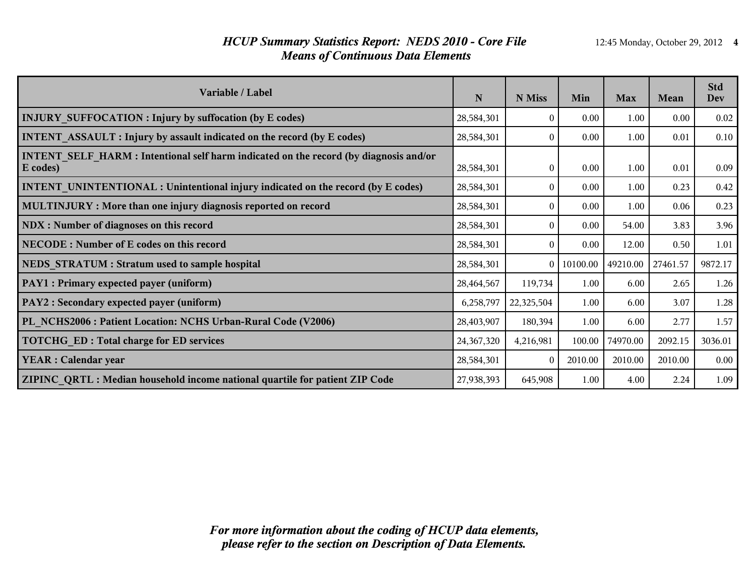# *HCUP Summary Statistics Report: NEDS 2010 - Core File*
## *Means of Continuous Data Elements*

| Variable / Label | N | N Miss | Min | Max | Mean | Std Dev |
|---|---|---|---|---|---|---|
| **INJURY_SUFFOCATION : Injury by suffocation (by E codes)** | 28,584,301 | 0 | 0.00 | 1.00 | 0.00 | 0.02 |
| **INTENT_ASSAULT : Injury by assault indicated on the record (by E codes)** | 28,584,301 | 0 | 0.00 | 1.00 | 0.01 | 0.10 |
| **INTENT_SELF_HARM : Intentional self harm indicated on the record (by diagnosis and/or E codes)** | 28,584,301 | 0 | 0.00 | 1.00 | 0.01 | 0.09 |
| **INTENT_UNINTENTIONAL : Unintentional injury indicated on the record (by E codes)** | 28,584,301 | 0 | 0.00 | 1.00 | 0.23 | 0.42 |
| **MULTINJURY : More than one injury diagnosis reported on record** | 28,584,301 | 0 | 0.00 | 1.00 | 0.06 | 0.23 |
| **NDX : Number of diagnoses on this record** | 28,584,301 | 0 | 0.00 | 54.00 | 3.83 | 3.96 |
| **NECODE : Number of E codes on this record** | 28,584,301 | 0 | 0.00 | 12.00 | 0.50 | 1.01 |
| **NEDS_STRATUM : Stratum used to sample hospital** | 28,584,301 | 0 | 10100.00 | 49210.00 | 27461.57 | 9872.17 |
| **PAY1 : Primary expected payer (uniform)** | 28,464,567 | 119,734 | 1.00 | 6.00 | 2.65 | 1.26 |
| **PAY2 : Secondary expected payer (uniform)** | 6,258,797 | 22,325,504 | 1.00 | 6.00 | 3.07 | 1.28 |
| **PL_NCHS2006 : Patient Location: NCHS Urban-Rural Code (V2006)** | 28,403,907 | 180,394 | 1.00 | 6.00 | 2.77 | 1.57 |
| **TOTCHG_ED : Total charge for ED services** | 24,367,320 | 4,216,981 | 100.00 | 74970.00 | 2092.15 | 3036.01 |
| **YEAR : Calendar year** | 28,584,301 | 0 | 2010.00 | 2010.00 | 2010.00 | 0.00 |
| **ZIPINC_QRTL : Median household income national quartile for patient ZIP Code** | 27,938,393 | 645,908 | 1.00 | 4.00 | 2.24 | 1.09 |

***For more information about the coding of HCUP data elements, please refer to the section on Description of Data Elements.***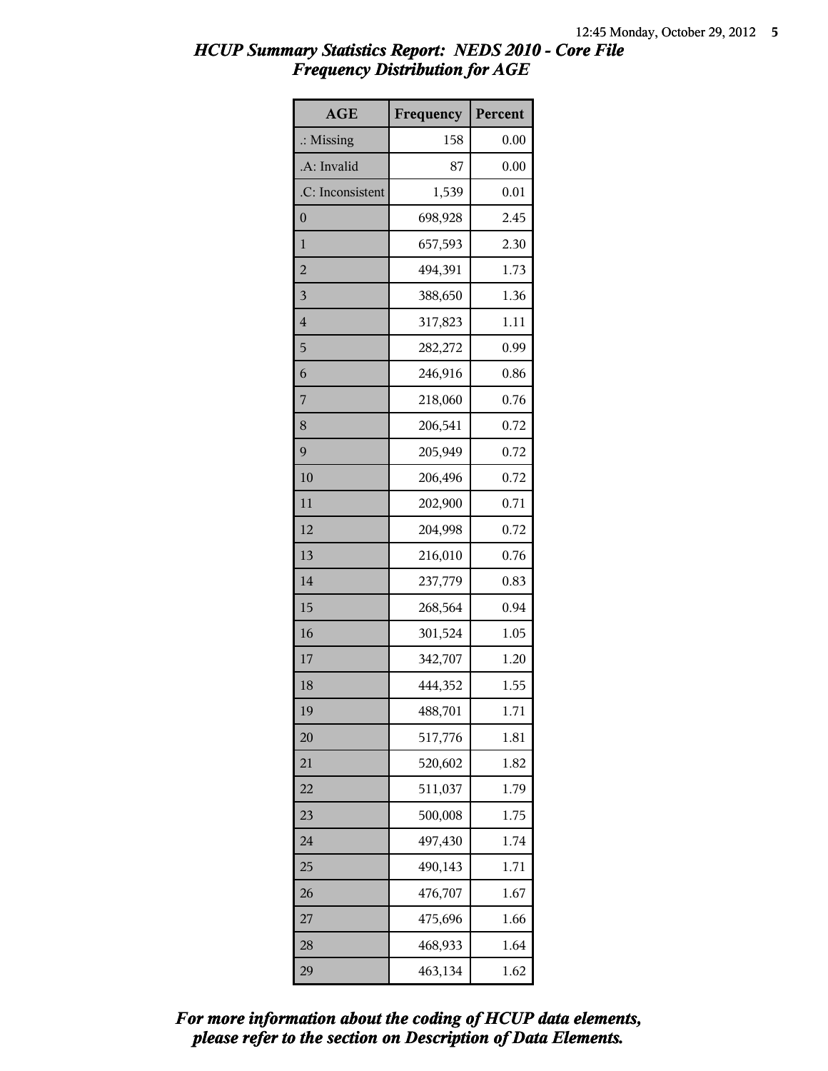# *HCUP Summary Statistics Report: NEDS 2010 - Core File*
## *Frequency Distribution for AGE*

| AGE | Frequency | Percent |
|---|---|---|
| .: Missing | 158 | 0.00 |
| .A: Invalid | 87 | 0.00 |
| .C: Inconsistent | 1,539 | 0.01 |
| 0 | 698,928 | 2.45 |
| 1 | 657,593 | 2.30 |
| 2 | 494,391 | 1.73 |
| 3 | 388,650 | 1.36 |
| 4 | 317,823 | 1.11 |
| 5 | 282,272 | 0.99 |
| 6 | 246,916 | 0.86 |
| 7 | 218,060 | 0.76 |
| 8 | 206,541 | 0.72 |
| 9 | 205,949 | 0.72 |
| 10 | 206,496 | 0.72 |
| 11 | 202,900 | 0.71 |
| 12 | 204,998 | 0.72 |
| 13 | 216,010 | 0.76 |
| 14 | 237,779 | 0.83 |
| 15 | 268,564 | 0.94 |
| 16 | 301,524 | 1.05 |
| 17 | 342,707 | 1.20 |
| 18 | 444,352 | 1.55 |
| 19 | 488,701 | 1.71 |
| 20 | 517,776 | 1.81 |
| 21 | 520,602 | 1.82 |
| 22 | 511,037 | 1.79 |
| 23 | 500,008 | 1.75 |
| 24 | 497,430 | 1.74 |
| 25 | 490,143 | 1.71 |
| 26 | 476,707 | 1.67 |
| 27 | 475,696 | 1.66 |
| 28 | 468,933 | 1.64 |
| 29 | 463,134 | 1.62 |

***For more information about the coding of HCUP data elements, please refer to the section on Description of Data Elements.***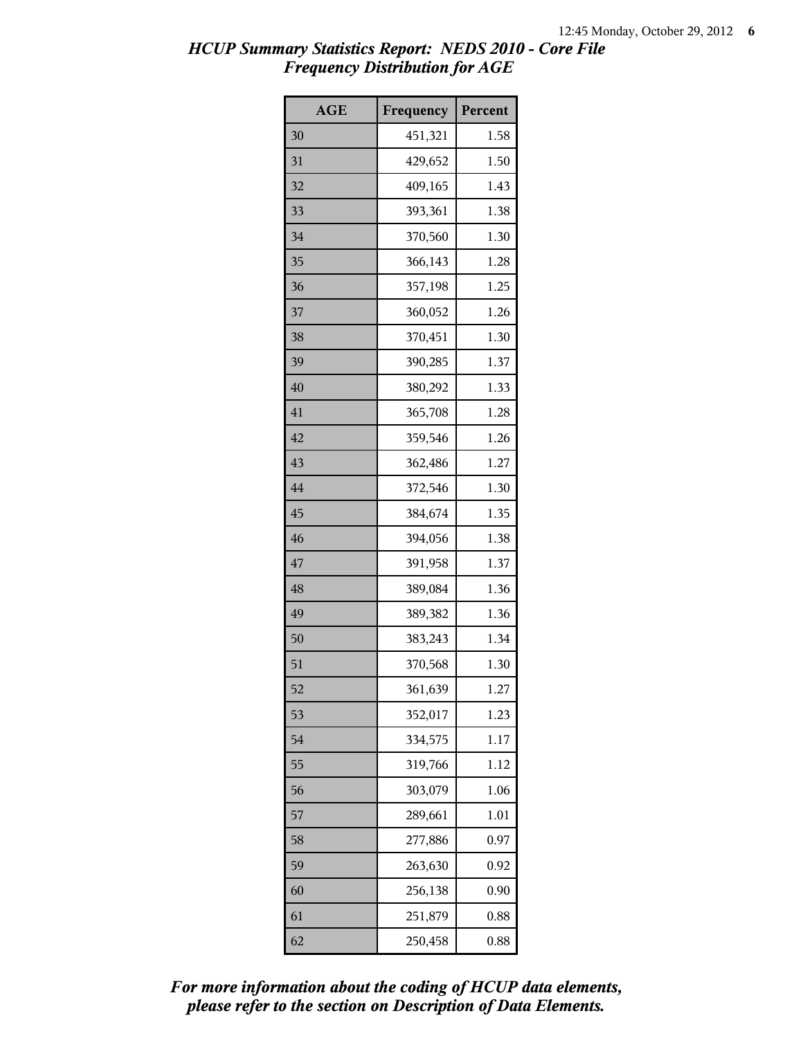## *HCUP Summary Statistics Report: NEDS 2010 - Core File*
## *Frequency Distribution for AGE*

| AGE | Frequency | Percent |
|---|---|---|
| 30 | 451,321 | 1.58 |
| 31 | 429,652 | 1.50 |
| 32 | 409,165 | 1.43 |
| 33 | 393,361 | 1.38 |
| 34 | 370,560 | 1.30 |
| 35 | 366,143 | 1.28 |
| 36 | 357,198 | 1.25 |
| 37 | 360,052 | 1.26 |
| 38 | 370,451 | 1.30 |
| 39 | 390,285 | 1.37 |
| 40 | 380,292 | 1.33 |
| 41 | 365,708 | 1.28 |
| 42 | 359,546 | 1.26 |
| 43 | 362,486 | 1.27 |
| 44 | 372,546 | 1.30 |
| 45 | 384,674 | 1.35 |
| 46 | 394,056 | 1.38 |
| 47 | 391,958 | 1.37 |
| 48 | 389,084 | 1.36 |
| 49 | 389,382 | 1.36 |
| 50 | 383,243 | 1.34 |
| 51 | 370,568 | 1.30 |
| 52 | 361,639 | 1.27 |
| 53 | 352,017 | 1.23 |
| 54 | 334,575 | 1.17 |
| 55 | 319,766 | 1.12 |
| 56 | 303,079 | 1.06 |
| 57 | 289,661 | 1.01 |
| 58 | 277,886 | 0.97 |
| 59 | 263,630 | 0.92 |
| 60 | 256,138 | 0.90 |
| 61 | 251,879 | 0.88 |
| 62 | 250,458 | 0.88 |

***For more information about the coding of HCUP data elements, please refer to the section on Description of Data Elements.***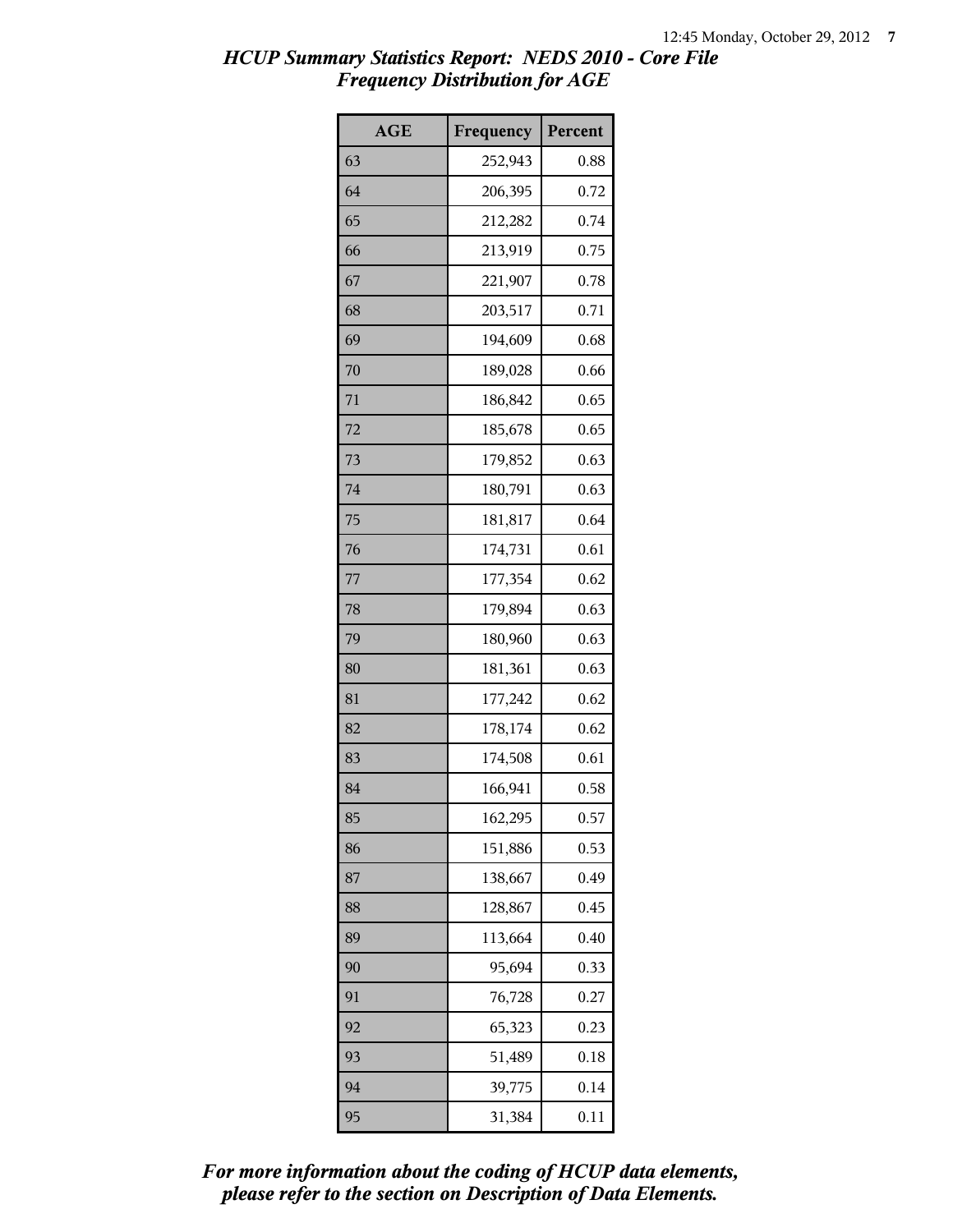# HCUP Summary Statistics Report: NEDS 2010 - Core File
## Frequency Distribution for AGE

| AGE | Frequency | Percent |
|---|---|---|
| 63 | 252,943 | 0.88 |
| 64 | 206,395 | 0.72 |
| 65 | 212,282 | 0.74 |
| 66 | 213,919 | 0.75 |
| 67 | 221,907 | 0.78 |
| 68 | 203,517 | 0.71 |
| 69 | 194,609 | 0.68 |
| 70 | 189,028 | 0.66 |
| 71 | 186,842 | 0.65 |
| 72 | 185,678 | 0.65 |
| 73 | 179,852 | 0.63 |
| 74 | 180,791 | 0.63 |
| 75 | 181,817 | 0.64 |
| 76 | 174,731 | 0.61 |
| 77 | 177,354 | 0.62 |
| 78 | 179,894 | 0.63 |
| 79 | 180,960 | 0.63 |
| 80 | 181,361 | 0.63 |
| 81 | 177,242 | 0.62 |
| 82 | 178,174 | 0.62 |
| 83 | 174,508 | 0.61 |
| 84 | 166,941 | 0.58 |
| 85 | 162,295 | 0.57 |
| 86 | 151,886 | 0.53 |
| 87 | 138,667 | 0.49 |
| 88 | 128,867 | 0.45 |
| 89 | 113,664 | 0.40 |
| 90 | 95,694 | 0.33 |
| 91 | 76,728 | 0.27 |
| 92 | 65,323 | 0.23 |
| 93 | 51,489 | 0.18 |
| 94 | 39,775 | 0.14 |
| 95 | 31,384 | 0.11 |

*For more information about the coding of HCUP data elements, please refer to the section on Description of Data Elements.*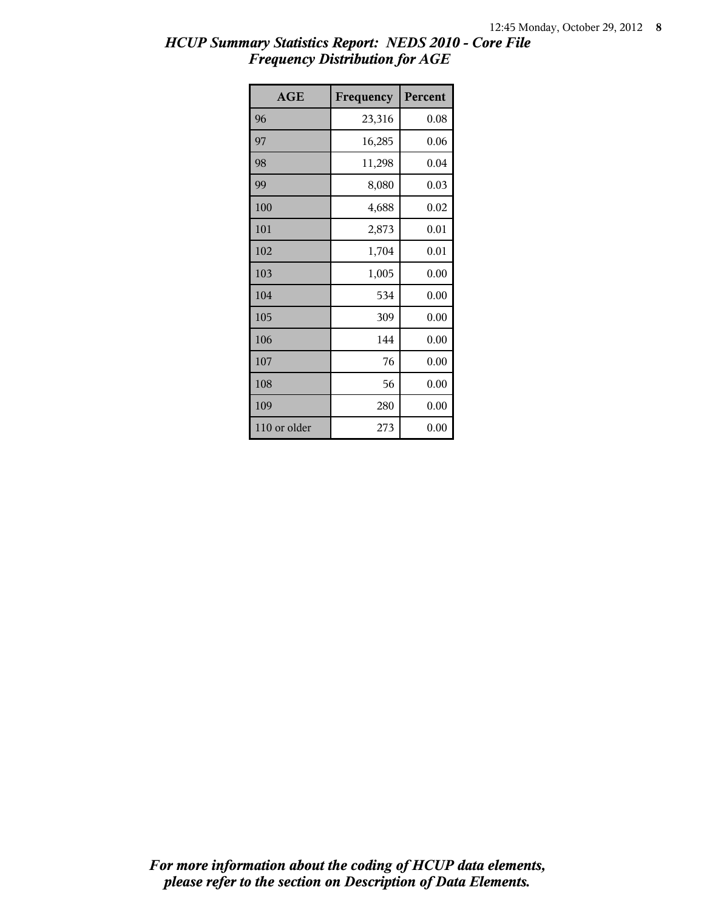*HCUP Summary Statistics Report: NEDS 2010 - Core File*
*Frequency Distribution for AGE*

| AGE | Frequency | Percent |
|---|---|---|
| 96 | 23,316 | 0.08 |
| 97 | 16,285 | 0.06 |
| 98 | 11,298 | 0.04 |
| 99 | 8,080 | 0.03 |
| 100 | 4,688 | 0.02 |
| 101 | 2,873 | 0.01 |
| 102 | 1,704 | 0.01 |
| 103 | 1,005 | 0.00 |
| 104 | 534 | 0.00 |
| 105 | 309 | 0.00 |
| 106 | 144 | 0.00 |
| 107 | 76 | 0.00 |
| 108 | 56 | 0.00 |
| 109 | 280 | 0.00 |
| 110 or older | 273 | 0.00 |

*For more information about the coding of HCUP data elements, please refer to the section on Description of Data Elements.*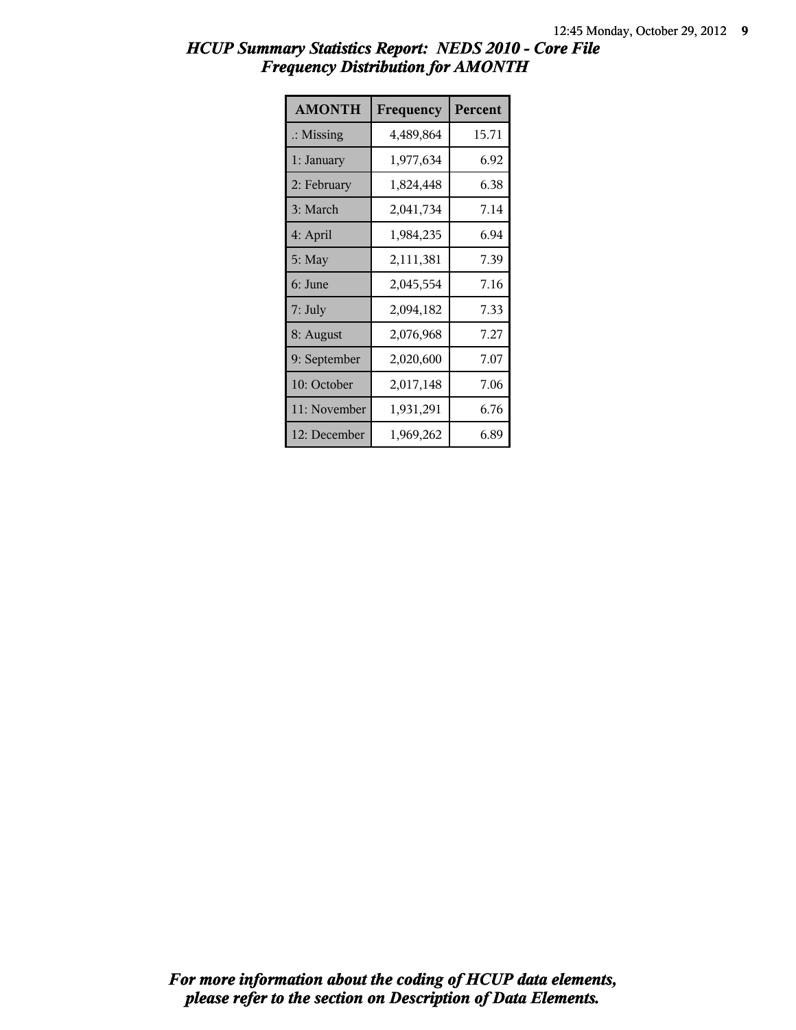## *HCUP Summary Statistics Report: NEDS 2010 - Core File*
## *Frequency Distribution for AMONTH*

| AMONTH | Frequency | Percent |
|---|---|---|
| .: Missing | 4,489,864 | 15.71 |
| 1: January | 1,977,634 | 6.92 |
| 2: February | 1,824,448 | 6.38 |
| 3: March | 2,041,734 | 7.14 |
| 4: April | 1,984,235 | 6.94 |
| 5: May | 2,111,381 | 7.39 |
| 6: June | 2,045,554 | 7.16 |
| 7: July | 2,094,182 | 7.33 |
| 8: August | 2,076,968 | 7.27 |
| 9: September | 2,020,600 | 7.07 |
| 10: October | 2,017,148 | 7.06 |
| 11: November | 1,931,291 | 6.76 |
| 12: December | 1,969,262 | 6.89 |

***For more information about the coding of HCUP data elements, please refer to the section on Description of Data Elements.***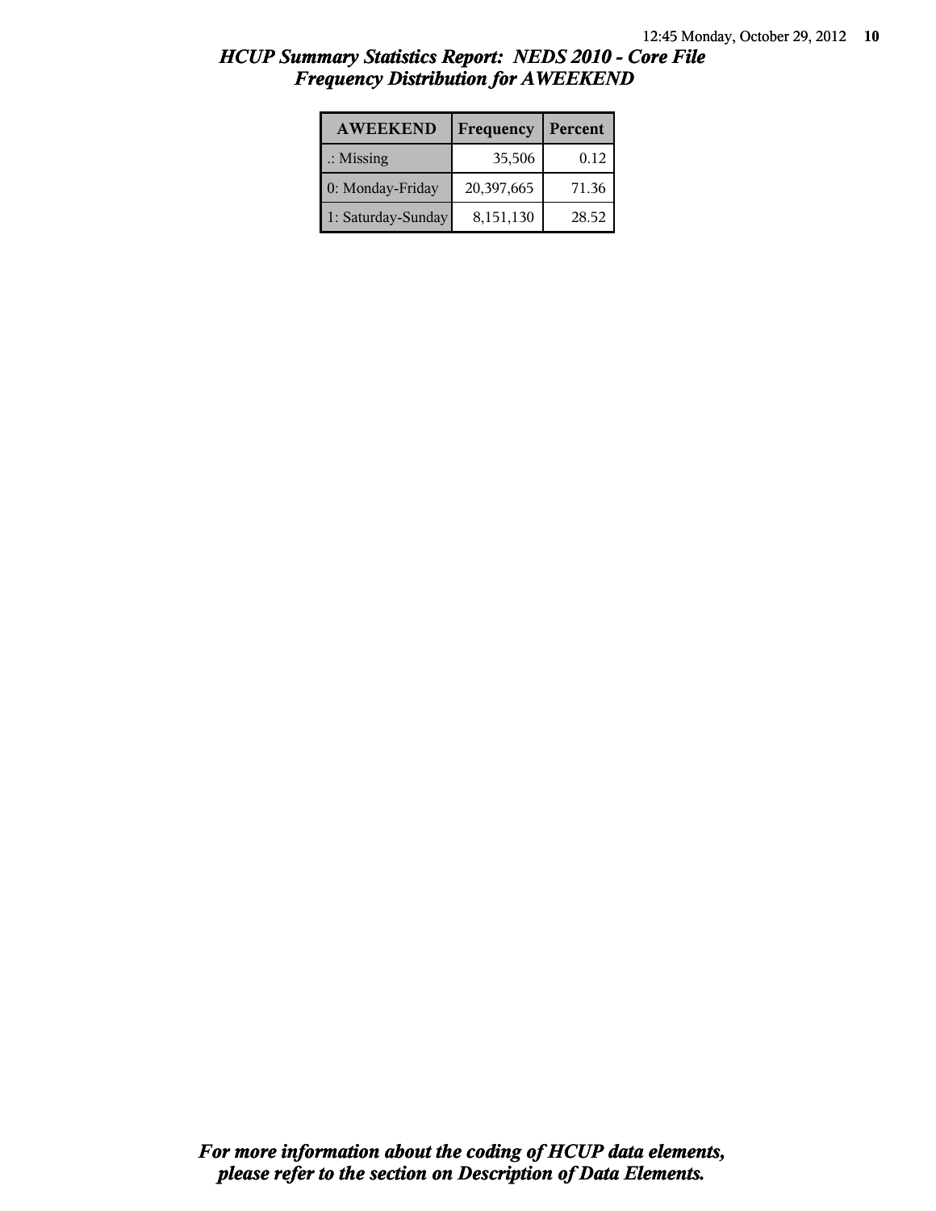# *HCUP Summary Statistics Report: NEDS 2010 - Core File*
## *Frequency Distribution for AWEEKEND*

| AWEEKEND | Frequency | Percent |
|---|---|---|
| .: Missing | 35,506 | 0.12 |
| 0: Monday-Friday | 20,397,665 | 71.36 |
| 1: Saturday-Sunday | 8,151,130 | 28.52 |

***For more information about the coding of HCUP data elements, please refer to the section on Description of Data Elements.***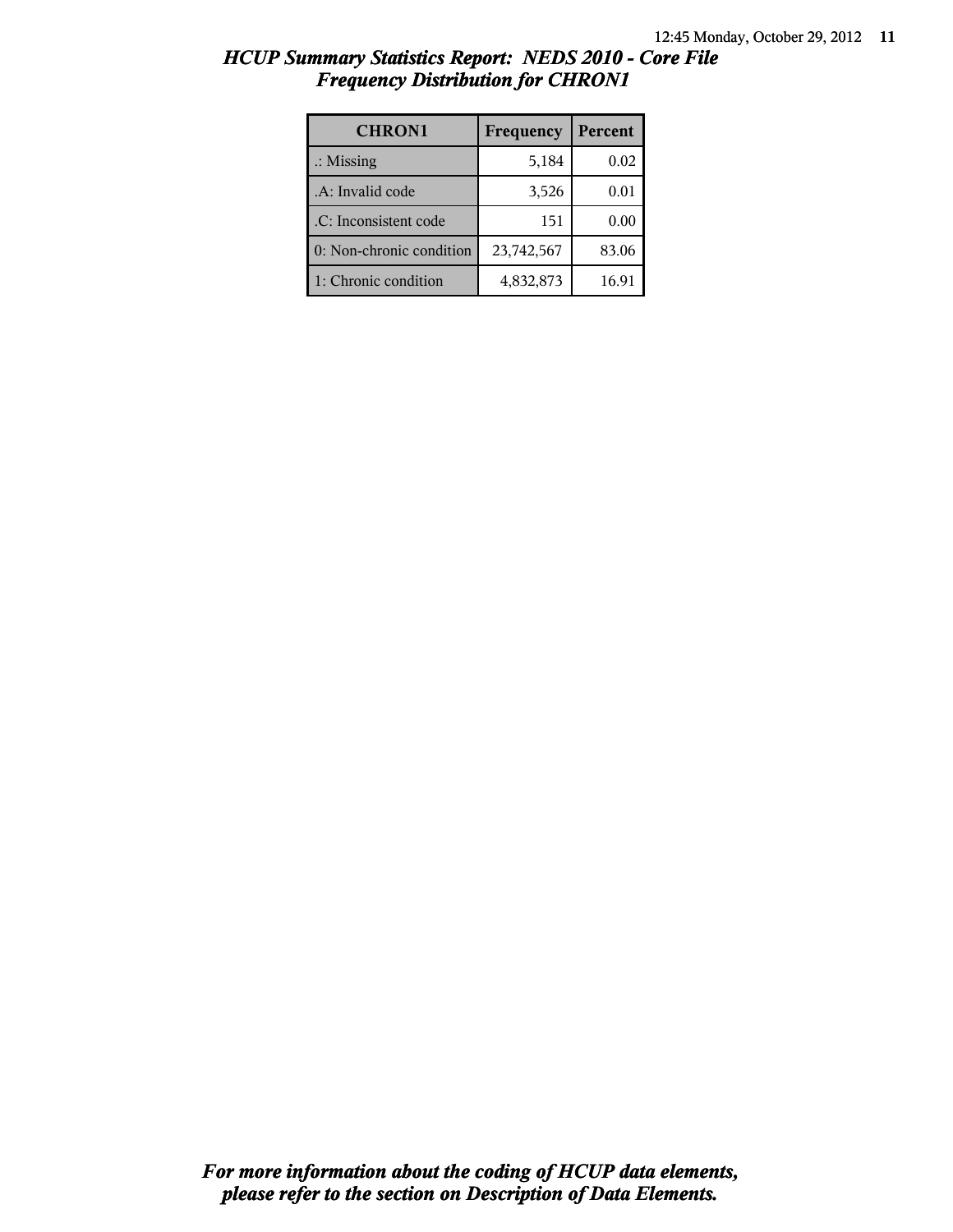# HCUP Summary Statistics Report: NEDS 2010 - Core File

## Frequency Distribution for CHRON1

| CHRON1 | Frequency | Percent |
|---|---|---|
| .: Missing | 5,184 | 0.02 |
| .A: Invalid code | 3,526 | 0.01 |
| .C: Inconsistent code | 151 | 0.00 |
| 0: Non-chronic condition | 23,742,567 | 83.06 |
| 1: Chronic condition | 4,832,873 | 16.91 |

*For more information about the coding of HCUP data elements, please refer to the section on Description of Data Elements.*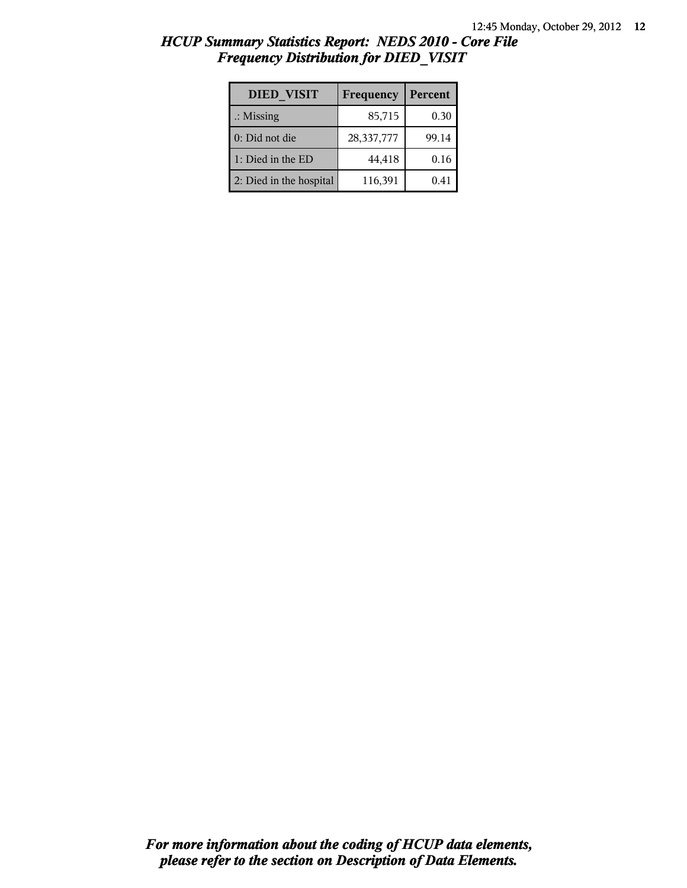## *HCUP Summary Statistics Report: NEDS 2010 - Core File*
## *Frequency Distribution for DIED_VISIT*

| DIED_VISIT | Frequency | Percent |
|---|---|---|
| .: Missing | 85,715 | 0.30 |
| 0: Did not die | 28,337,777 | 99.14 |
| 1: Died in the ED | 44,418 | 0.16 |
| 2: Died in the hospital | 116,391 | 0.41 |

***For more information about the coding of HCUP data elements, please refer to the section on Description of Data Elements.***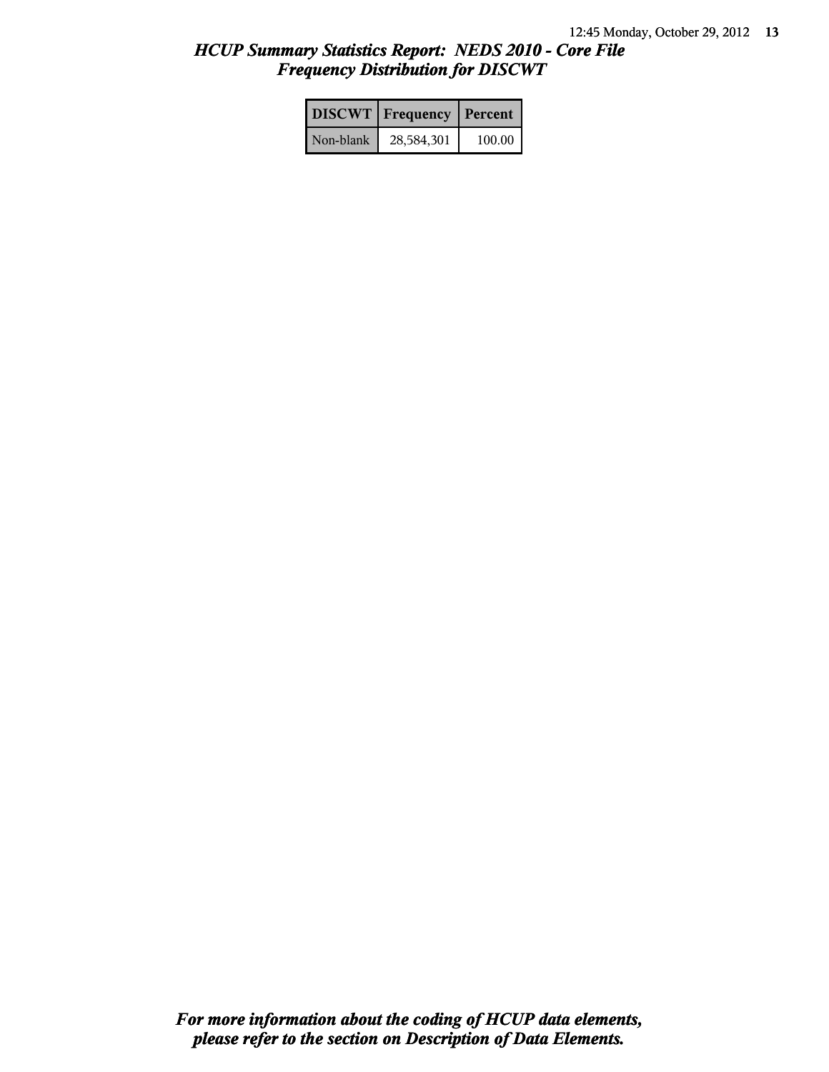# *HCUP Summary Statistics Report: NEDS 2010 - Core File*
## *Frequency Distribution for DISCWT*

| DISCWT | Frequency | Percent |
|---|---|---|
| Non-blank | 28,584,301 | 100.00 |

***For more information about the coding of HCUP data elements, please refer to the section on Description of Data Elements.***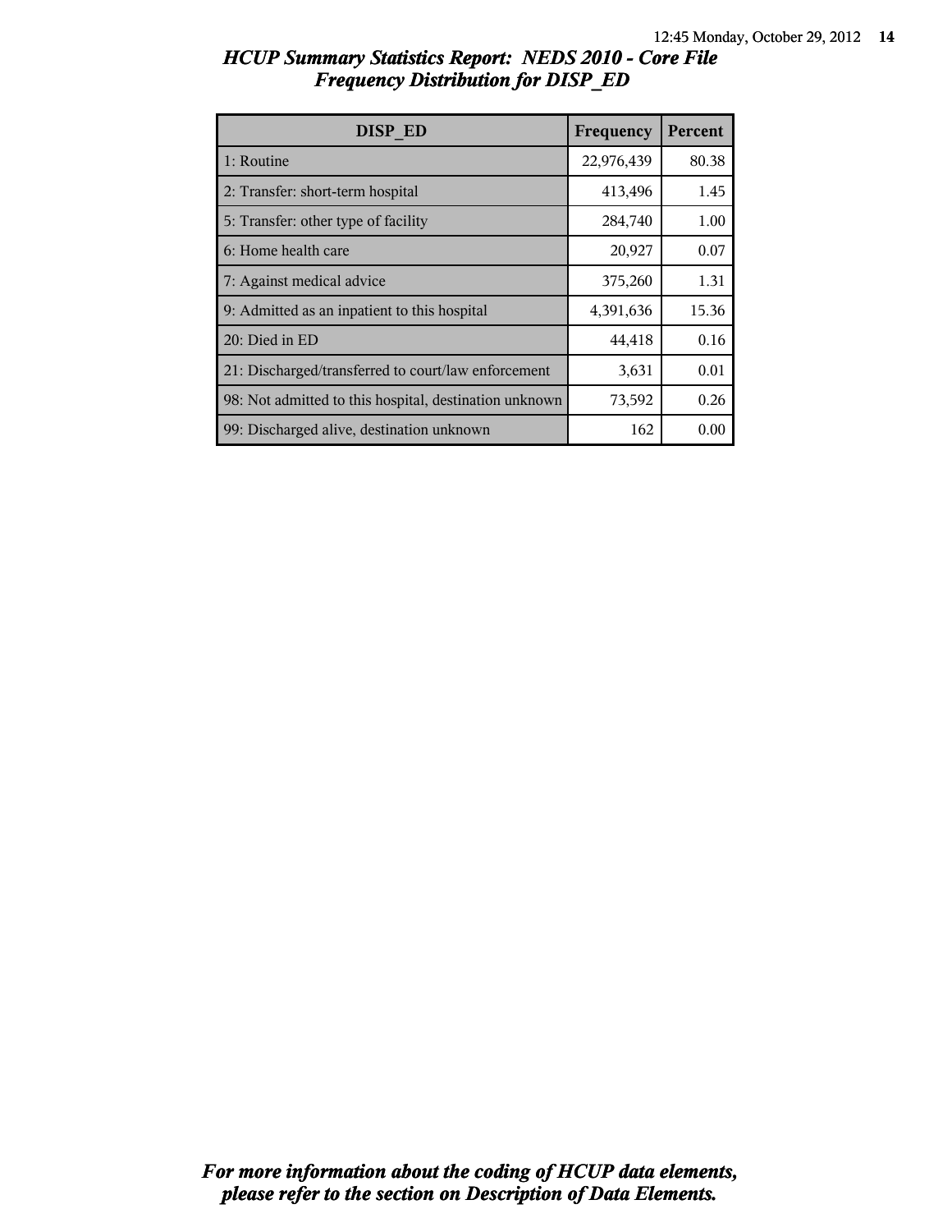# *HCUP Summary Statistics Report: NEDS 2010 - Core File*
## *Frequency Distribution for DISP_ED*

| DISP_ED | Frequency | Percent |
|---|---|---|
| 1: Routine | 22,976,439 | 80.38 |
| 2: Transfer: short-term hospital | 413,496 | 1.45 |
| 5: Transfer: other type of facility | 284,740 | 1.00 |
| 6: Home health care | 20,927 | 0.07 |
| 7: Against medical advice | 375,260 | 1.31 |
| 9: Admitted as an inpatient to this hospital | 4,391,636 | 15.36 |
| 20: Died in ED | 44,418 | 0.16 |
| 21: Discharged/transferred to court/law enforcement | 3,631 | 0.01 |
| 98: Not admitted to this hospital, destination unknown | 73,592 | 0.26 |
| 99: Discharged alive, destination unknown | 162 | 0.00 |

***For more information about the coding of HCUP data elements, please refer to the section on Description of Data Elements.***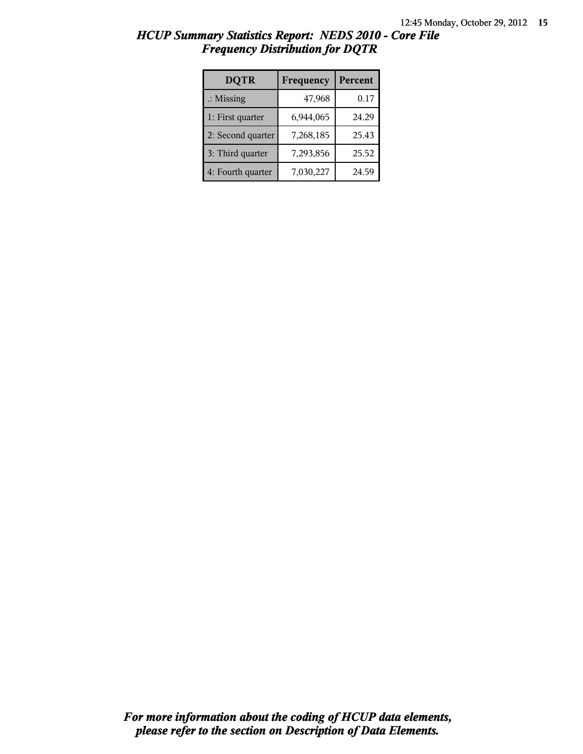## *HCUP Summary Statistics Report: NEDS 2010 - Core File*
## *Frequency Distribution for DQTR*

| DQTR | Frequency | Percent |
|---|---|---|
| .: Missing | 47,968 | 0.17 |
| 1: First quarter | 6,944,065 | 24.29 |
| 2: Second quarter | 7,268,185 | 25.43 |
| 3: Third quarter | 7,293,856 | 25.52 |
| 4: Fourth quarter | 7,030,227 | 24.59 |

***For more information about the coding of HCUP data elements, please refer to the section on Description of Data Elements.***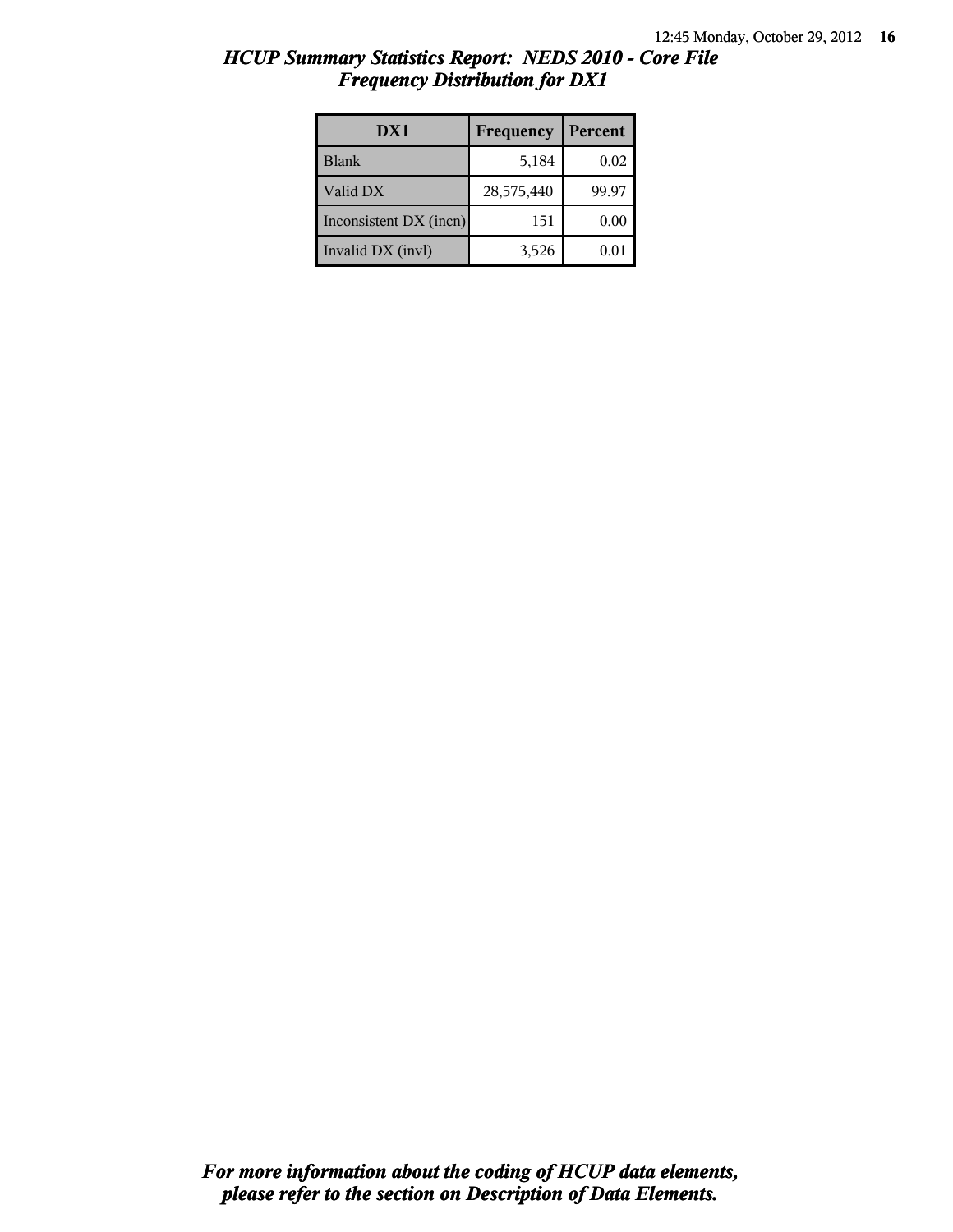## *HCUP Summary Statistics Report: NEDS 2010 - Core File*
## *Frequency Distribution for DX1*

| DX1 | Frequency | Percent |
|---|---|---|
| Blank | 5,184 | 0.02 |
| Valid DX | 28,575,440 | 99.97 |
| Inconsistent DX (incn) | 151 | 0.00 |
| Invalid DX (invl) | 3,526 | 0.01 |

***For more information about the coding of HCUP data elements, please refer to the section on Description of Data Elements.***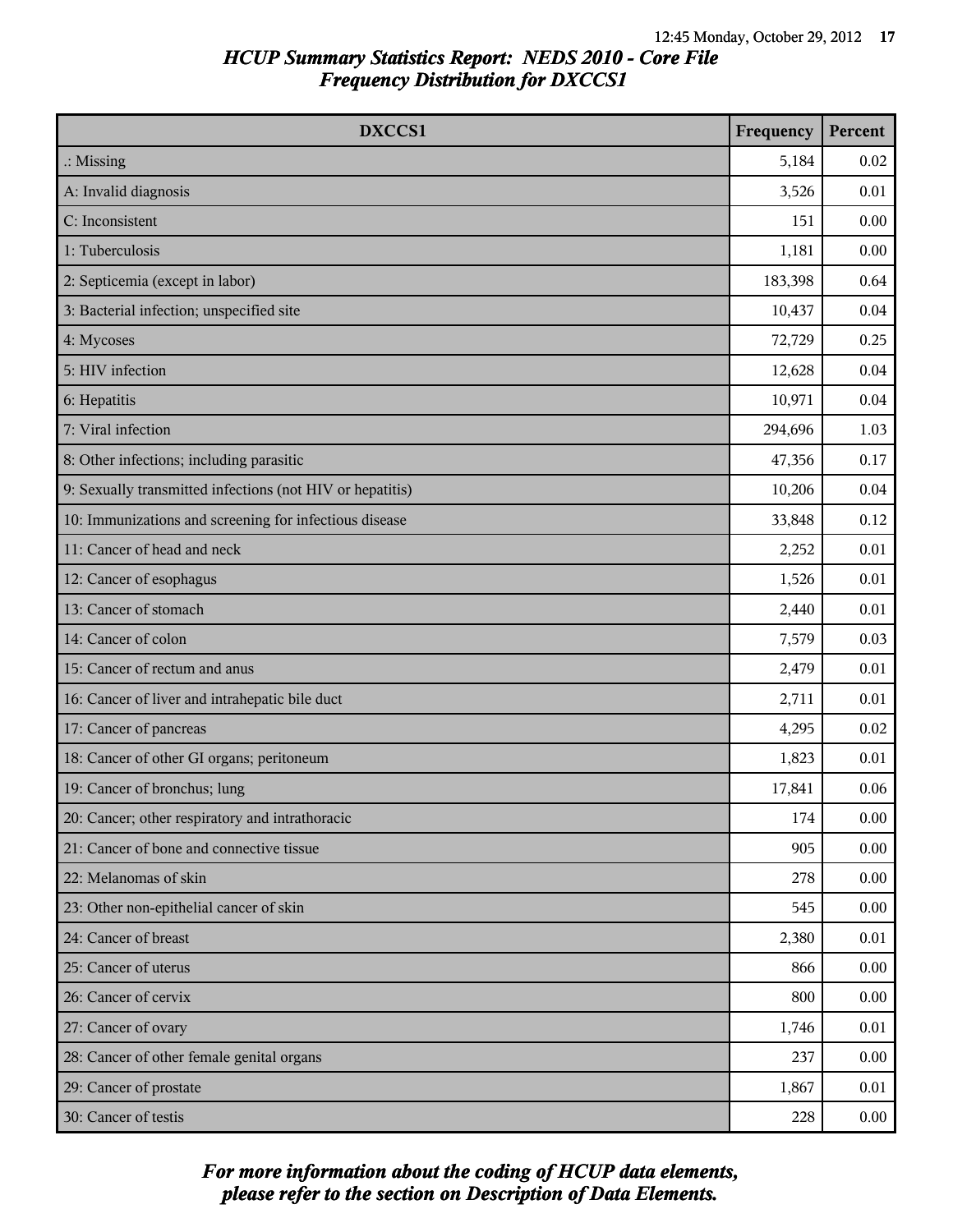# HCUP Summary Statistics Report: NEDS 2010 - Core File
## Frequency Distribution for DXCCS1

| DXCCS1 | Frequency | Percent |
|---|---|---|
| .: Missing | 5,184 | 0.02 |
| A: Invalid diagnosis | 3,526 | 0.01 |
| C: Inconsistent | 151 | 0.00 |
| 1: Tuberculosis | 1,181 | 0.00 |
| 2: Septicemia (except in labor) | 183,398 | 0.64 |
| 3: Bacterial infection; unspecified site | 10,437 | 0.04 |
| 4: Mycoses | 72,729 | 0.25 |
| 5: HIV infection | 12,628 | 0.04 |
| 6: Hepatitis | 10,971 | 0.04 |
| 7: Viral infection | 294,696 | 1.03 |
| 8: Other infections; including parasitic | 47,356 | 0.17 |
| 9: Sexually transmitted infections (not HIV or hepatitis) | 10,206 | 0.04 |
| 10: Immunizations and screening for infectious disease | 33,848 | 0.12 |
| 11: Cancer of head and neck | 2,252 | 0.01 |
| 12: Cancer of esophagus | 1,526 | 0.01 |
| 13: Cancer of stomach | 2,440 | 0.01 |
| 14: Cancer of colon | 7,579 | 0.03 |
| 15: Cancer of rectum and anus | 2,479 | 0.01 |
| 16: Cancer of liver and intrahepatic bile duct | 2,711 | 0.01 |
| 17: Cancer of pancreas | 4,295 | 0.02 |
| 18: Cancer of other GI organs; peritoneum | 1,823 | 0.01 |
| 19: Cancer of bronchus; lung | 17,841 | 0.06 |
| 20: Cancer; other respiratory and intrathoracic | 174 | 0.00 |
| 21: Cancer of bone and connective tissue | 905 | 0.00 |
| 22: Melanomas of skin | 278 | 0.00 |
| 23: Other non-epithelial cancer of skin | 545 | 0.00 |
| 24: Cancer of breast | 2,380 | 0.01 |
| 25: Cancer of uterus | 866 | 0.00 |
| 26: Cancer of cervix | 800 | 0.00 |
| 27: Cancer of ovary | 1,746 | 0.01 |
| 28: Cancer of other female genital organs | 237 | 0.00 |
| 29: Cancer of prostate | 1,867 | 0.01 |
| 30: Cancer of testis | 228 | 0.00 |

*For more information about the coding of HCUP data elements, please refer to the section on Description of Data Elements.*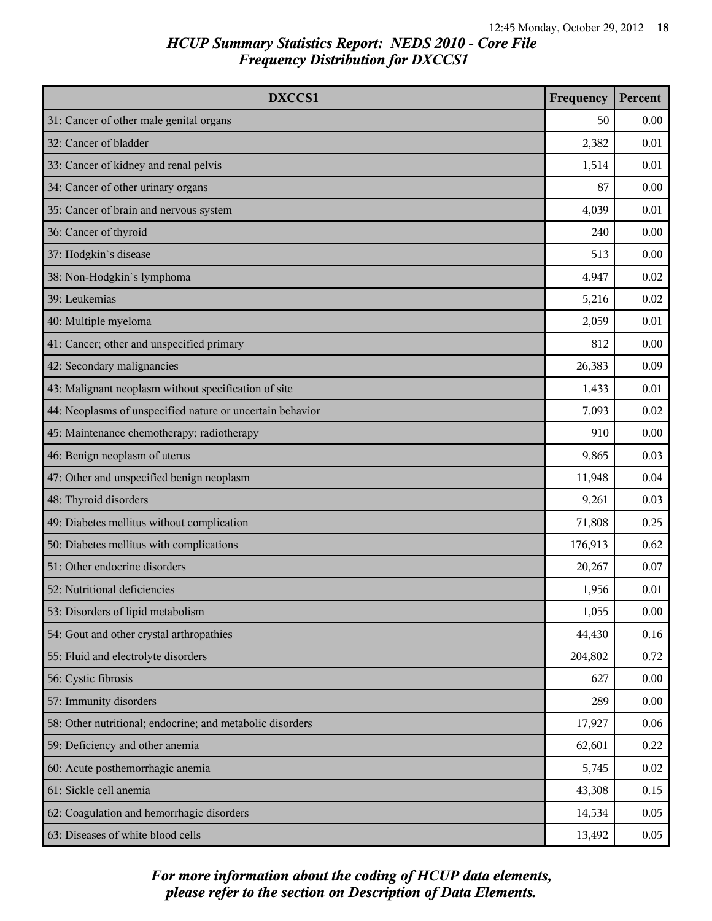## HCUP Summary Statistics Report: NEDS 2010 - Core File
### Frequency Distribution for DXCCS1

| DXCCS1 | Frequency | Percent |
|---|---|---|
| 31: Cancer of other male genital organs | 50 | 0.00 |
| 32: Cancer of bladder | 2,382 | 0.01 |
| 33: Cancer of kidney and renal pelvis | 1,514 | 0.01 |
| 34: Cancer of other urinary organs | 87 | 0.00 |
| 35: Cancer of brain and nervous system | 4,039 | 0.01 |
| 36: Cancer of thyroid | 240 | 0.00 |
| 37: Hodgkin`s disease | 513 | 0.00 |
| 38: Non-Hodgkin`s lymphoma | 4,947 | 0.02 |
| 39: Leukemias | 5,216 | 0.02 |
| 40: Multiple myeloma | 2,059 | 0.01 |
| 41: Cancer; other and unspecified primary | 812 | 0.00 |
| 42: Secondary malignancies | 26,383 | 0.09 |
| 43: Malignant neoplasm without specification of site | 1,433 | 0.01 |
| 44: Neoplasms of unspecified nature or uncertain behavior | 7,093 | 0.02 |
| 45: Maintenance chemotherapy; radiotherapy | 910 | 0.00 |
| 46: Benign neoplasm of uterus | 9,865 | 0.03 |
| 47: Other and unspecified benign neoplasm | 11,948 | 0.04 |
| 48: Thyroid disorders | 9,261 | 0.03 |
| 49: Diabetes mellitus without complication | 71,808 | 0.25 |
| 50: Diabetes mellitus with complications | 176,913 | 0.62 |
| 51: Other endocrine disorders | 20,267 | 0.07 |
| 52: Nutritional deficiencies | 1,956 | 0.01 |
| 53: Disorders of lipid metabolism | 1,055 | 0.00 |
| 54: Gout and other crystal arthropathies | 44,430 | 0.16 |
| 55: Fluid and electrolyte disorders | 204,802 | 0.72 |
| 56: Cystic fibrosis | 627 | 0.00 |
| 57: Immunity disorders | 289 | 0.00 |
| 58: Other nutritional; endocrine; and metabolic disorders | 17,927 | 0.06 |
| 59: Deficiency and other anemia | 62,601 | 0.22 |
| 60: Acute posthemorrhagic anemia | 5,745 | 0.02 |
| 61: Sickle cell anemia | 43,308 | 0.15 |
| 62: Coagulation and hemorrhagic disorders | 14,534 | 0.05 |
| 63: Diseases of white blood cells | 13,492 | 0.05 |

*For more information about the coding of HCUP data elements, please refer to the section on Description of Data Elements.*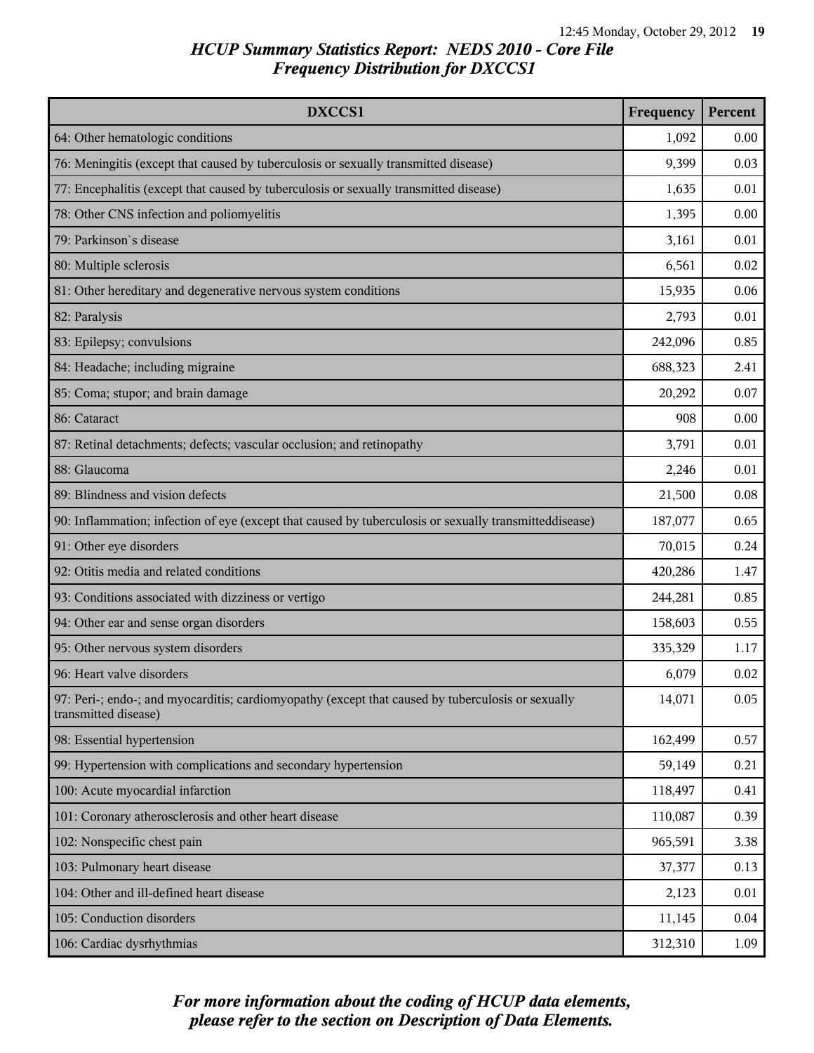## HCUP Summary Statistics Report: NEDS 2010 - Core File
### Frequency Distribution for DXCCS1

| DXCCS1 | Frequency | Percent |
|---|---|---|
| 64: Other hematologic conditions | 1,092 | 0.00 |
| 76: Meningitis (except that caused by tuberculosis or sexually transmitted disease) | 9,399 | 0.03 |
| 77: Encephalitis (except that caused by tuberculosis or sexually transmitted disease) | 1,635 | 0.01 |
| 78: Other CNS infection and poliomyelitis | 1,395 | 0.00 |
| 79: Parkinson`s disease | 3,161 | 0.01 |
| 80: Multiple sclerosis | 6,561 | 0.02 |
| 81: Other hereditary and degenerative nervous system conditions | 15,935 | 0.06 |
| 82: Paralysis | 2,793 | 0.01 |
| 83: Epilepsy; convulsions | 242,096 | 0.85 |
| 84: Headache; including migraine | 688,323 | 2.41 |
| 85: Coma; stupor; and brain damage | 20,292 | 0.07 |
| 86: Cataract | 908 | 0.00 |
| 87: Retinal detachments; defects; vascular occlusion; and retinopathy | 3,791 | 0.01 |
| 88: Glaucoma | 2,246 | 0.01 |
| 89: Blindness and vision defects | 21,500 | 0.08 |
| 90: Inflammation; infection of eye (except that caused by tuberculosis or sexually transmitteddisease) | 187,077 | 0.65 |
| 91: Other eye disorders | 70,015 | 0.24 |
| 92: Otitis media and related conditions | 420,286 | 1.47 |
| 93: Conditions associated with dizziness or vertigo | 244,281 | 0.85 |
| 94: Other ear and sense organ disorders | 158,603 | 0.55 |
| 95: Other nervous system disorders | 335,329 | 1.17 |
| 96: Heart valve disorders | 6,079 | 0.02 |
| 97: Peri-; endo-; and myocarditis; cardiomyopathy (except that caused by tuberculosis or sexually transmitted disease) | 14,071 | 0.05 |
| 98: Essential hypertension | 162,499 | 0.57 |
| 99: Hypertension with complications and secondary hypertension | 59,149 | 0.21 |
| 100: Acute myocardial infarction | 118,497 | 0.41 |
| 101: Coronary atherosclerosis and other heart disease | 110,087 | 0.39 |
| 102: Nonspecific chest pain | 965,591 | 3.38 |
| 103: Pulmonary heart disease | 37,377 | 0.13 |
| 104: Other and ill-defined heart disease | 2,123 | 0.01 |
| 105: Conduction disorders | 11,145 | 0.04 |
| 106: Cardiac dysrhythmias | 312,310 | 1.09 |

*For more information about the coding of HCUP data elements, please refer to the section on Description of Data Elements.*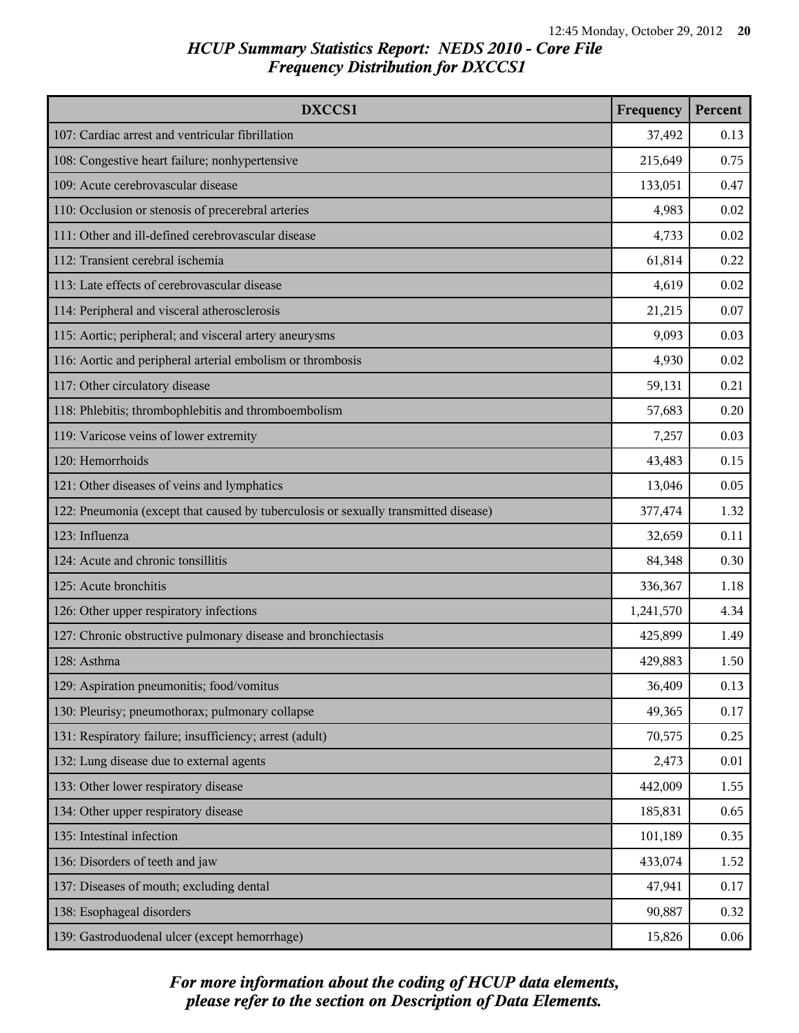# HCUP Summary Statistics Report: NEDS 2010 - Core File
## Frequency Distribution for DXCCS1

| DXCCS1 | Frequency | Percent |
|---|---|---|
| 107: Cardiac arrest and ventricular fibrillation | 37,492 | 0.13 |
| 108: Congestive heart failure; nonhypertensive | 215,649 | 0.75 |
| 109: Acute cerebrovascular disease | 133,051 | 0.47 |
| 110: Occlusion or stenosis of precerebral arteries | 4,983 | 0.02 |
| 111: Other and ill-defined cerebrovascular disease | 4,733 | 0.02 |
| 112: Transient cerebral ischemia | 61,814 | 0.22 |
| 113: Late effects of cerebrovascular disease | 4,619 | 0.02 |
| 114: Peripheral and visceral atherosclerosis | 21,215 | 0.07 |
| 115: Aortic; peripheral; and visceral artery aneurysms | 9,093 | 0.03 |
| 116: Aortic and peripheral arterial embolism or thrombosis | 4,930 | 0.02 |
| 117: Other circulatory disease | 59,131 | 0.21 |
| 118: Phlebitis; thrombophlebitis and thromboembolism | 57,683 | 0.20 |
| 119: Varicose veins of lower extremity | 7,257 | 0.03 |
| 120: Hemorrhoids | 43,483 | 0.15 |
| 121: Other diseases of veins and lymphatics | 13,046 | 0.05 |
| 122: Pneumonia (except that caused by tuberculosis or sexually transmitted disease) | 377,474 | 1.32 |
| 123: Influenza | 32,659 | 0.11 |
| 124: Acute and chronic tonsillitis | 84,348 | 0.30 |
| 125: Acute bronchitis | 336,367 | 1.18 |
| 126: Other upper respiratory infections | 1,241,570 | 4.34 |
| 127: Chronic obstructive pulmonary disease and bronchiectasis | 425,899 | 1.49 |
| 128: Asthma | 429,883 | 1.50 |
| 129: Aspiration pneumonitis; food/vomitus | 36,409 | 0.13 |
| 130: Pleurisy; pneumothorax; pulmonary collapse | 49,365 | 0.17 |
| 131: Respiratory failure; insufficiency; arrest (adult) | 70,575 | 0.25 |
| 132: Lung disease due to external agents | 2,473 | 0.01 |
| 133: Other lower respiratory disease | 442,009 | 1.55 |
| 134: Other upper respiratory disease | 185,831 | 0.65 |
| 135: Intestinal infection | 101,189 | 0.35 |
| 136: Disorders of teeth and jaw | 433,074 | 1.52 |
| 137: Diseases of mouth; excluding dental | 47,941 | 0.17 |
| 138: Esophageal disorders | 90,887 | 0.32 |
| 139: Gastroduodenal ulcer (except hemorrhage) | 15,826 | 0.06 |

*For more information about the coding of HCUP data elements, please refer to the section on Description of Data Elements.*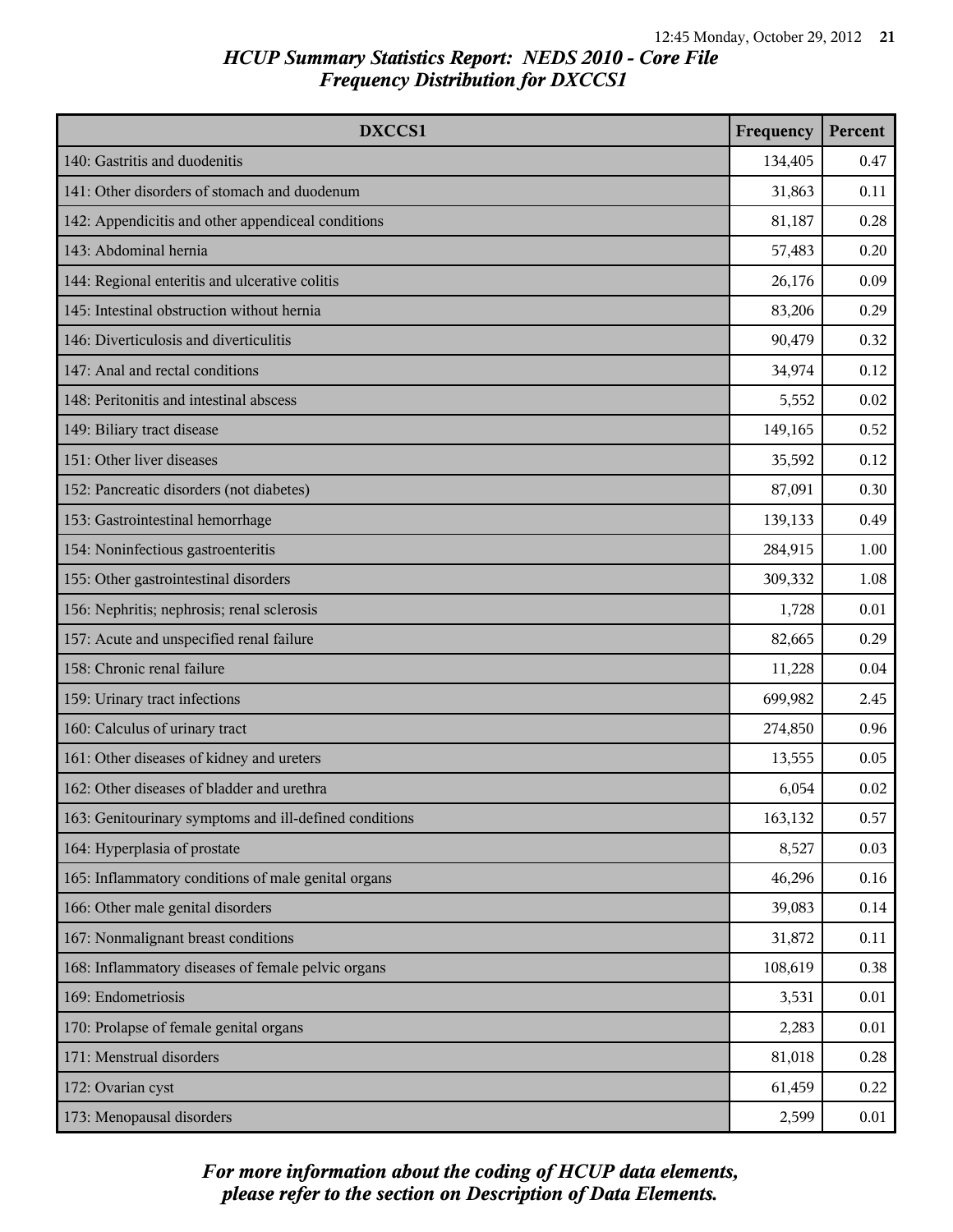# HCUP Summary Statistics Report: NEDS 2010 - Core File
## Frequency Distribution for DXCCS1

| DXCCS1 | Frequency | Percent |
|---|---|---|
| 140: Gastritis and duodenitis | 134,405 | 0.47 |
| 141: Other disorders of stomach and duodenum | 31,863 | 0.11 |
| 142: Appendicitis and other appendiceal conditions | 81,187 | 0.28 |
| 143: Abdominal hernia | 57,483 | 0.20 |
| 144: Regional enteritis and ulcerative colitis | 26,176 | 0.09 |
| 145: Intestinal obstruction without hernia | 83,206 | 0.29 |
| 146: Diverticulosis and diverticulitis | 90,479 | 0.32 |
| 147: Anal and rectal conditions | 34,974 | 0.12 |
| 148: Peritonitis and intestinal abscess | 5,552 | 0.02 |
| 149: Biliary tract disease | 149,165 | 0.52 |
| 151: Other liver diseases | 35,592 | 0.12 |
| 152: Pancreatic disorders (not diabetes) | 87,091 | 0.30 |
| 153: Gastrointestinal hemorrhage | 139,133 | 0.49 |
| 154: Noninfectious gastroenteritis | 284,915 | 1.00 |
| 155: Other gastrointestinal disorders | 309,332 | 1.08 |
| 156: Nephritis; nephrosis; renal sclerosis | 1,728 | 0.01 |
| 157: Acute and unspecified renal failure | 82,665 | 0.29 |
| 158: Chronic renal failure | 11,228 | 0.04 |
| 159: Urinary tract infections | 699,982 | 2.45 |
| 160: Calculus of urinary tract | 274,850 | 0.96 |
| 161: Other diseases of kidney and ureters | 13,555 | 0.05 |
| 162: Other diseases of bladder and urethra | 6,054 | 0.02 |
| 163: Genitourinary symptoms and ill-defined conditions | 163,132 | 0.57 |
| 164: Hyperplasia of prostate | 8,527 | 0.03 |
| 165: Inflammatory conditions of male genital organs | 46,296 | 0.16 |
| 166: Other male genital disorders | 39,083 | 0.14 |
| 167: Nonmalignant breast conditions | 31,872 | 0.11 |
| 168: Inflammatory diseases of female pelvic organs | 108,619 | 0.38 |
| 169: Endometriosis | 3,531 | 0.01 |
| 170: Prolapse of female genital organs | 2,283 | 0.01 |
| 171: Menstrual disorders | 81,018 | 0.28 |
| 172: Ovarian cyst | 61,459 | 0.22 |
| 173: Menopausal disorders | 2,599 | 0.01 |

*For more information about the coding of HCUP data elements, please refer to the section on Description of Data Elements.*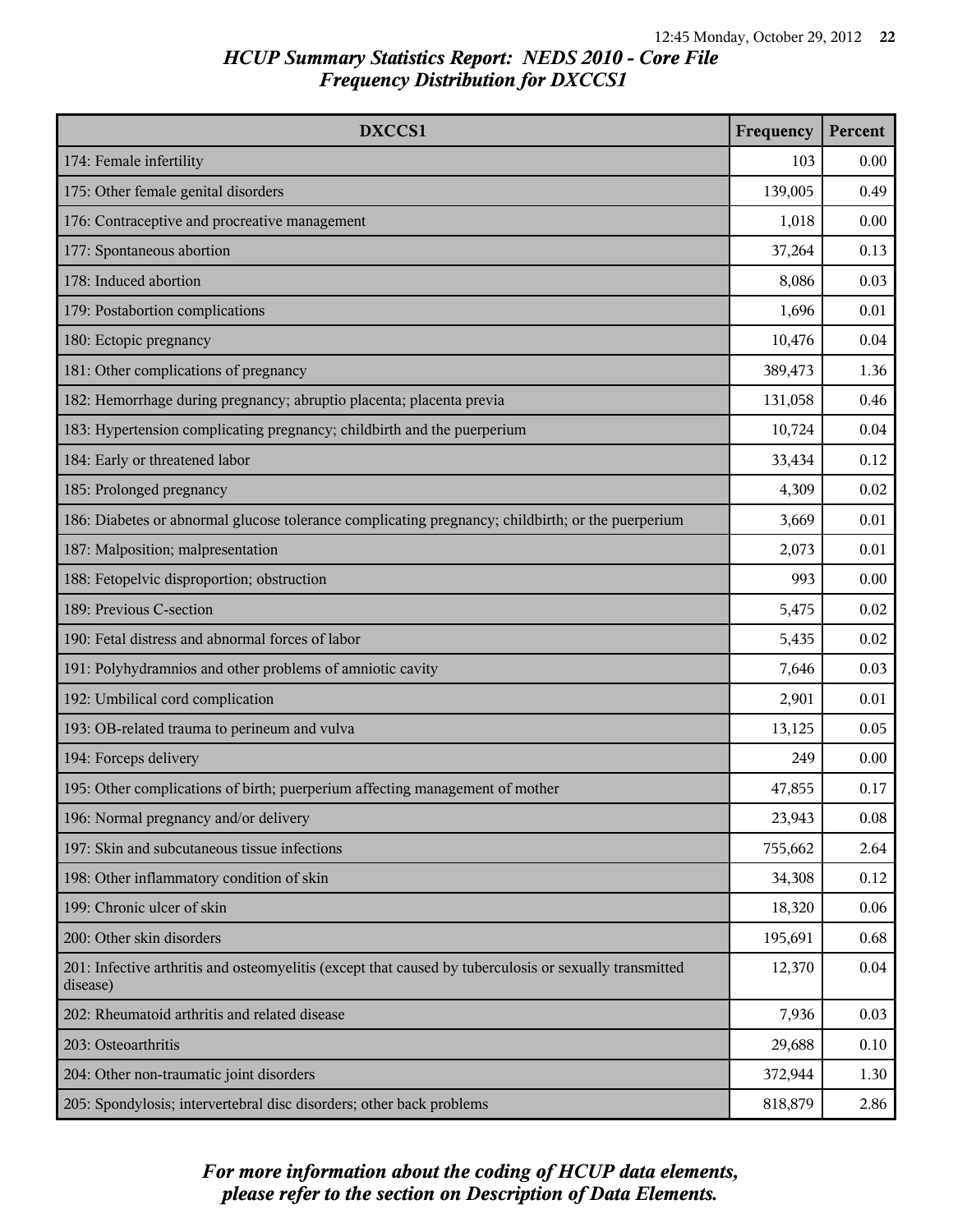## HCUP Summary Statistics Report: NEDS 2010 - Core File
## Frequency Distribution for DXCCS1

| DXCCS1 | Frequency | Percent |
|---|---|---|
| 174: Female infertility | 103 | 0.00 |
| 175: Other female genital disorders | 139,005 | 0.49 |
| 176: Contraceptive and procreative management | 1,018 | 0.00 |
| 177: Spontaneous abortion | 37,264 | 0.13 |
| 178: Induced abortion | 8,086 | 0.03 |
| 179: Postabortion complications | 1,696 | 0.01 |
| 180: Ectopic pregnancy | 10,476 | 0.04 |
| 181: Other complications of pregnancy | 389,473 | 1.36 |
| 182: Hemorrhage during pregnancy; abruptio placenta; placenta previa | 131,058 | 0.46 |
| 183: Hypertension complicating pregnancy; childbirth and the puerperium | 10,724 | 0.04 |
| 184: Early or threatened labor | 33,434 | 0.12 |
| 185: Prolonged pregnancy | 4,309 | 0.02 |
| 186: Diabetes or abnormal glucose tolerance complicating pregnancy; childbirth; or the puerperium | 3,669 | 0.01 |
| 187: Malposition; malpresentation | 2,073 | 0.01 |
| 188: Fetopelvic disproportion; obstruction | 993 | 0.00 |
| 189: Previous C-section | 5,475 | 0.02 |
| 190: Fetal distress and abnormal forces of labor | 5,435 | 0.02 |
| 191: Polyhydramnios and other problems of amniotic cavity | 7,646 | 0.03 |
| 192: Umbilical cord complication | 2,901 | 0.01 |
| 193: OB-related trauma to perineum and vulva | 13,125 | 0.05 |
| 194: Forceps delivery | 249 | 0.00 |
| 195: Other complications of birth; puerperium affecting management of mother | 47,855 | 0.17 |
| 196: Normal pregnancy and/or delivery | 23,943 | 0.08 |
| 197: Skin and subcutaneous tissue infections | 755,662 | 2.64 |
| 198: Other inflammatory condition of skin | 34,308 | 0.12 |
| 199: Chronic ulcer of skin | 18,320 | 0.06 |
| 200: Other skin disorders | 195,691 | 0.68 |
| 201: Infective arthritis and osteomyelitis (except that caused by tuberculosis or sexually transmitted disease) | 12,370 | 0.04 |
| 202: Rheumatoid arthritis and related disease | 7,936 | 0.03 |
| 203: Osteoarthritis | 29,688 | 0.10 |
| 204: Other non-traumatic joint disorders | 372,944 | 1.30 |
| 205: Spondylosis; intervertebral disc disorders; other back problems | 818,879 | 2.86 |

*For more information about the coding of HCUP data elements, please refer to the section on Description of Data Elements.*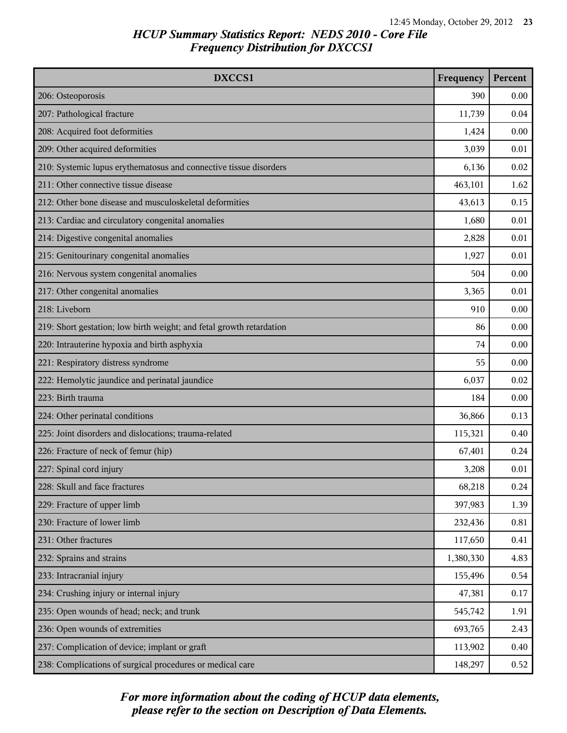# HCUP Summary Statistics Report: NEDS 2010 - Core File
## Frequency Distribution for DXCCS1

| DXCCS1 | Frequency | Percent |
|---|---|---|
| 206: Osteoporosis | 390 | 0.00 |
| 207: Pathological fracture | 11,739 | 0.04 |
| 208: Acquired foot deformities | 1,424 | 0.00 |
| 209: Other acquired deformities | 3,039 | 0.01 |
| 210: Systemic lupus erythematosus and connective tissue disorders | 6,136 | 0.02 |
| 211: Other connective tissue disease | 463,101 | 1.62 |
| 212: Other bone disease and musculoskeletal deformities | 43,613 | 0.15 |
| 213: Cardiac and circulatory congenital anomalies | 1,680 | 0.01 |
| 214: Digestive congenital anomalies | 2,828 | 0.01 |
| 215: Genitourinary congenital anomalies | 1,927 | 0.01 |
| 216: Nervous system congenital anomalies | 504 | 0.00 |
| 217: Other congenital anomalies | 3,365 | 0.01 |
| 218: Liveborn | 910 | 0.00 |
| 219: Short gestation; low birth weight; and fetal growth retardation | 86 | 0.00 |
| 220: Intrauterine hypoxia and birth asphyxia | 74 | 0.00 |
| 221: Respiratory distress syndrome | 55 | 0.00 |
| 222: Hemolytic jaundice and perinatal jaundice | 6,037 | 0.02 |
| 223: Birth trauma | 184 | 0.00 |
| 224: Other perinatal conditions | 36,866 | 0.13 |
| 225: Joint disorders and dislocations; trauma-related | 115,321 | 0.40 |
| 226: Fracture of neck of femur (hip) | 67,401 | 0.24 |
| 227: Spinal cord injury | 3,208 | 0.01 |
| 228: Skull and face fractures | 68,218 | 0.24 |
| 229: Fracture of upper limb | 397,983 | 1.39 |
| 230: Fracture of lower limb | 232,436 | 0.81 |
| 231: Other fractures | 117,650 | 0.41 |
| 232: Sprains and strains | 1,380,330 | 4.83 |
| 233: Intracranial injury | 155,496 | 0.54 |
| 234: Crushing injury or internal injury | 47,381 | 0.17 |
| 235: Open wounds of head; neck; and trunk | 545,742 | 1.91 |
| 236: Open wounds of extremities | 693,765 | 2.43 |
| 237: Complication of device; implant or graft | 113,902 | 0.40 |
| 238: Complications of surgical procedures or medical care | 148,297 | 0.52 |

*For more information about the coding of HCUP data elements, please refer to the section on Description of Data Elements.*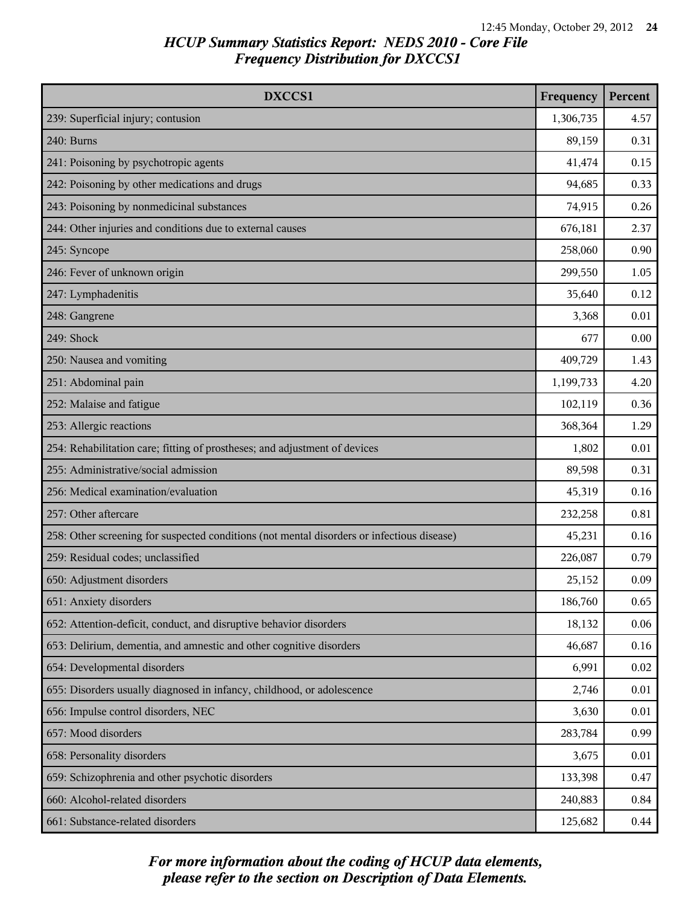# HCUP Summary Statistics Report: NEDS 2010 - Core File
## Frequency Distribution for DXCCS1

| DXCCS1 | Frequency | Percent |
|---|---|---|
| 239: Superficial injury; contusion | 1,306,735 | 4.57 |
| 240: Burns | 89,159 | 0.31 |
| 241: Poisoning by psychotropic agents | 41,474 | 0.15 |
| 242: Poisoning by other medications and drugs | 94,685 | 0.33 |
| 243: Poisoning by nonmedicinal substances | 74,915 | 0.26 |
| 244: Other injuries and conditions due to external causes | 676,181 | 2.37 |
| 245: Syncope | 258,060 | 0.90 |
| 246: Fever of unknown origin | 299,550 | 1.05 |
| 247: Lymphadenitis | 35,640 | 0.12 |
| 248: Gangrene | 3,368 | 0.01 |
| 249: Shock | 677 | 0.00 |
| 250: Nausea and vomiting | 409,729 | 1.43 |
| 251: Abdominal pain | 1,199,733 | 4.20 |
| 252: Malaise and fatigue | 102,119 | 0.36 |
| 253: Allergic reactions | 368,364 | 1.29 |
| 254: Rehabilitation care; fitting of prostheses; and adjustment of devices | 1,802 | 0.01 |
| 255: Administrative/social admission | 89,598 | 0.31 |
| 256: Medical examination/evaluation | 45,319 | 0.16 |
| 257: Other aftercare | 232,258 | 0.81 |
| 258: Other screening for suspected conditions (not mental disorders or infectious disease) | 45,231 | 0.16 |
| 259: Residual codes; unclassified | 226,087 | 0.79 |
| 650: Adjustment disorders | 25,152 | 0.09 |
| 651: Anxiety disorders | 186,760 | 0.65 |
| 652: Attention-deficit, conduct, and disruptive behavior disorders | 18,132 | 0.06 |
| 653: Delirium, dementia, and amnestic and other cognitive disorders | 46,687 | 0.16 |
| 654: Developmental disorders | 6,991 | 0.02 |
| 655: Disorders usually diagnosed in infancy, childhood, or adolescence | 2,746 | 0.01 |
| 656: Impulse control disorders, NEC | 3,630 | 0.01 |
| 657: Mood disorders | 283,784 | 0.99 |
| 658: Personality disorders | 3,675 | 0.01 |
| 659: Schizophrenia and other psychotic disorders | 133,398 | 0.47 |
| 660: Alcohol-related disorders | 240,883 | 0.84 |
| 661: Substance-related disorders | 125,682 | 0.44 |

*For more information about the coding of HCUP data elements, please refer to the section on Description of Data Elements.*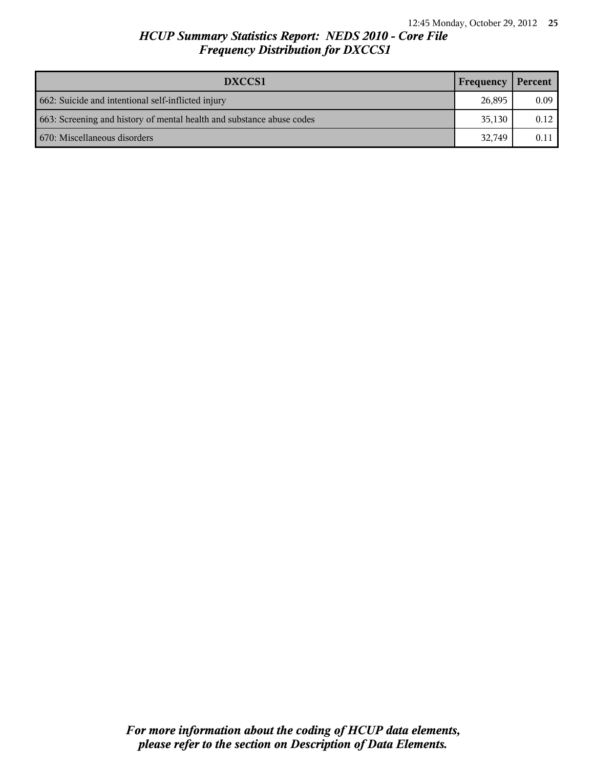# *HCUP Summary Statistics Report: NEDS 2010 - Core File*
## *Frequency Distribution for DXCCS1*

| DXCCS1 | Frequency | Percent |
|---|---|---|
| 662: Suicide and intentional self-inflicted injury | 26,895 | 0.09 |
| 663: Screening and history of mental health and substance abuse codes | 35,130 | 0.12 |
| 670: Miscellaneous disorders | 32,749 | 0.11 |

***For more information about the coding of HCUP data elements, please refer to the section on Description of Data Elements.***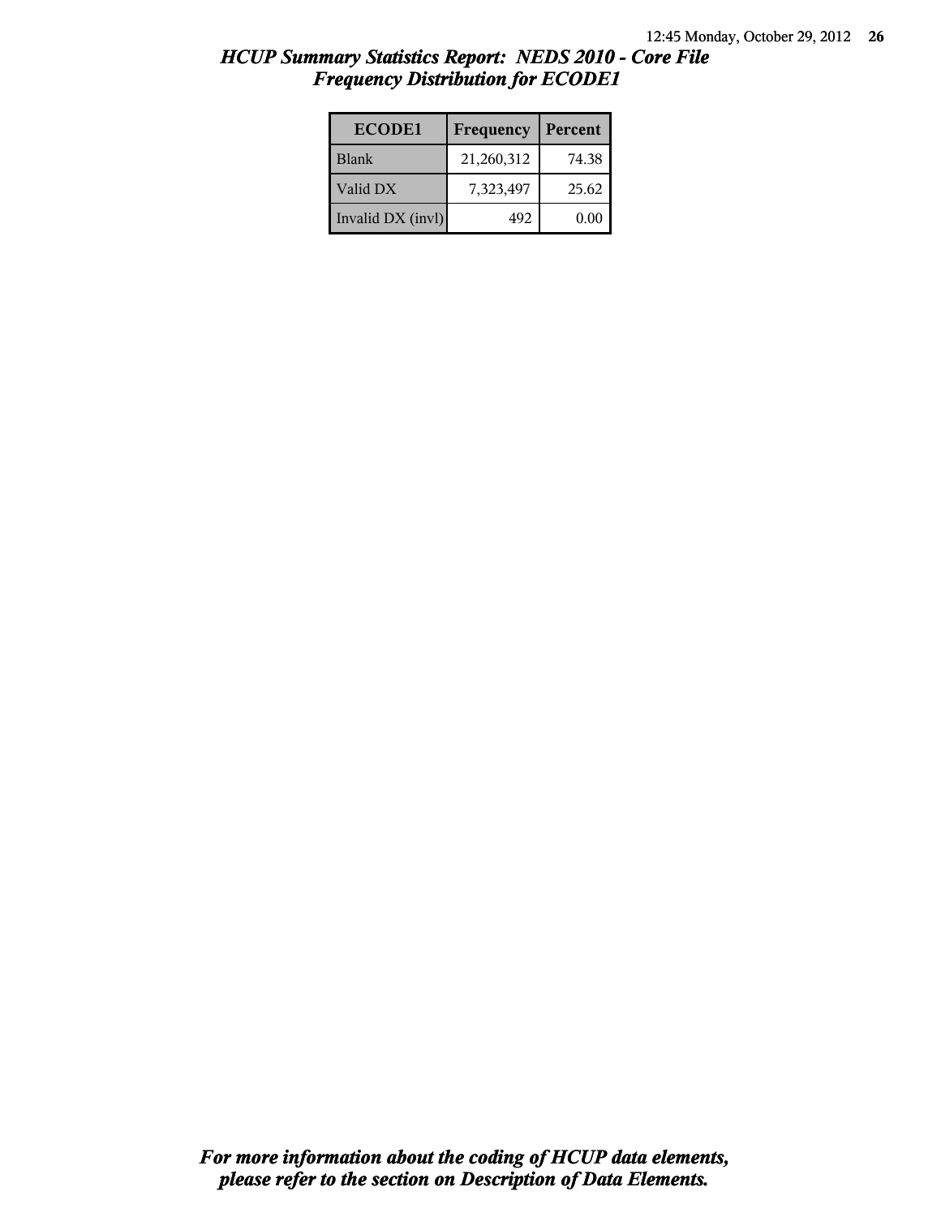# *HCUP Summary Statistics Report: NEDS 2010 - Core File*
## *Frequency Distribution for ECODE1*

| ECODE1 | Frequency | Percent |
|---|---|---|
| Blank | 21,260,312 | 74.38 |
| Valid DX | 7,323,497 | 25.62 |
| Invalid DX (invl) | 492 | 0.00 |

***For more information about the coding of HCUP data elements, please refer to the section on Description of Data Elements.***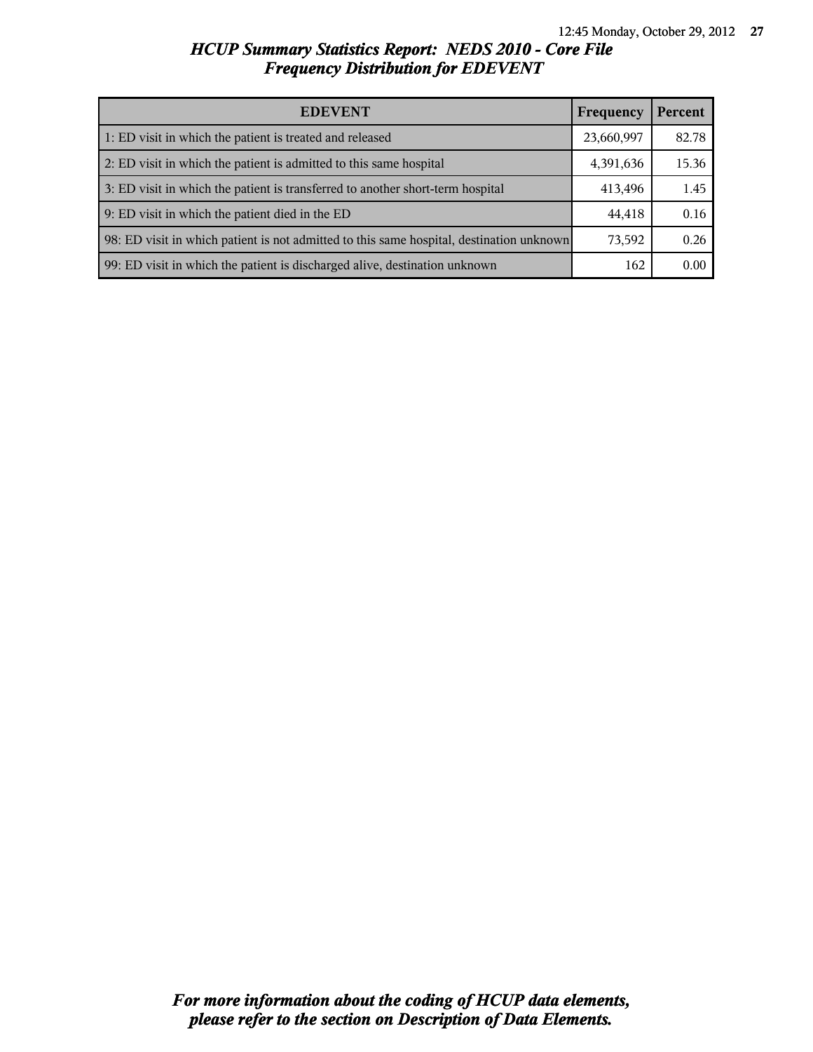## HCUP Summary Statistics Report: NEDS 2010 - Core File
## Frequency Distribution for EDEVENT

| EDEVENT | Frequency | Percent |
|---|---|---|
| 1: ED visit in which the patient is treated and released | 23,660,997 | 82.78 |
| 2: ED visit in which the patient is admitted to this same hospital | 4,391,636 | 15.36 |
| 3: ED visit in which the patient is transferred to another short-term hospital | 413,496 | 1.45 |
| 9: ED visit in which the patient died in the ED | 44,418 | 0.16 |
| 98: ED visit in which patient is not admitted to this same hospital, destination unknown | 73,592 | 0.26 |
| 99: ED visit in which the patient is discharged alive, destination unknown | 162 | 0.00 |

*For more information about the coding of HCUP data elements, please refer to the section on Description of Data Elements.*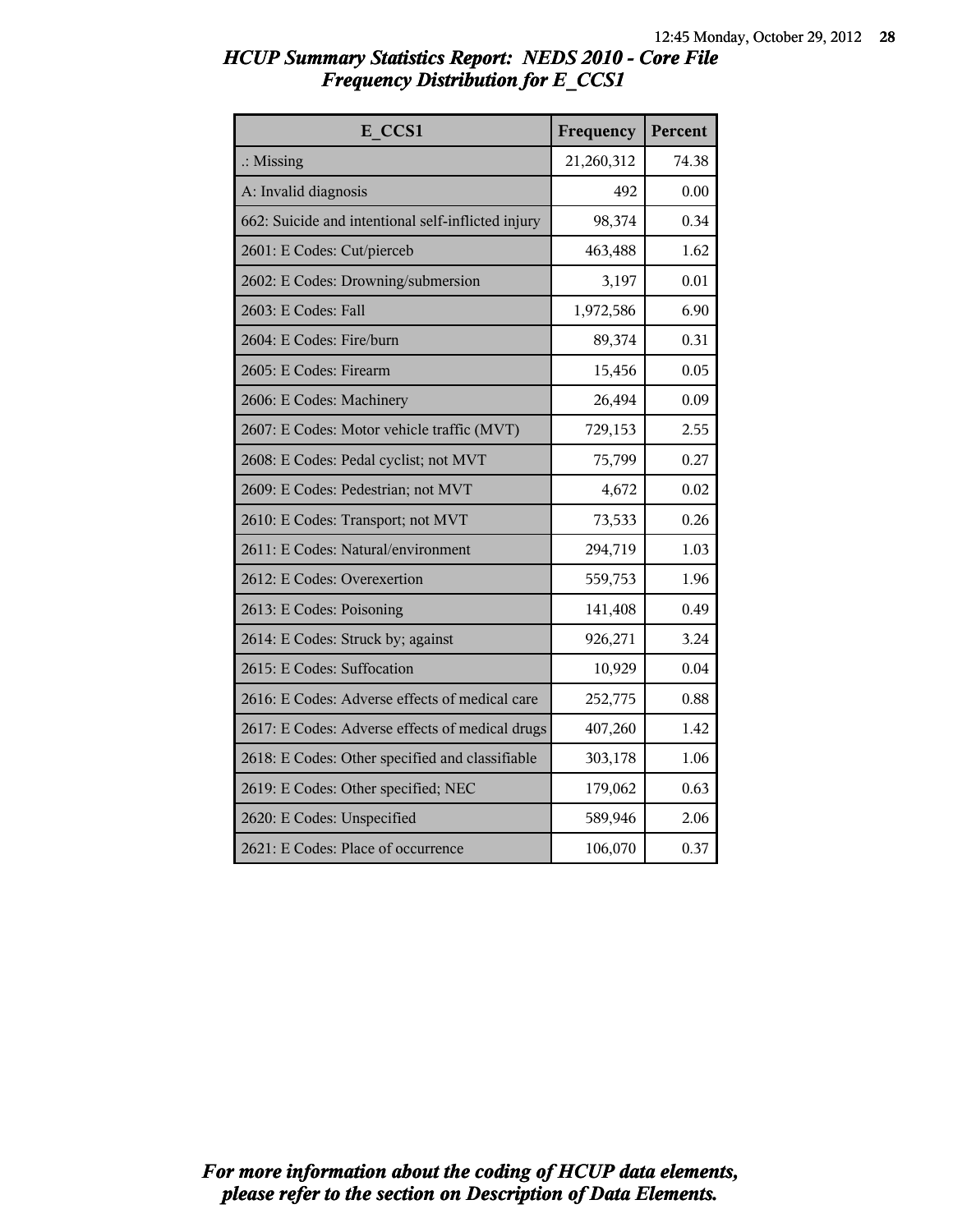# HCUP Summary Statistics Report: NEDS 2010 - Core File
## Frequency Distribution for E_CCS1

| E_CCS1 | Frequency | Percent |
|---|---|---|
| .: Missing | 21,260,312 | 74.38 |
| A: Invalid diagnosis | 492 | 0.00 |
| 662: Suicide and intentional self-inflicted injury | 98,374 | 0.34 |
| 2601: E Codes: Cut/pierceb | 463,488 | 1.62 |
| 2602: E Codes: Drowning/submersion | 3,197 | 0.01 |
| 2603: E Codes: Fall | 1,972,586 | 6.90 |
| 2604: E Codes: Fire/burn | 89,374 | 0.31 |
| 2605: E Codes: Firearm | 15,456 | 0.05 |
| 2606: E Codes: Machinery | 26,494 | 0.09 |
| 2607: E Codes: Motor vehicle traffic (MVT) | 729,153 | 2.55 |
| 2608: E Codes: Pedal cyclist; not MVT | 75,799 | 0.27 |
| 2609: E Codes: Pedestrian; not MVT | 4,672 | 0.02 |
| 2610: E Codes: Transport; not MVT | 73,533 | 0.26 |
| 2611: E Codes: Natural/environment | 294,719 | 1.03 |
| 2612: E Codes: Overexertion | 559,753 | 1.96 |
| 2613: E Codes: Poisoning | 141,408 | 0.49 |
| 2614: E Codes: Struck by; against | 926,271 | 3.24 |
| 2615: E Codes: Suffocation | 10,929 | 0.04 |
| 2616: E Codes: Adverse effects of medical care | 252,775 | 0.88 |
| 2617: E Codes: Adverse effects of medical drugs | 407,260 | 1.42 |
| 2618: E Codes: Other specified and classifiable | 303,178 | 1.06 |
| 2619: E Codes: Other specified; NEC | 179,062 | 0.63 |
| 2620: E Codes: Unspecified | 589,946 | 2.06 |
| 2621: E Codes: Place of occurrence | 106,070 | 0.37 |

*For more information about the coding of HCUP data elements, please refer to the section on Description of Data Elements.*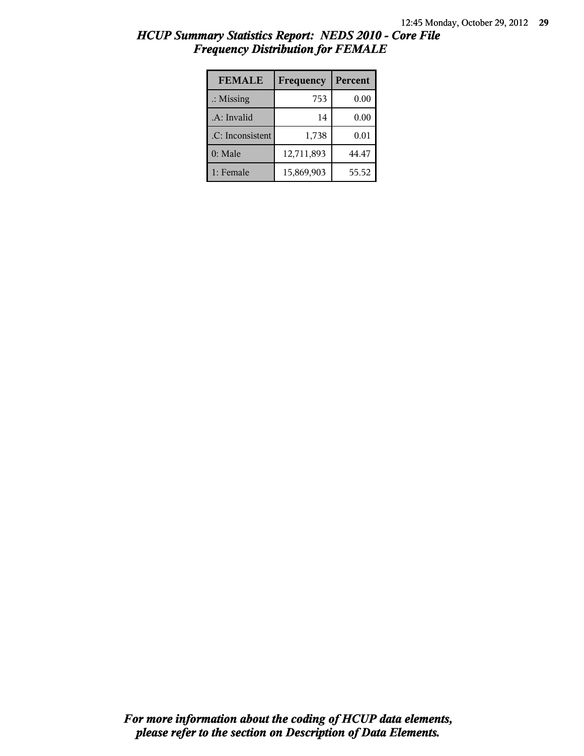# HCUP Summary Statistics Report: NEDS 2010 - Core File
## Frequency Distribution for FEMALE

| FEMALE | Frequency | Percent |
|---|---|---|
| .: Missing | 753 | 0.00 |
| .A: Invalid | 14 | 0.00 |
| .C: Inconsistent | 1,738 | 0.01 |
| 0: Male | 12,711,893 | 44.47 |
| 1: Female | 15,869,903 | 55.52 |

***For more information about the coding of HCUP data elements, please refer to the section on Description of Data Elements.***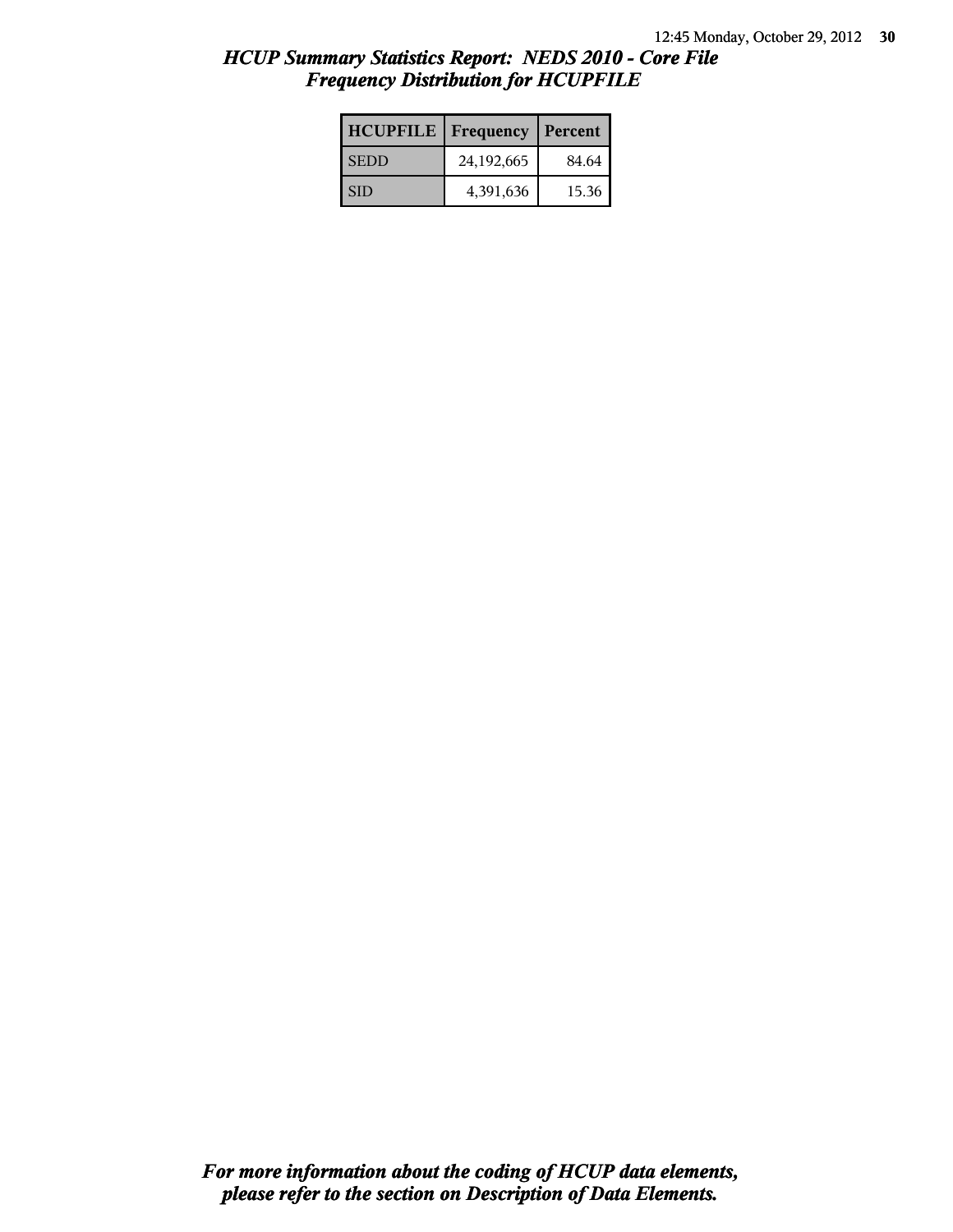# *HCUP Summary Statistics Report: NEDS 2010 - Core File*
## *Frequency Distribution for HCUPFILE*

| HCUPFILE | Frequency | Percent |
|---|---|---|
| SEDD | 24,192,665 | 84.64 |
| SID | 4,391,636 | 15.36 |

***For more information about the coding of HCUP data elements, please refer to the section on Description of Data Elements.***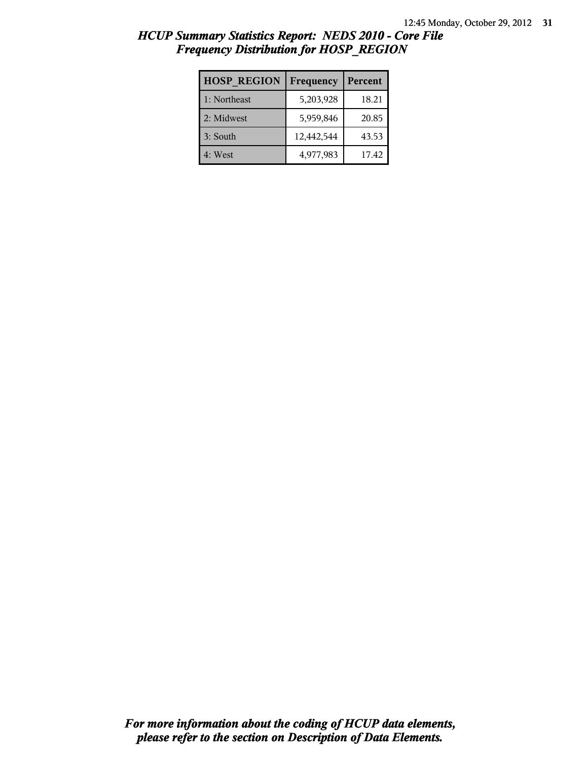## *HCUP Summary Statistics Report: NEDS 2010 - Core File*
## *Frequency Distribution for HOSP_REGION*

| HOSP_REGION | Frequency | Percent |
|---|---|---|
| 1: Northeast | 5,203,928 | 18.21 |
| 2: Midwest | 5,959,846 | 20.85 |
| 3: South | 12,442,544 | 43.53 |
| 4: West | 4,977,983 | 17.42 |

***For more information about the coding of HCUP data elements, please refer to the section on Description of Data Elements.***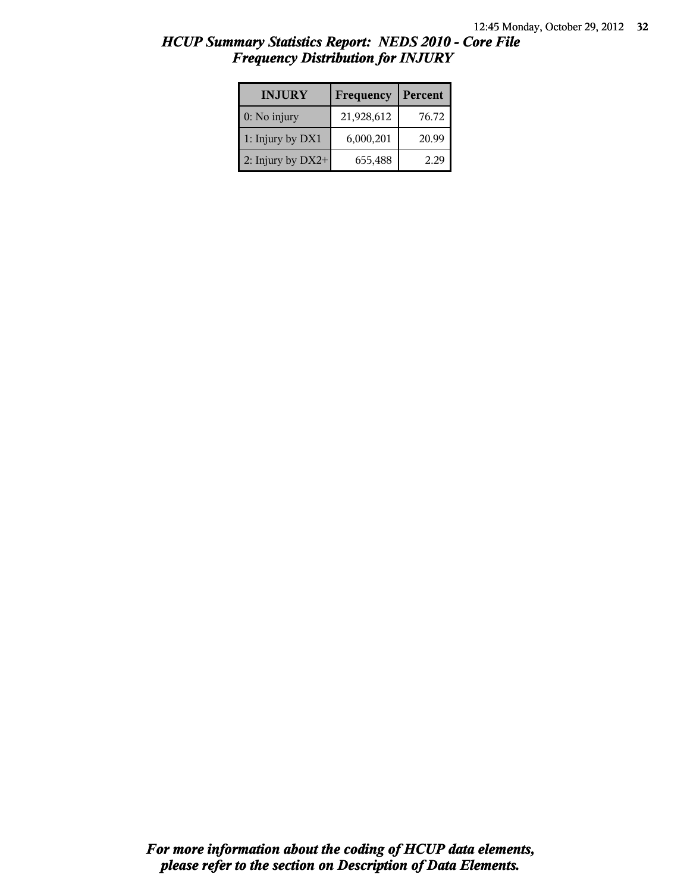## *HCUP Summary Statistics Report: NEDS 2010 - Core File*
## *Frequency Distribution for INJURY*

| INJURY | Frequency | Percent |
|---|---|---|
| 0: No injury | 21,928,612 | 76.72 |
| 1: Injury by DX1 | 6,000,201 | 20.99 |
| 2: Injury by DX2+ | 655,488 | 2.29 |

***For more information about the coding of HCUP data elements, please refer to the section on Description of Data Elements.***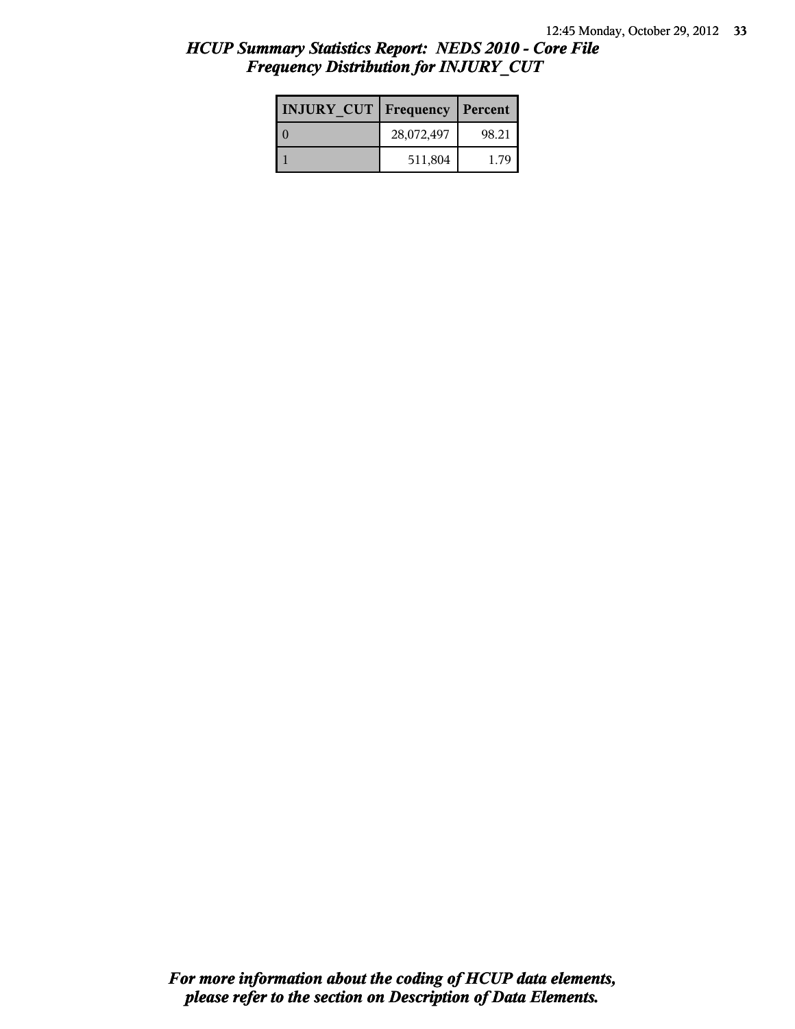## *HCUP Summary Statistics Report: NEDS 2010 - Core File*
## *Frequency Distribution for INJURY_CUT*

| INJURY_CUT | Frequency | Percent |
| --- | --- | --- |
| 0 | 28,072,497 | 98.21 |
| 1 | 511,804 | 1.79 |

***For more information about the coding of HCUP data elements, please refer to the section on Description of Data Elements.***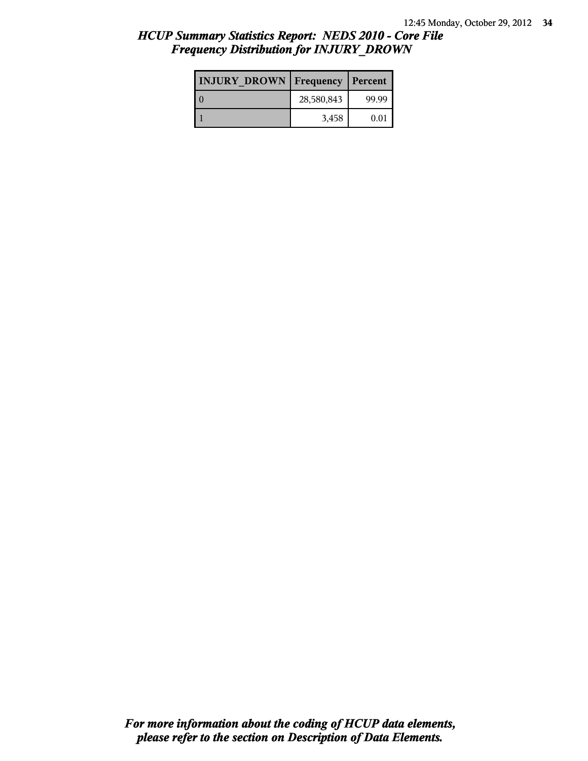## *HCUP Summary Statistics Report: NEDS 2010 - Core File*
## *Frequency Distribution for INJURY_DROWN*

| INJURY_DROWN | Frequency | Percent |
|---|---|---|
| 0 | 28,580,843 | 99.99 |
| 1 | 3,458 | 0.01 |

***For more information about the coding of HCUP data elements, please refer to the section on Description of Data Elements.***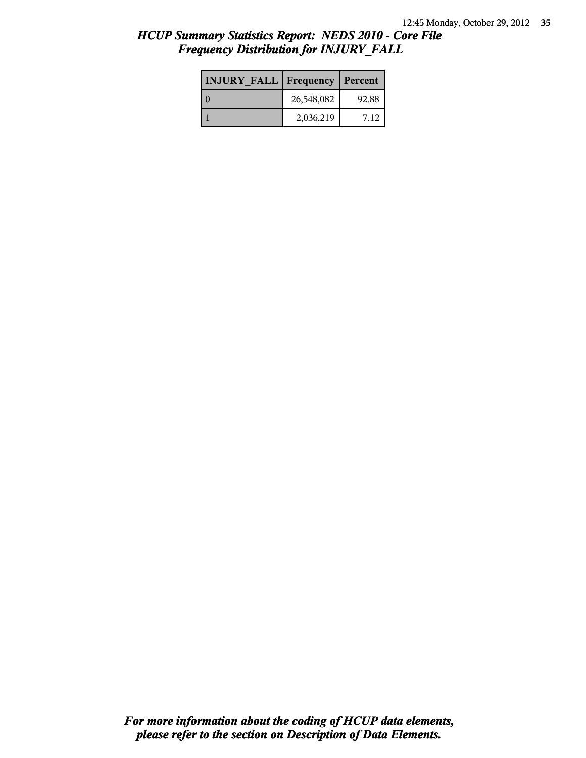## *HCUP Summary Statistics Report: NEDS 2010 - Core File*
## *Frequency Distribution for INJURY_FALL*

| INJURY_FALL | Frequency | Percent |
|---|---|---|
| 0 | 26,548,082 | 92.88 |
| 1 | 2,036,219 | 7.12 |

***For more information about the coding of HCUP data elements, please refer to the section on Description of Data Elements.***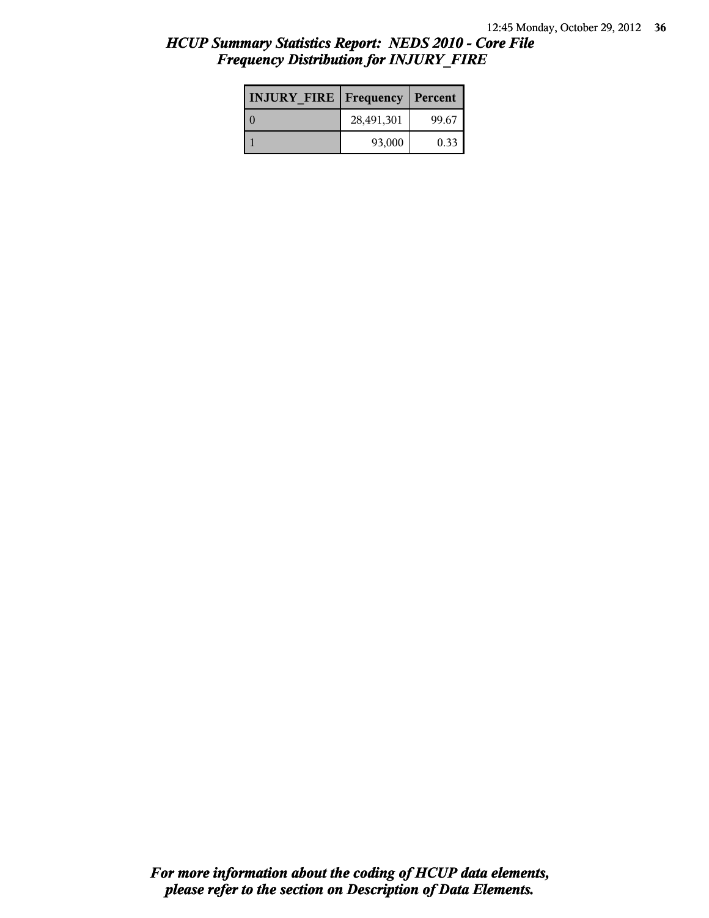# *HCUP Summary Statistics Report: NEDS 2010 - Core File*
## *Frequency Distribution for INJURY_FIRE*

| INJURY_FIRE | Frequency | Percent |
|---|---|---|
| 0 | 28,491,301 | 99.67 |
| 1 | 93,000 | 0.33 |

***For more information about the coding of HCUP data elements, please refer to the section on Description of Data Elements.***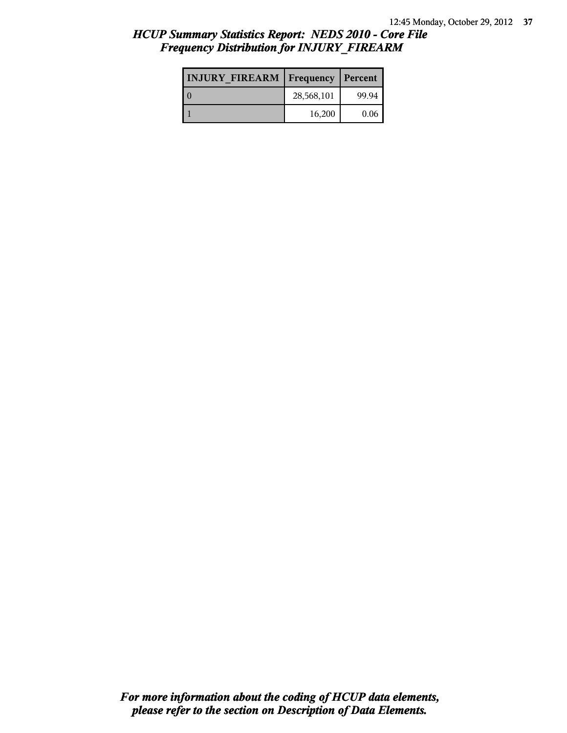## HCUP Summary Statistics Report: NEDS 2010 - Core File
## Frequency Distribution for INJURY_FIREARM

| INJURY_FIREARM | Frequency | Percent |
|---|---|---|
| 0 | 28,568,101 | 99.94 |
| 1 | 16,200 | 0.06 |

*For more information about the coding of HCUP data elements, please refer to the section on Description of Data Elements.*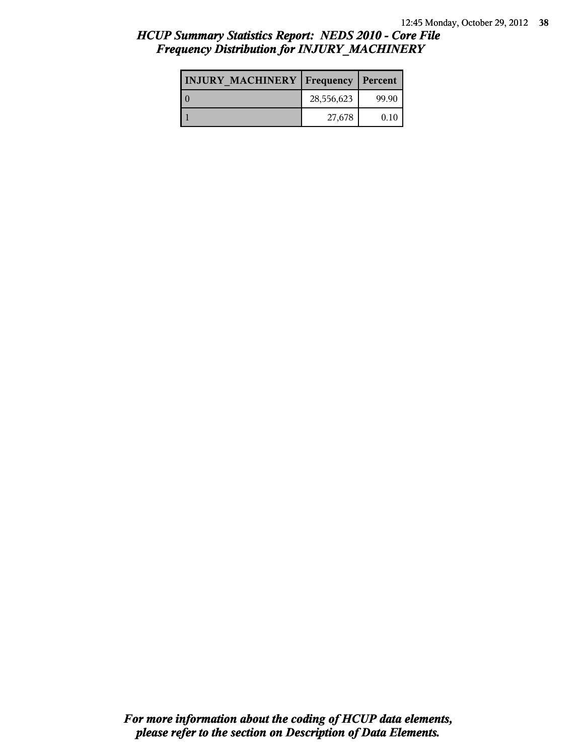# HCUP Summary Statistics Report: NEDS 2010 - Core File
## Frequency Distribution for INJURY_MACHINERY

| INJURY_MACHINERY | Frequency | Percent |
|---|---|---|
| 0 | 28,556,623 | 99.90 |
| 1 | 27,678 | 0.10 |

*For more information about the coding of HCUP data elements, please refer to the section on Description of Data Elements.*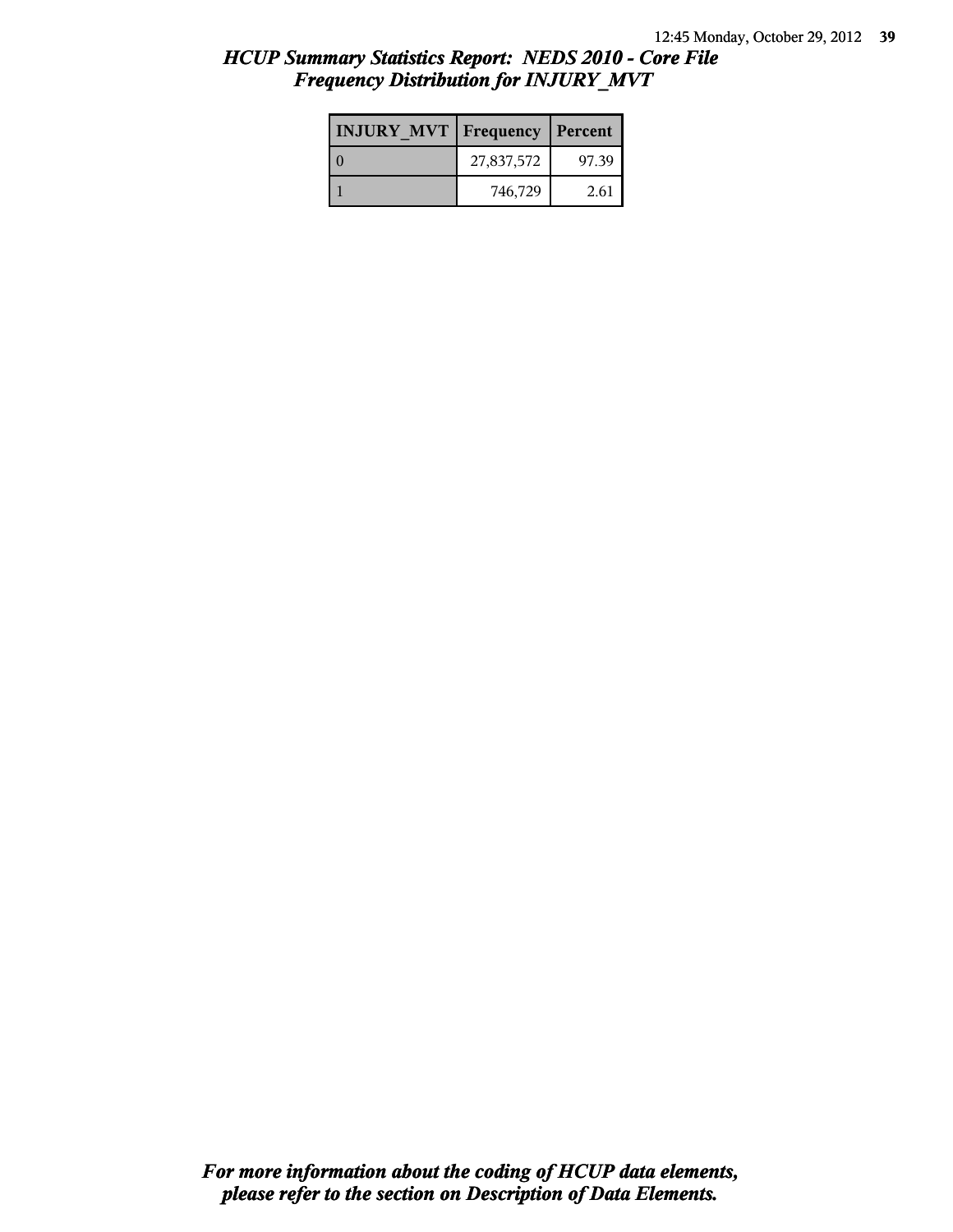## *HCUP Summary Statistics Report: NEDS 2010 - Core File*
## *Frequency Distribution for INJURY_MVT*

| INJURY_MVT | Frequency | Percent |
|---|---|---|
| 0 | 27,837,572 | 97.39 |
| 1 | 746,729 | 2.61 |

***For more information about the coding of HCUP data elements, please refer to the section on Description of Data Elements.***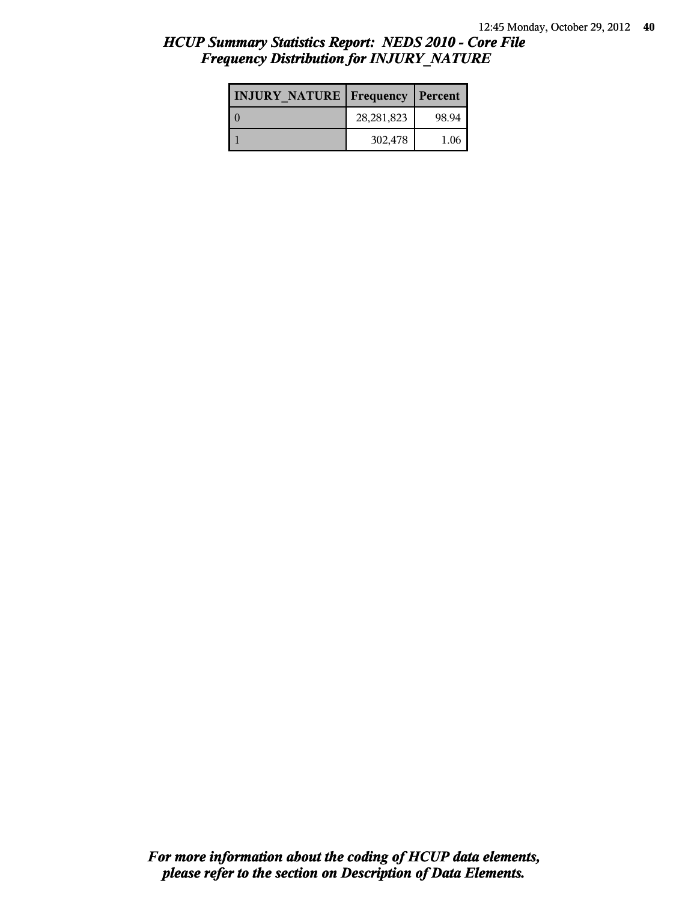## *HCUP Summary Statistics Report: NEDS 2010 - Core File*
## *Frequency Distribution for INJURY_NATURE*

| INJURY_NATURE | Frequency | Percent |
|---|---|---|
| 0 | 28,281,823 | 98.94 |
| 1 | 302,478 | 1.06 |

***For more information about the coding of HCUP data elements, please refer to the section on Description of Data Elements.***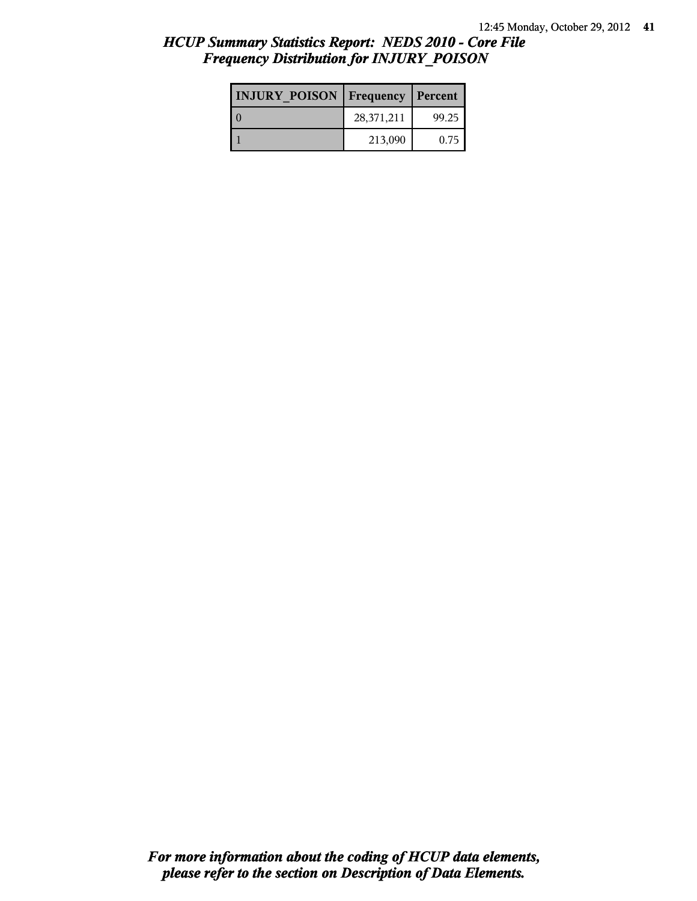## *HCUP Summary Statistics Report: NEDS 2010 - Core File*
## *Frequency Distribution for INJURY_POISON*

| INJURY_POISON | Frequency | Percent |
|---|---|---|
| 0 | 28,371,211 | 99.25 |
| 1 | 213,090 | 0.75 |

***For more information about the coding of HCUP data elements, please refer to the section on Description of Data Elements.***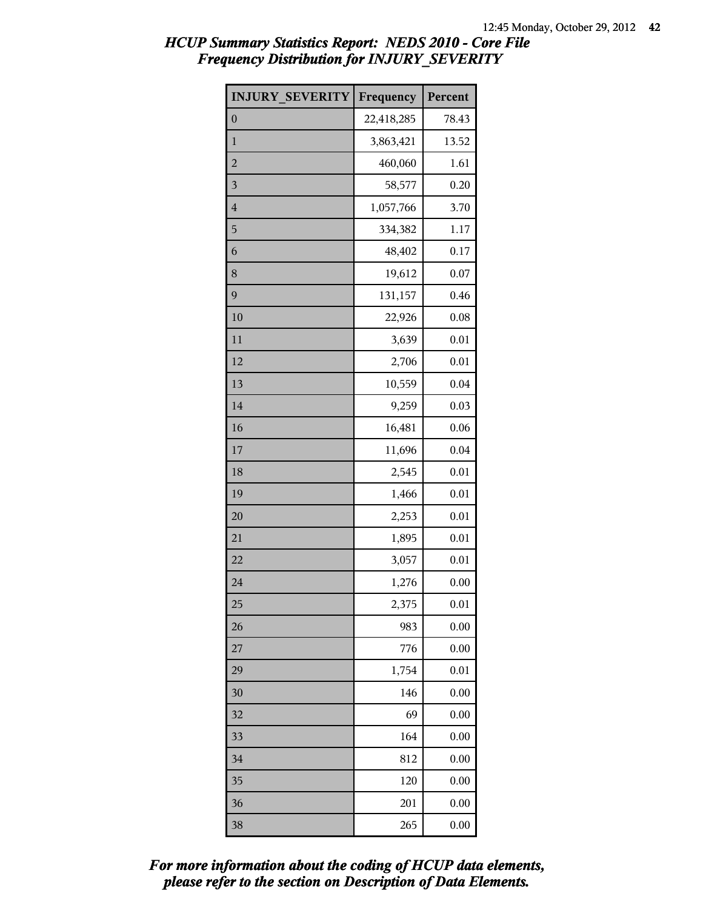## *HCUP Summary Statistics Report: NEDS 2010 - Core File*
## *Frequency Distribution for INJURY_SEVERITY*

| INJURY_SEVERITY | Frequency | Percent |
|---|---|---|
| 0 | 22,418,285 | 78.43 |
| 1 | 3,863,421 | 13.52 |
| 2 | 460,060 | 1.61 |
| 3 | 58,577 | 0.20 |
| 4 | 1,057,766 | 3.70 |
| 5 | 334,382 | 1.17 |
| 6 | 48,402 | 0.17 |
| 8 | 19,612 | 0.07 |
| 9 | 131,157 | 0.46 |
| 10 | 22,926 | 0.08 |
| 11 | 3,639 | 0.01 |
| 12 | 2,706 | 0.01 |
| 13 | 10,559 | 0.04 |
| 14 | 9,259 | 0.03 |
| 16 | 16,481 | 0.06 |
| 17 | 11,696 | 0.04 |
| 18 | 2,545 | 0.01 |
| 19 | 1,466 | 0.01 |
| 20 | 2,253 | 0.01 |
| 21 | 1,895 | 0.01 |
| 22 | 3,057 | 0.01 |
| 24 | 1,276 | 0.00 |
| 25 | 2,375 | 0.01 |
| 26 | 983 | 0.00 |
| 27 | 776 | 0.00 |
| 29 | 1,754 | 0.01 |
| 30 | 146 | 0.00 |
| 32 | 69 | 0.00 |
| 33 | 164 | 0.00 |
| 34 | 812 | 0.00 |
| 35 | 120 | 0.00 |
| 36 | 201 | 0.00 |
| 38 | 265 | 0.00 |

***For more information about the coding of HCUP data elements, please refer to the section on Description of Data Elements.***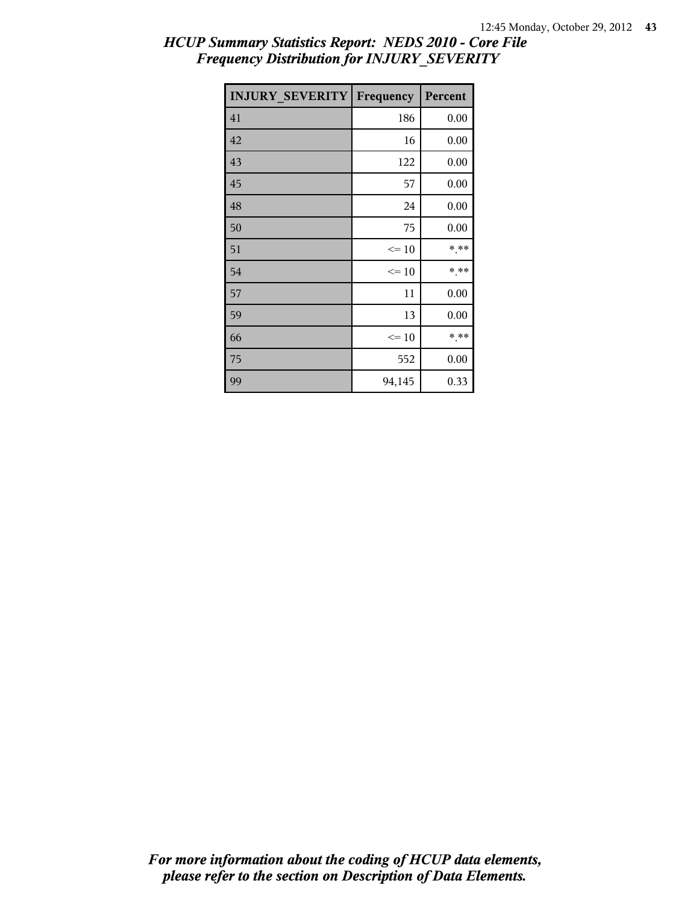# HCUP Summary Statistics Report: NEDS 2010 - Core File
## Frequency Distribution for INJURY_SEVERITY

| INJURY_SEVERITY | Frequency | Percent |
|---|---|---|
| 41 | 186 | 0.00 |
| 42 | 16 | 0.00 |
| 43 | 122 | 0.00 |
| 45 | 57 | 0.00 |
| 48 | 24 | 0.00 |
| 50 | 75 | 0.00 |
| 51 | <= 10 | *.** |
| 54 | <= 10 | *.** |
| 57 | 11 | 0.00 |
| 59 | 13 | 0.00 |
| 66 | <= 10 | *.** |
| 75 | 552 | 0.00 |
| 99 | 94,145 | 0.33 |

*For more information about the coding of HCUP data elements, please refer to the section on Description of Data Elements.*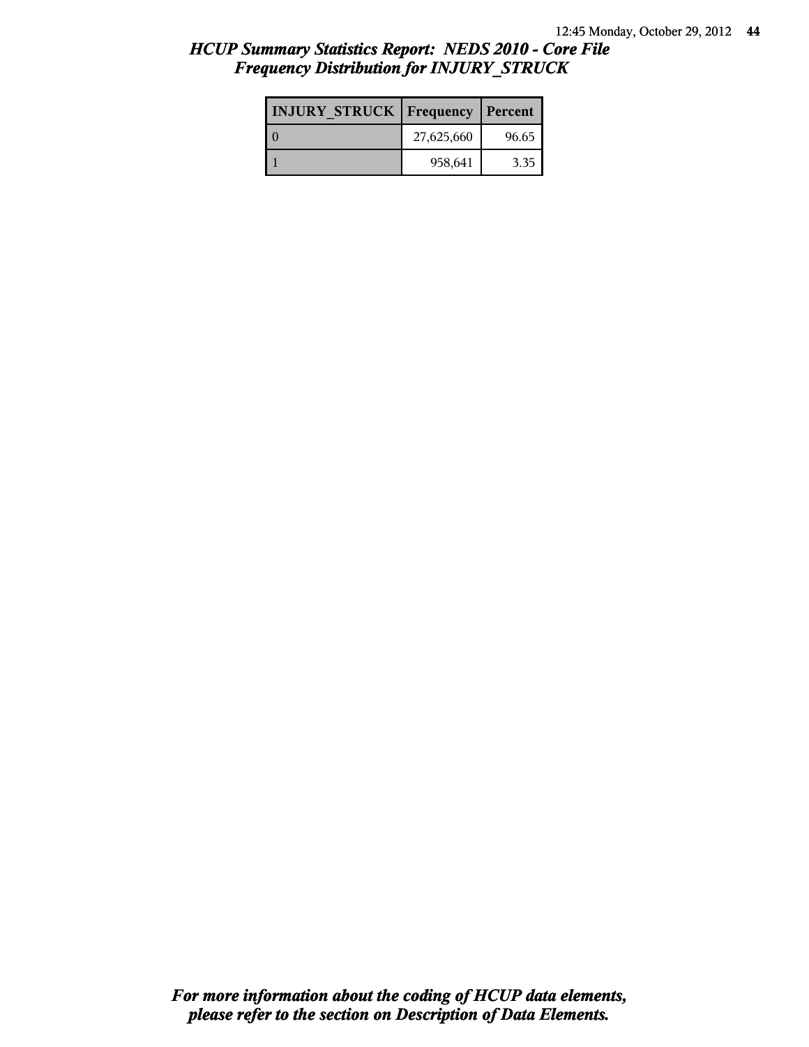## *HCUP Summary Statistics Report: NEDS 2010 - Core File*
## *Frequency Distribution for INJURY_STRUCK*

| INJURY_STRUCK | Frequency | Percent |
|---|---|---|
| 0 | 27,625,660 | 96.65 |
| 1 | 958,641 | 3.35 |

***For more information about the coding of HCUP data elements, please refer to the section on Description of Data Elements.***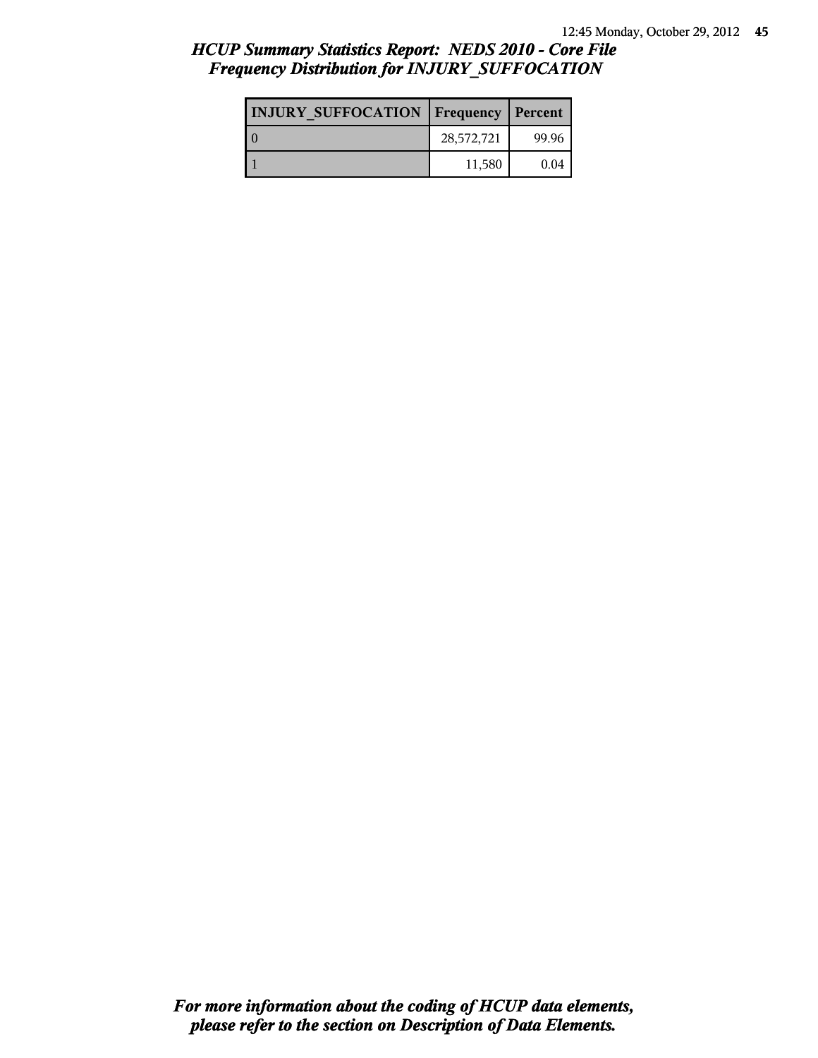## *HCUP Summary Statistics Report: NEDS 2010 - Core File*
## *Frequency Distribution for INJURY_SUFFOCATION*

| INJURY_SUFFOCATION | Frequency | Percent |
|---|---|---|
| 0 | 28,572,721 | 99.96 |
| 1 | 11,580 | 0.04 |

***For more information about the coding of HCUP data elements, please refer to the section on Description of Data Elements.***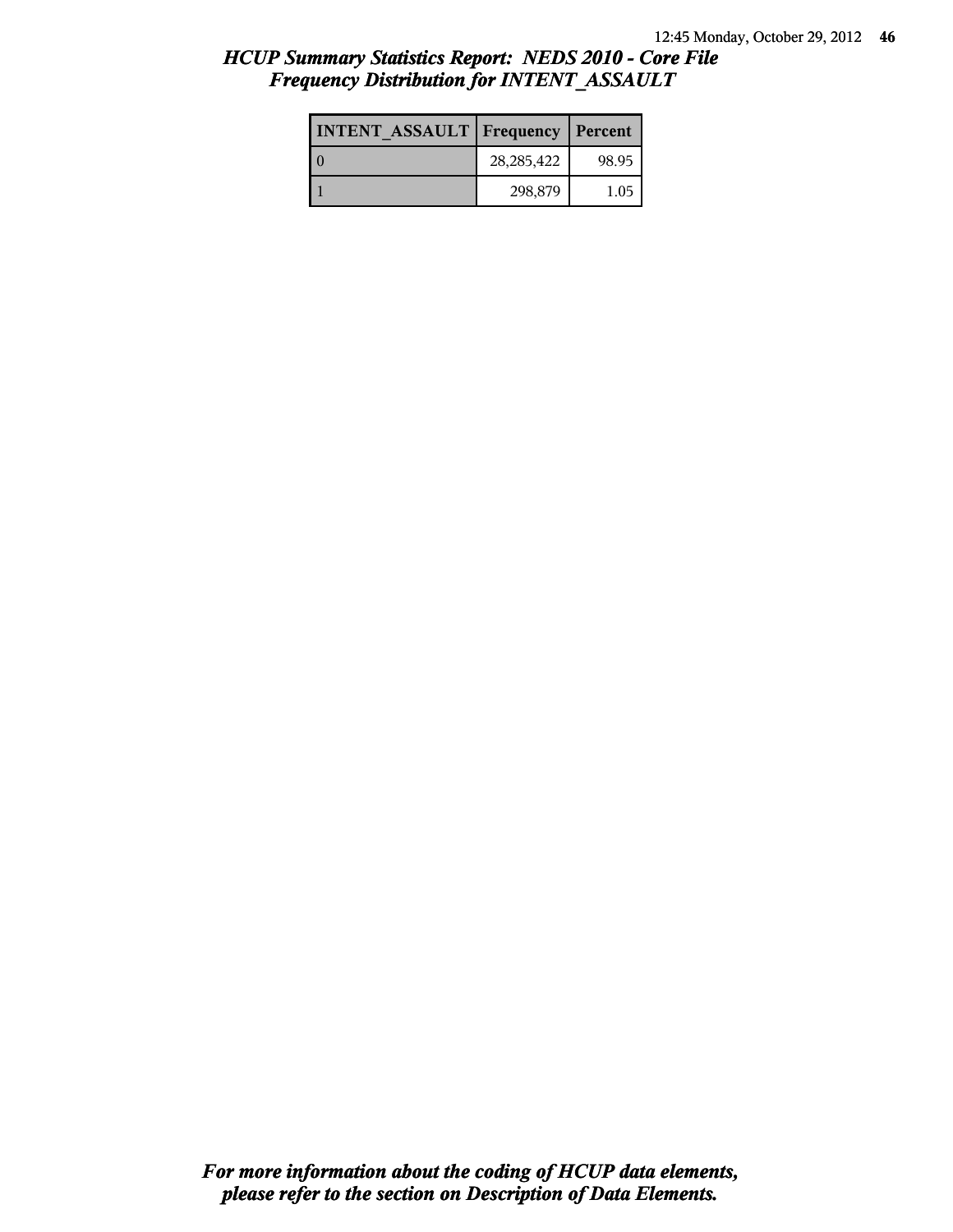## HCUP Summary Statistics Report: NEDS 2010 - Core File
## Frequency Distribution for INTENT_ASSAULT

| INTENT_ASSAULT | Frequency | Percent |
|---|---|---|
| 0 | 28,285,422 | 98.95 |
| 1 | 298,879 | 1.05 |

*For more information about the coding of HCUP data elements, please refer to the section on Description of Data Elements.*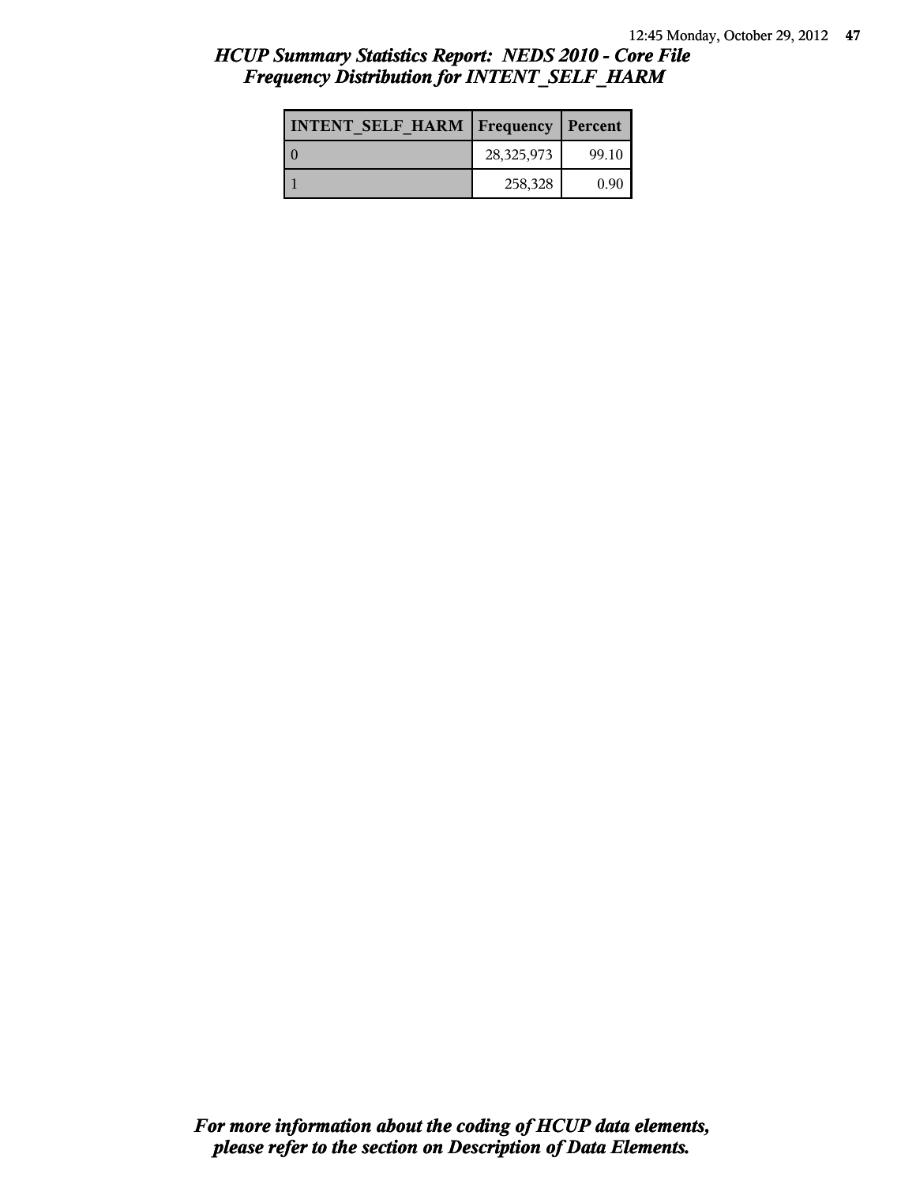## HCUP Summary Statistics Report: NEDS 2010 - Core File
## Frequency Distribution for INTENT_SELF_HARM

| INTENT_SELF_HARM | Frequency | Percent |
|---|---|---|
| 0 | 28,325,973 | 99.10 |
| 1 | 258,328 | 0.90 |

*For more information about the coding of HCUP data elements, please refer to the section on Description of Data Elements.*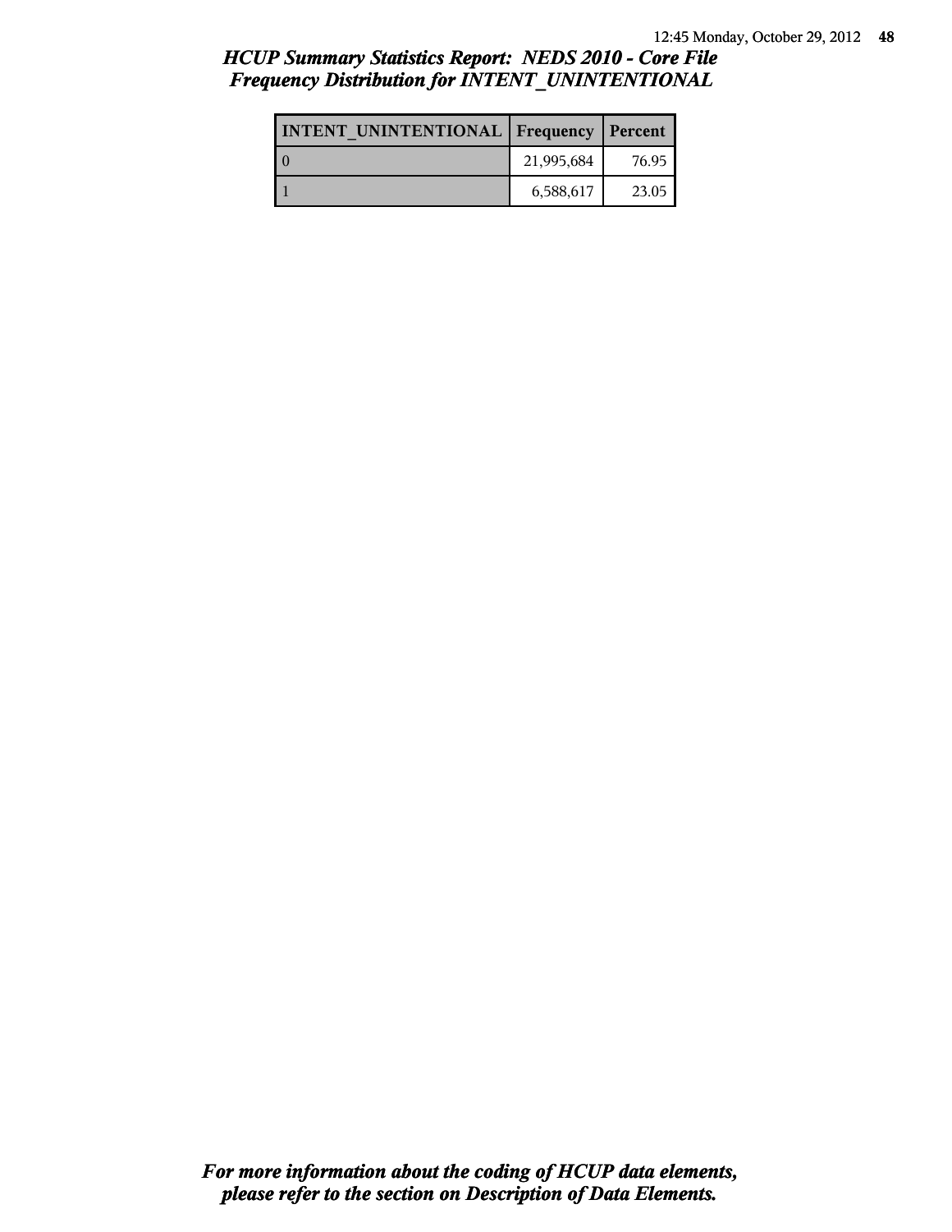## *HCUP Summary Statistics Report: NEDS 2010 - Core File*
## *Frequency Distribution for INTENT_UNINTENTIONAL*

| INTENT_UNINTENTIONAL | Frequency | Percent |
| --- | --- | --- |
| 0 | 21,995,684 | 76.95 |
| 1 | 6,588,617 | 23.05 |

***For more information about the coding of HCUP data elements, please refer to the section on Description of Data Elements.***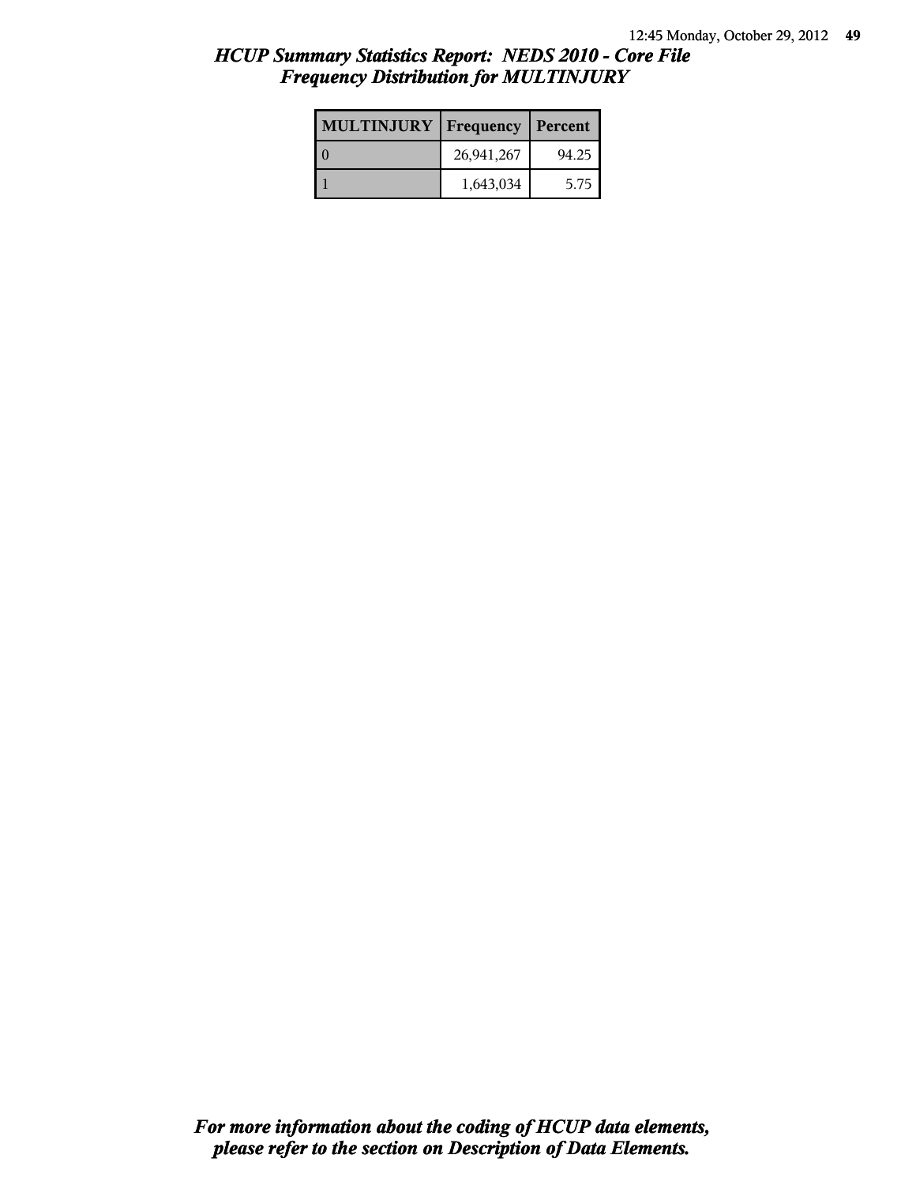## *HCUP Summary Statistics Report: NEDS 2010 - Core File*
## *Frequency Distribution for MULTINJURY*

| MULTINJURY | Frequency | Percent |
|---|---|---|
| 0 | 26,941,267 | 94.25 |
| 1 | 1,643,034 | 5.75 |

***For more information about the coding of HCUP data elements, please refer to the section on Description of Data Elements.***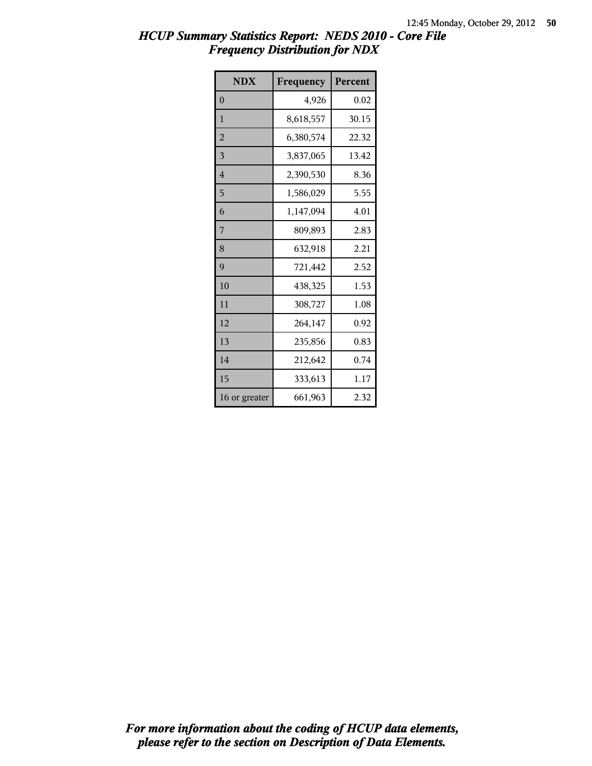# *HCUP Summary Statistics Report: NEDS 2010 - Core File*
## *Frequency Distribution for NDX*

| NDX | Frequency | Percent |
|---|---|---|
| 0 | 4,926 | 0.02 |
| 1 | 8,618,557 | 30.15 |
| 2 | 6,380,574 | 22.32 |
| 3 | 3,837,065 | 13.42 |
| 4 | 2,390,530 | 8.36 |
| 5 | 1,586,029 | 5.55 |
| 6 | 1,147,094 | 4.01 |
| 7 | 809,893 | 2.83 |
| 8 | 632,918 | 2.21 |
| 9 | 721,442 | 2.52 |
| 10 | 438,325 | 1.53 |
| 11 | 308,727 | 1.08 |
| 12 | 264,147 | 0.92 |
| 13 | 235,856 | 0.83 |
| 14 | 212,642 | 0.74 |
| 15 | 333,613 | 1.17 |
| 16 or greater | 661,963 | 2.32 |

***For more information about the coding of HCUP data elements, please refer to the section on Description of Data Elements.***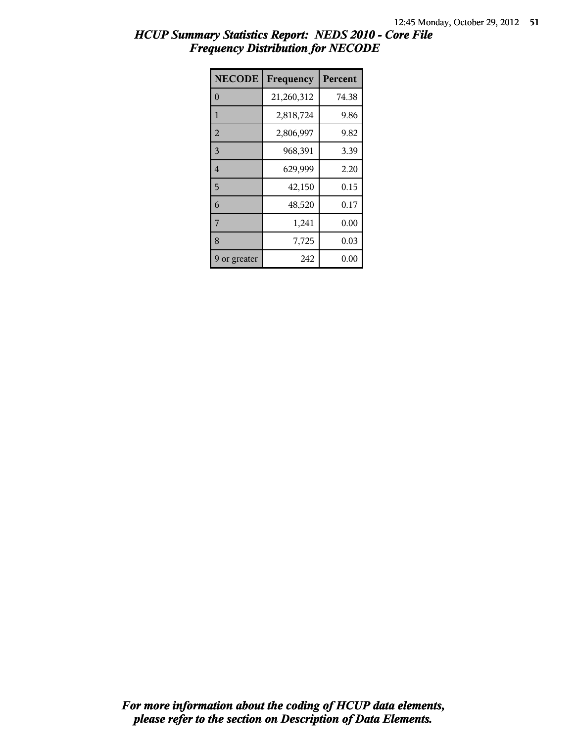## *HCUP Summary Statistics Report: NEDS 2010 - Core File*
## *Frequency Distribution for NECODE*

| NECODE | Frequency | Percent |
|---|---|---|
| 0 | 21,260,312 | 74.38 |
| 1 | 2,818,724 | 9.86 |
| 2 | 2,806,997 | 9.82 |
| 3 | 968,391 | 3.39 |
| 4 | 629,999 | 2.20 |
| 5 | 42,150 | 0.15 |
| 6 | 48,520 | 0.17 |
| 7 | 1,241 | 0.00 |
| 8 | 7,725 | 0.03 |
| 9 or greater | 242 | 0.00 |

***For more information about the coding of HCUP data elements, please refer to the section on Description of Data Elements.***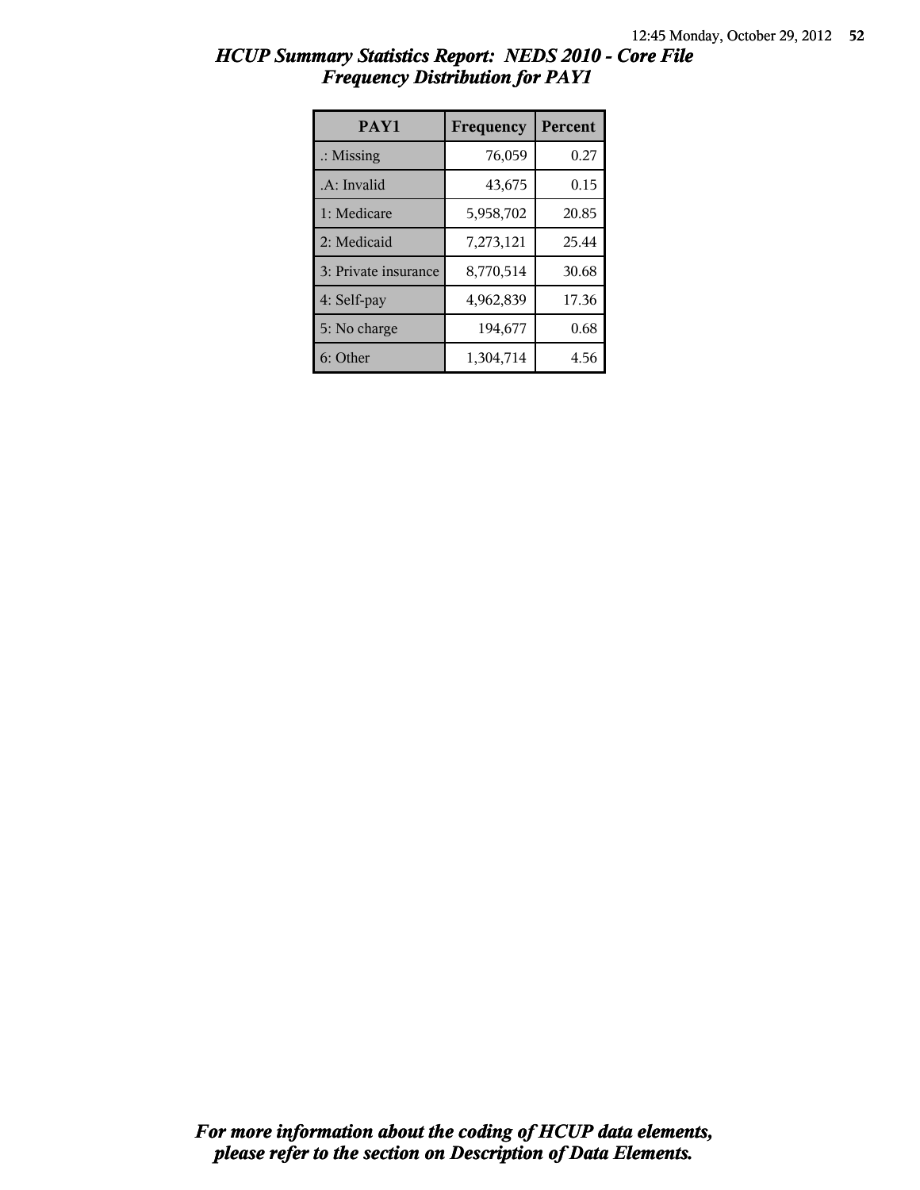# *HCUP Summary Statistics Report: NEDS 2010 - Core File*
## *Frequency Distribution for PAY1*

| PAY1 | Frequency | Percent |
|---|---|---|
| .: Missing | 76,059 | 0.27 |
| .A: Invalid | 43,675 | 0.15 |
| 1: Medicare | 5,958,702 | 20.85 |
| 2: Medicaid | 7,273,121 | 25.44 |
| 3: Private insurance | 8,770,514 | 30.68 |
| 4: Self-pay | 4,962,839 | 17.36 |
| 5: No charge | 194,677 | 0.68 |
| 6: Other | 1,304,714 | 4.56 |

***For more information about the coding of HCUP data elements, please refer to the section on Description of Data Elements.***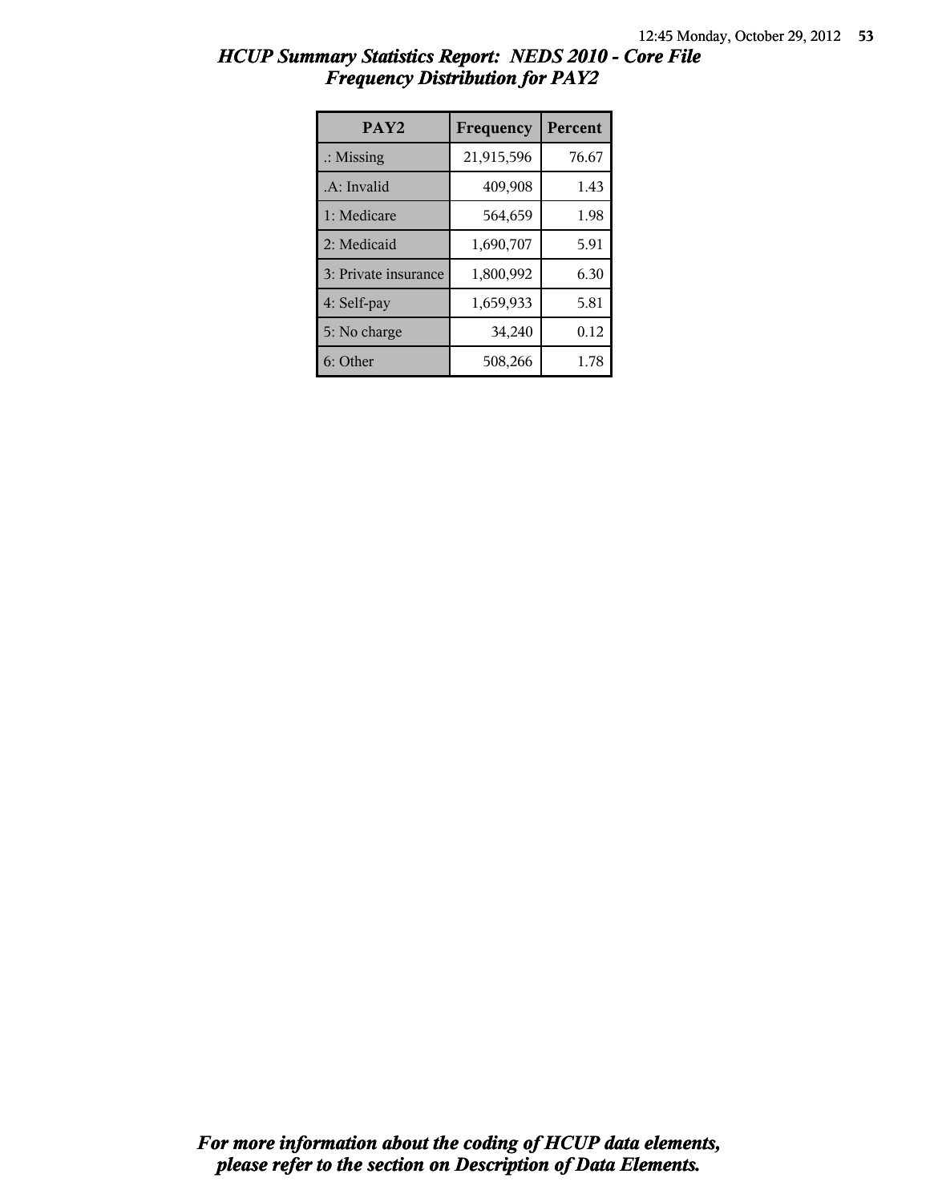## HCUP Summary Statistics Report: NEDS 2010 - Core File
### Frequency Distribution for PAY2

| PAY2 | Frequency | Percent |
|---|---|---|
| .: Missing | 21,915,596 | 76.67 |
| .A: Invalid | 409,908 | 1.43 |
| 1: Medicare | 564,659 | 1.98 |
| 2: Medicaid | 1,690,707 | 5.91 |
| 3: Private insurance | 1,800,992 | 6.30 |
| 4: Self-pay | 1,659,933 | 5.81 |
| 5: No charge | 34,240 | 0.12 |
| 6: Other | 508,266 | 1.78 |

*For more information about the coding of HCUP data elements, please refer to the section on Description of Data Elements.*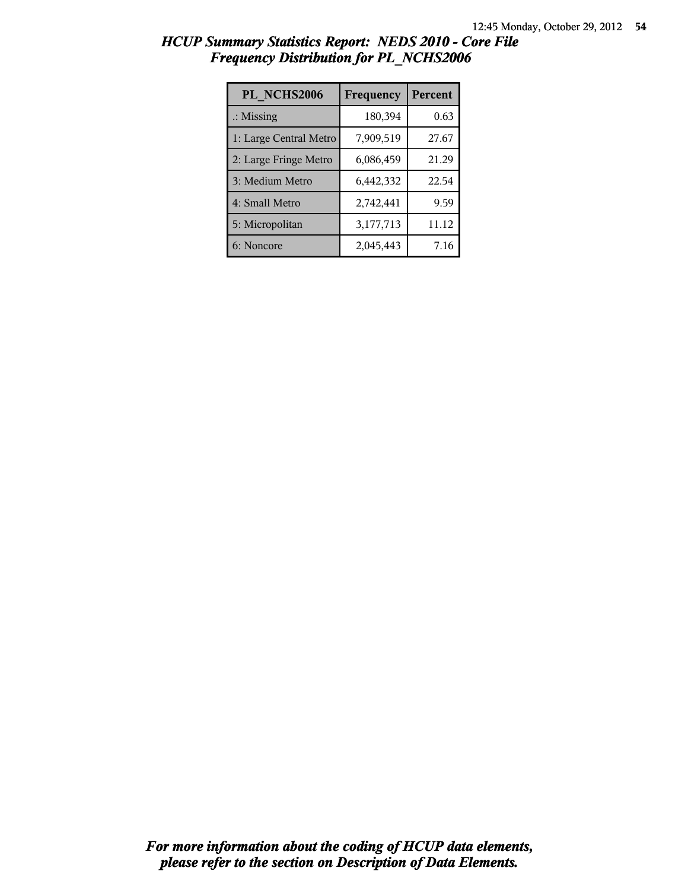# HCUP Summary Statistics Report: NEDS 2010 - Core File
## Frequency Distribution for PL_NCHS2006

| PL_NCHS2006 | Frequency | Percent |
|---|---|---|
| .: Missing | 180,394 | 0.63 |
| 1: Large Central Metro | 7,909,519 | 27.67 |
| 2: Large Fringe Metro | 6,086,459 | 21.29 |
| 3: Medium Metro | 6,442,332 | 22.54 |
| 4: Small Metro | 2,742,441 | 9.59 |
| 5: Micropolitan | 3,177,713 | 11.12 |
| 6: Noncore | 2,045,443 | 7.16 |

***For more information about the coding of HCUP data elements, please refer to the section on Description of Data Elements.***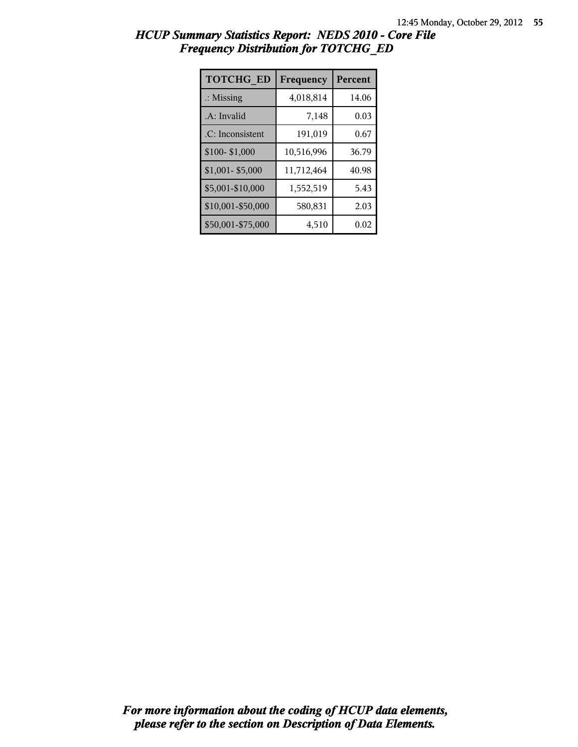## *HCUP Summary Statistics Report: NEDS 2010 - Core File*
## *Frequency Distribution for TOTCHG_ED*

| TOTCHG_ED | Frequency | Percent |
|---|---|---|
| .: Missing | 4,018,814 | 14.06 |
| .A: Invalid | 7,148 | 0.03 |
| .C: Inconsistent | 191,019 | 0.67 |
| $100- $1,000 | 10,516,996 | 36.79 |
| $1,001- $5,000 | 11,712,464 | 40.98 |
| $5,001-$10,000 | 1,552,519 | 5.43 |
| $10,001-$50,000 | 580,831 | 2.03 |
| $50,001-$75,000 | 4,510 | 0.02 |

***For more information about the coding of HCUP data elements, please refer to the section on Description of Data Elements.***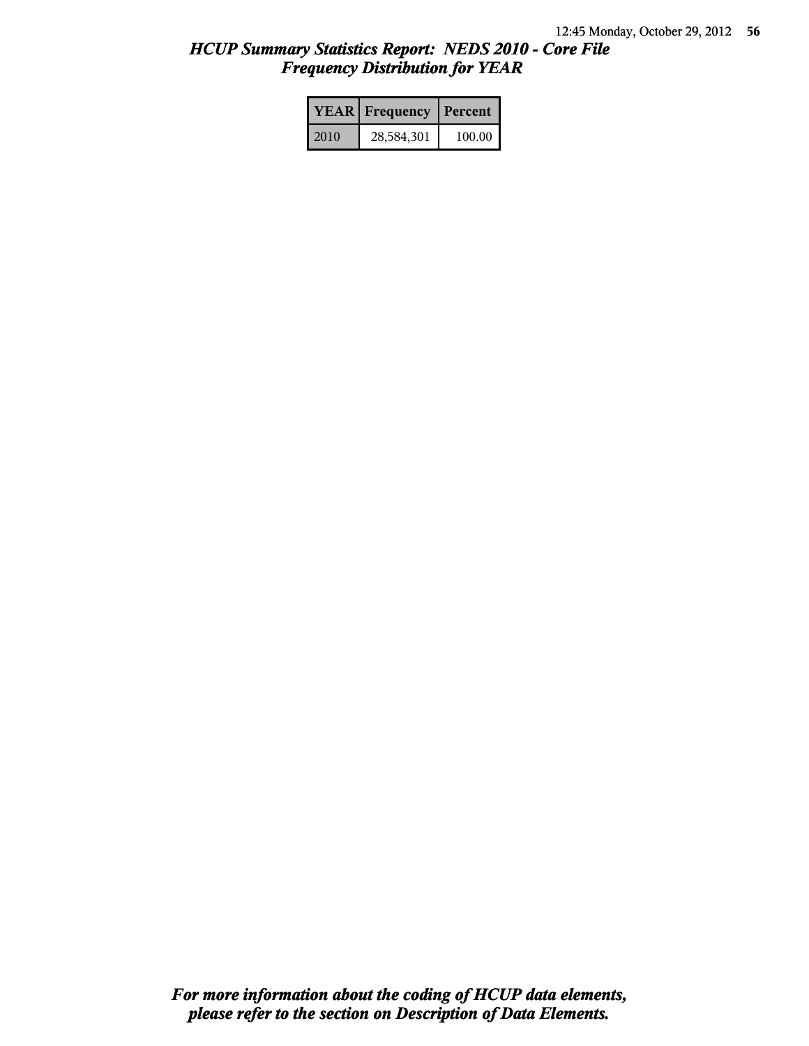# *HCUP Summary Statistics Report: NEDS 2010 - Core File*
## *Frequency Distribution for YEAR*

| YEAR | Frequency | Percent |
|---|---|---|
| 2010 | 28,584,301 | 100.00 |

***For more information about the coding of HCUP data elements, please refer to the section on Description of Data Elements.***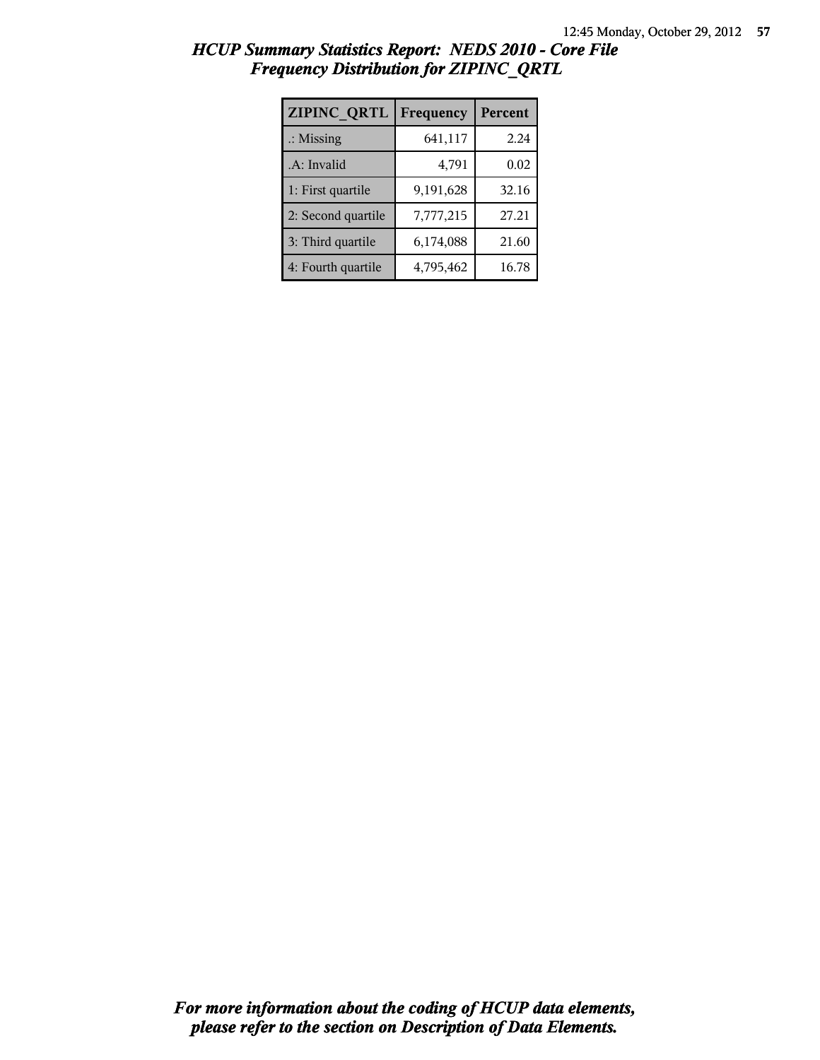## *HCUP Summary Statistics Report: NEDS 2010 - Core File*
## *Frequency Distribution for ZIPINC_QRTL*

| ZIPINC_QRTL | Frequency | Percent |
|---|---|---|
| .: Missing | 641,117 | 2.24 |
| .A: Invalid | 4,791 | 0.02 |
| 1: First quartile | 9,191,628 | 32.16 |
| 2: Second quartile | 7,777,215 | 27.21 |
| 3: Third quartile | 6,174,088 | 21.60 |
| 4: Fourth quartile | 4,795,462 | 16.78 |

***For more information about the coding of HCUP data elements, please refer to the section on Description of Data Elements.***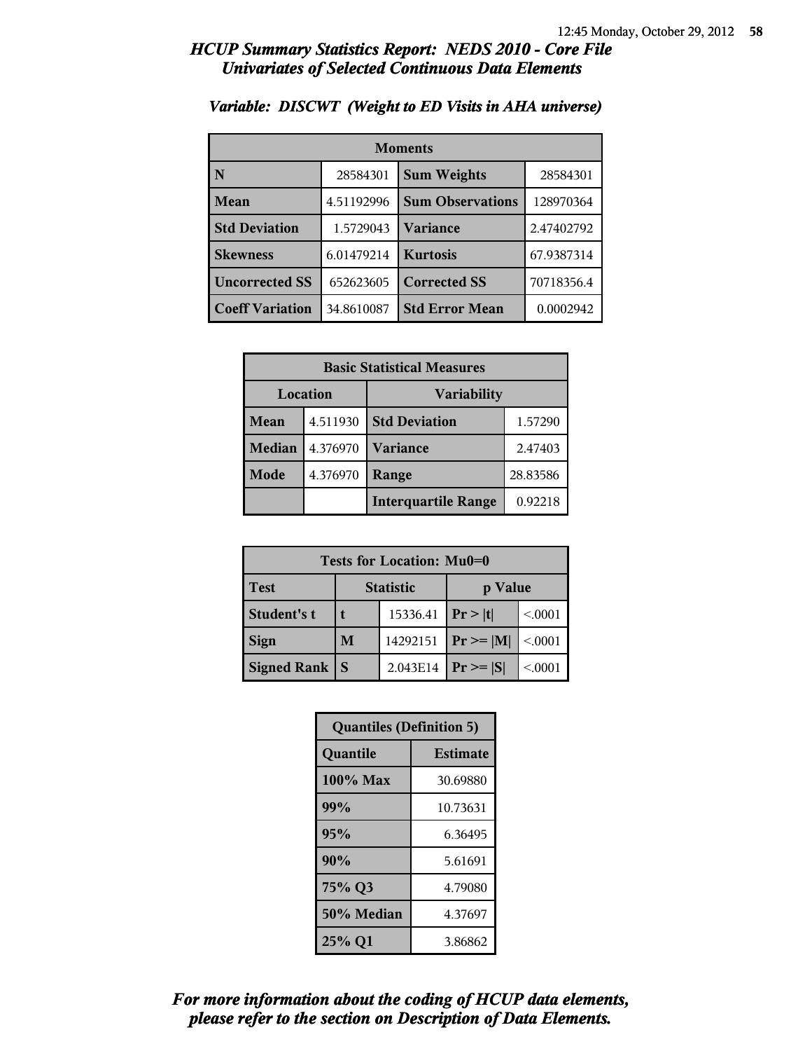## HCUP Summary Statistics Report: NEDS 2010 - Core File
## Univariates of Selected Continuous Data Elements

### Variable: DISCWT (Weight to ED Visits in AHA universe)

| Moments | | | |
|---|---|---|---|
| **N** | 28584301 | **Sum Weights** | 28584301 |
| **Mean** | 4.51192996 | **Sum Observations** | 128970364 |
| **Std Deviation** | 1.5729043 | **Variance** | 2.47402792 |
| **Skewness** | 6.01479214 | **Kurtosis** | 67.9387314 |
| **Uncorrected SS** | 652623605 | **Corrected SS** | 70718356.4 |
| **Coeff Variation** | 34.8610087 | **Std Error Mean** | 0.0002942 |

| Basic Statistical Measures | | | |
|---|---|---|---|
| Location | | Variability | |
| **Mean** | 4.511930 | **Std Deviation** | 1.57290 |
| **Median** | 4.376970 | **Variance** | 2.47403 |
| **Mode** | 4.376970 | **Range** | 28.83586 |
| | | **Interquartile Range** | 0.92218 |

| Tests for Location: Mu0=0 | | | | |
|---|---|---|---|---|
| **Test** | Statistic | | p Value | |
| **Student's t** | **t** | 15336.41 | **Pr > \|t\|** | <.0001 |
| **Sign** | **M** | 14292151 | **Pr >= \|M\|** | <.0001 |
| **Signed Rank** | **S** | 2.043E14 | **Pr >= \|S\|** | <.0001 |

| Quantiles (Definition 5) | |
|---|---|
| **Quantile** | **Estimate** |
| **100% Max** | 30.69880 |
| **99%** | 10.73631 |
| **95%** | 6.36495 |
| **90%** | 5.61691 |
| **75% Q3** | 4.79080 |
| **50% Median** | 4.37697 |
| **25% Q1** | 3.86862 |

*For more information about the coding of HCUP data elements, please refer to the section on Description of Data Elements.*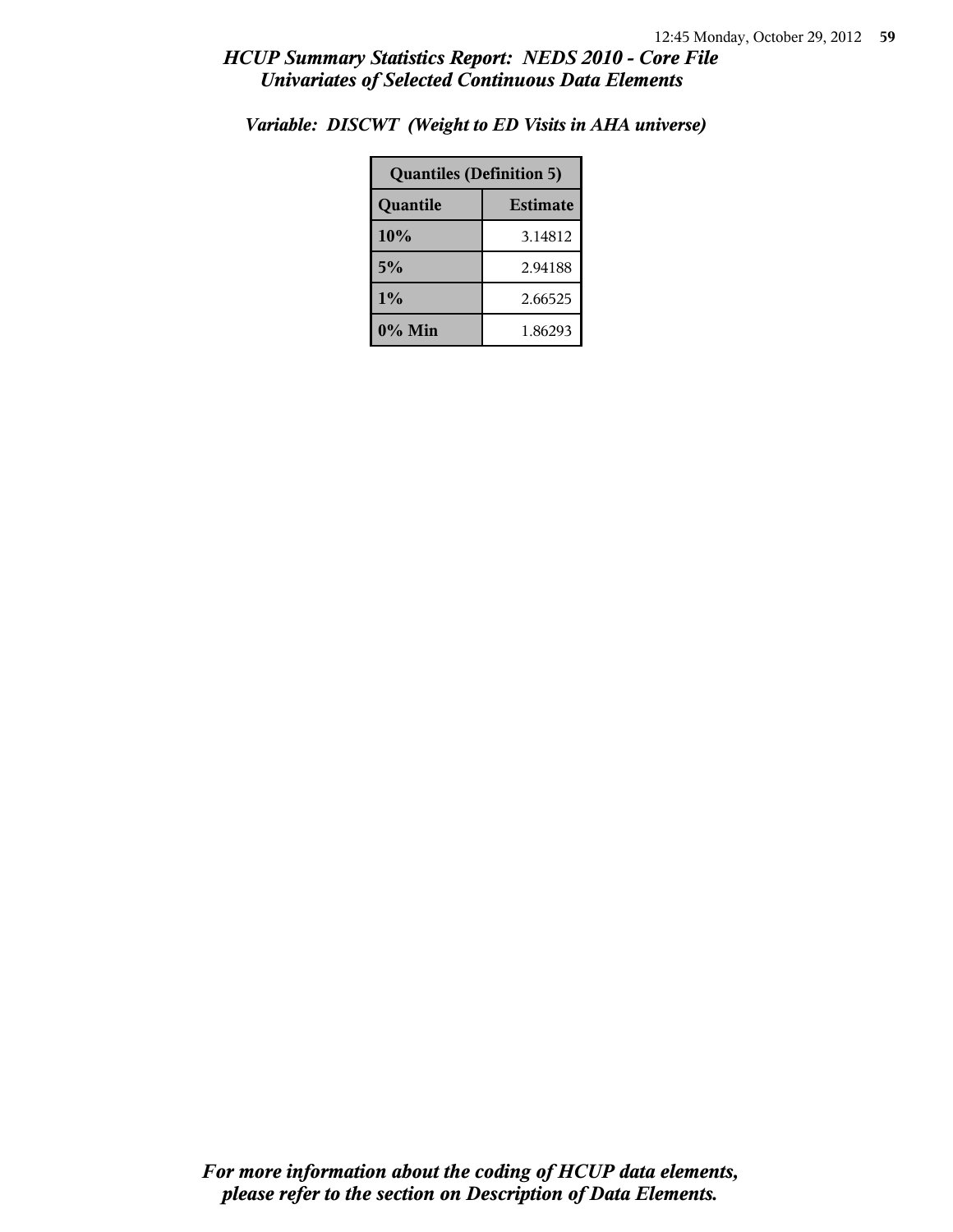## HCUP Summary Statistics Report: NEDS 2010 - Core File
## Univariates of Selected Continuous Data Elements

### Variable: DISCWT (Weight to ED Visits in AHA universe)

| Quantiles (Definition 5) | |
|---|---|
| **Quantile** | **Estimate** |
| **10%** | 3.14812 |
| **5%** | 2.94188 |
| **1%** | 2.66525 |
| **0% Min** | 1.86293 |

*For more information about the coding of HCUP data elements, please refer to the section on Description of Data Elements.*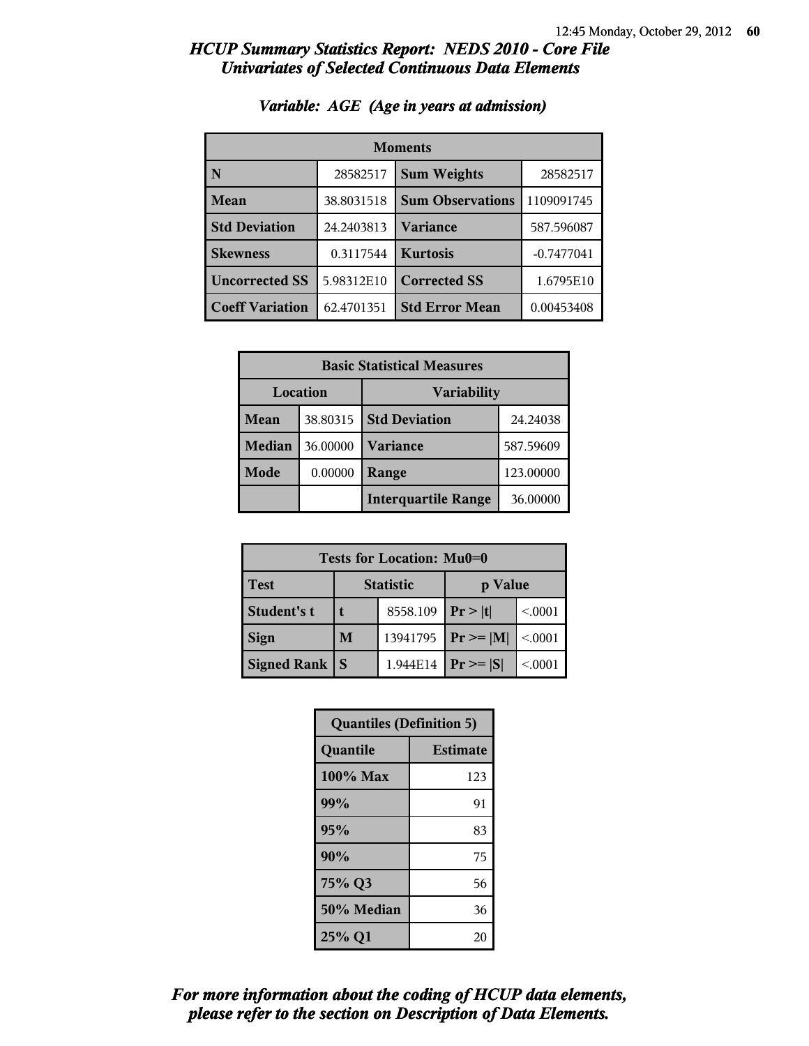## *HCUP Summary Statistics Report: NEDS 2010 - Core File*
## *Univariates of Selected Continuous Data Elements*

### *Variable: AGE (Age in years at admission)*

| Moments | | | |
|---|---|---|---|
| **N** | 28582517 | **Sum Weights** | 28582517 |
| **Mean** | 38.8031518 | **Sum Observations** | 1109091745 |
| **Std Deviation** | 24.2403813 | **Variance** | 587.596087 |
| **Skewness** | 0.3117544 | **Kurtosis** | -0.7477041 |
| **Uncorrected SS** | 5.98312E10 | **Corrected SS** | 1.6795E10 |
| **Coeff Variation** | 62.4701351 | **Std Error Mean** | 0.00453408 |

| Basic Statistical Measures | | | |
|---|---|---|---|
| Location | | Variability | |
| **Mean** | 38.80315 | **Std Deviation** | 24.24038 |
| **Median** | 36.00000 | **Variance** | 587.59609 |
| **Mode** | 0.00000 | **Range** | 123.00000 |
| | | **Interquartile Range** | 36.00000 |

| Tests for Location: Mu0=0 | | | | |
|---|---|---|---|---|
| **Test** | Statistic | | p Value | |
| **Student's t** | **t** | 8558.109 | **Pr > \|t\|** | <.0001 |
| **Sign** | **M** | 13941795 | **Pr >= \|M\|** | <.0001 |
| **Signed Rank** | **S** | 1.944E14 | **Pr >= \|S\|** | <.0001 |

| Quantiles (Definition 5) | |
|---|---|
| **Quantile** | **Estimate** |
| **100% Max** | 123 |
| **99%** | 91 |
| **95%** | 83 |
| **90%** | 75 |
| **75% Q3** | 56 |
| **50% Median** | 36 |
| **25% Q1** | 20 |

***For more information about the coding of HCUP data elements, please refer to the section on Description of Data Elements.***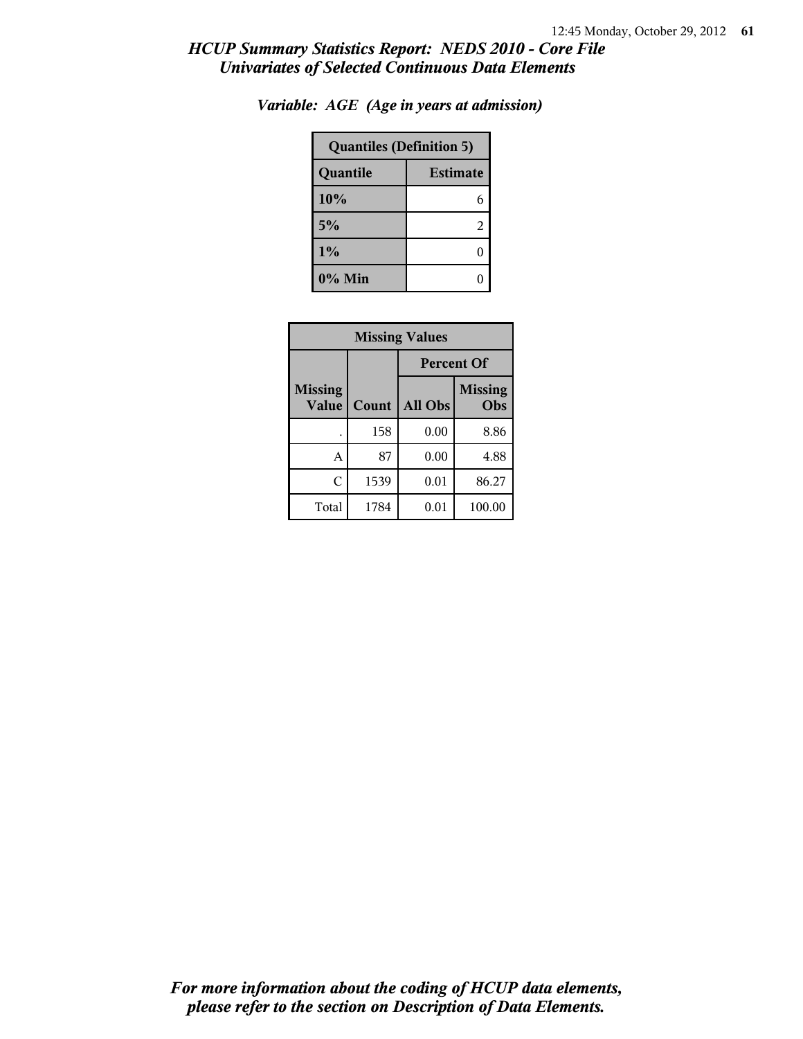## *HCUP Summary Statistics Report: NEDS 2010 - Core File*
## *Univariates of Selected Continuous Data Elements*

### *Variable: AGE (Age in years at admission)*

| Quantiles (Definition 5) | |
|---|---|
| **Quantile** | **Estimate** |
| 10% | 6 |
| 5% | 2 |
| 1% | 0 |
| 0% Min | 0 |

| Missing Values | | | |
|---|---|---|---|
| | | Percent Of | |
| Missing Value | Count | All Obs | Missing Obs |
| . | 158 | 0.00 | 8.86 |
| A | 87 | 0.00 | 4.88 |
| C | 1539 | 0.01 | 86.27 |
| Total | 1784 | 0.01 | 100.00 |

*For more information about the coding of HCUP data elements, please refer to the section on Description of Data Elements.*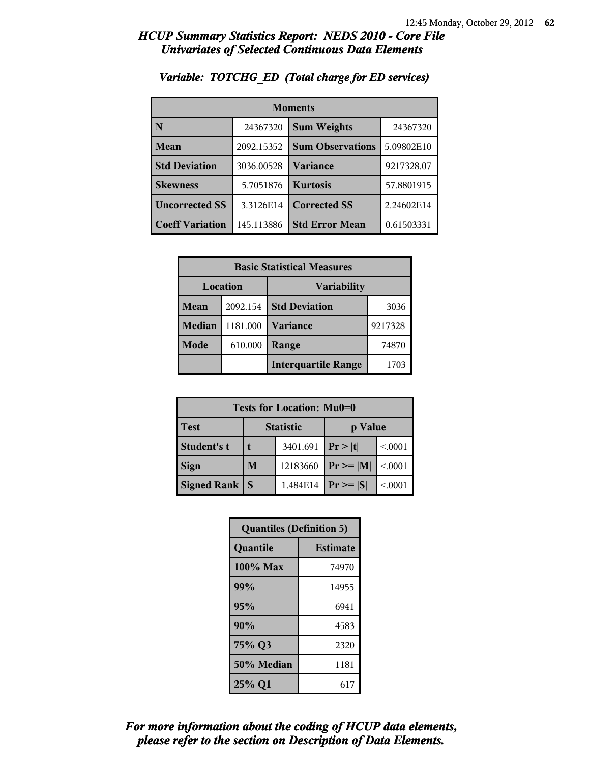## *HCUP Summary Statistics Report: NEDS 2010 - Core File*
## *Univariates of Selected Continuous Data Elements*

### *Variable: TOTCHG_ED (Total charge for ED services)*

| Moments | | | |
|---|---|---|---|
| **N** | 24367320 | **Sum Weights** | 24367320 |
| **Mean** | 2092.15352 | **Sum Observations** | 5.09802E10 |
| **Std Deviation** | 3036.00528 | **Variance** | 9217328.07 |
| **Skewness** | 5.7051876 | **Kurtosis** | 57.8801915 |
| **Uncorrected SS** | 3.3126E14 | **Corrected SS** | 2.24602E14 |
| **Coeff Variation** | 145.113886 | **Std Error Mean** | 0.61503331 |

| Basic Statistical Measures | | | |
|---|---|---|---|
| Location | | Variability | |
| **Mean** | 2092.154 | **Std Deviation** | 3036 |
| **Median** | 1181.000 | **Variance** | 9217328 |
| **Mode** | 610.000 | **Range** | 74870 |
| | | **Interquartile Range** | 1703 |

| Tests for Location: Mu0=0 | | | | |
|---|---|---|---|---|
| **Test** | **Statistic** | | **p Value** | |
| **Student's t** | **t** | 3401.691 | **Pr > \|t\|** | <.0001 |
| **Sign** | **M** | 12183660 | **Pr >= \|M\|** | <.0001 |
| **Signed Rank** | **S** | 1.484E14 | **Pr >= \|S\|** | <.0001 |

| Quantiles (Definition 5) | |
|---|---|
| **Quantile** | **Estimate** |
| **100% Max** | 74970 |
| **99%** | 14955 |
| **95%** | 6941 |
| **90%** | 4583 |
| **75% Q3** | 2320 |
| **50% Median** | 1181 |
| **25% Q1** | 617 |

***For more information about the coding of HCUP data elements, please refer to the section on Description of Data Elements.***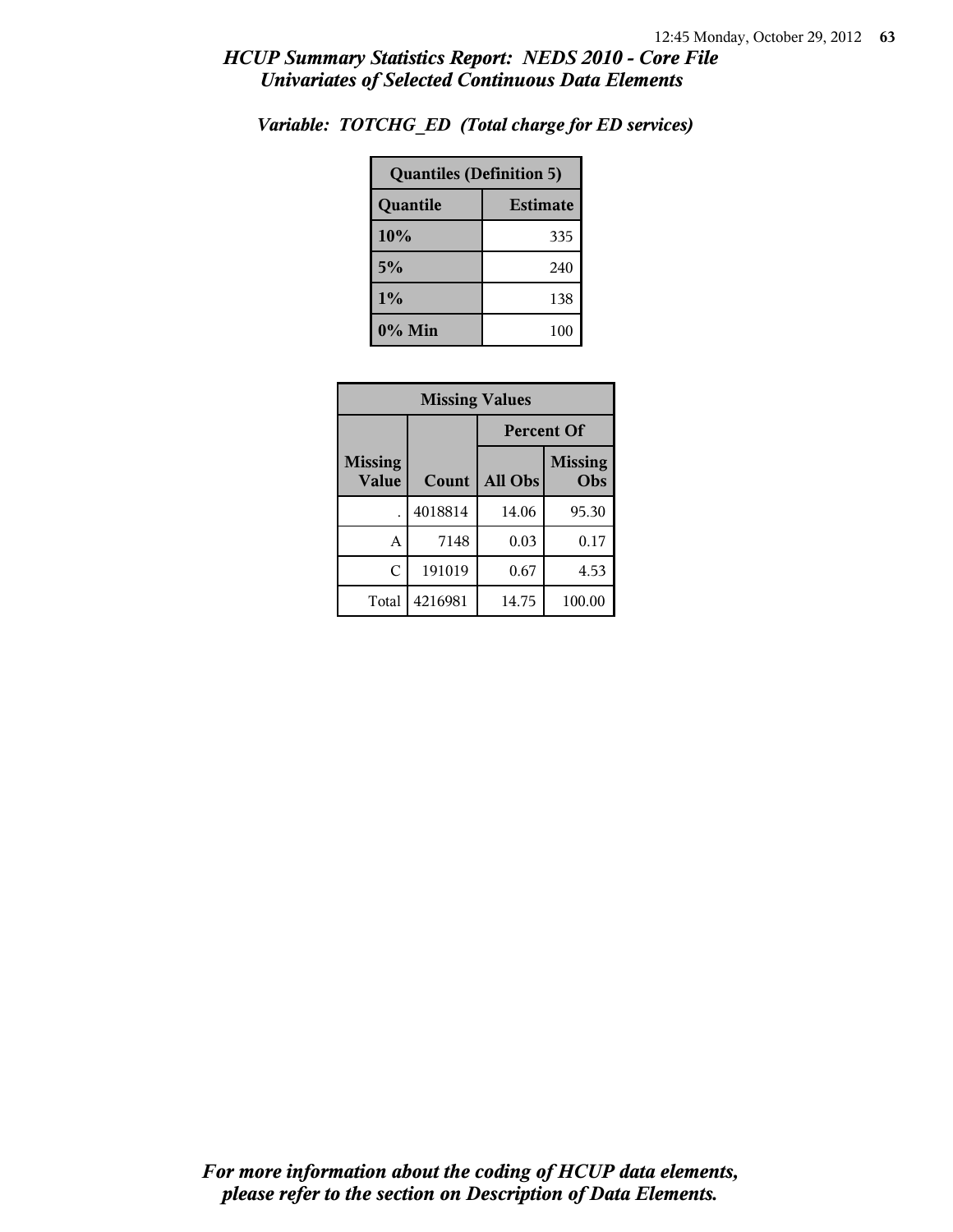## *HCUP Summary Statistics Report: NEDS 2010 - Core File*
## *Univariates of Selected Continuous Data Elements*

### *Variable: TOTCHG_ED (Total charge for ED services)*

| Quantiles (Definition 5) | |
|---|---|
| **Quantile** | **Estimate** |
| 10% | 335 |
| 5% | 240 |
| 1% | 138 |
| 0% Min | 100 |

| Missing Values | | | |
|---|---|---|---|
| | | Percent Of | |
| Missing Value | Count | All Obs | Missing Obs |
| . | 4018814 | 14.06 | 95.30 |
| A | 7148 | 0.03 | 0.17 |
| C | 191019 | 0.67 | 4.53 |
| Total | 4216981 | 14.75 | 100.00 |

*For more information about the coding of HCUP data elements, please refer to the section on Description of Data Elements.*